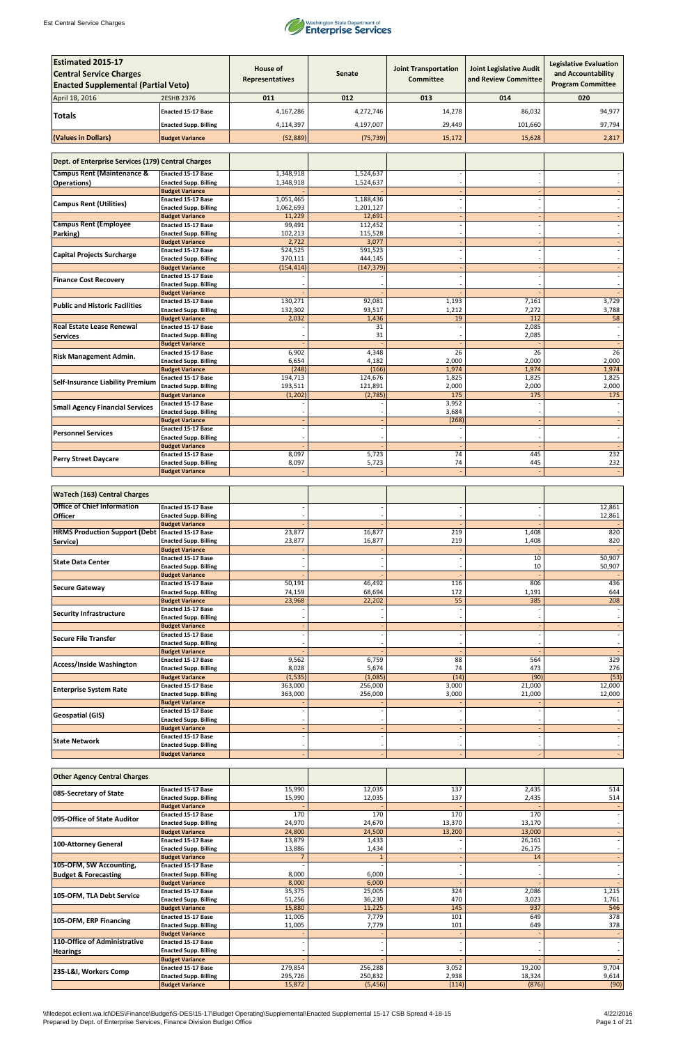| Estimated 2015-17 Central Service Charges Enacted Supplemental (Partial Veto) | | House of Representatives | Senate | Joint Transportation Committee | Joint Legislative Audit and Review Committee | Legislative Evaluation and Accountability Program Committee |
|---|---|---|---|---|---|---|
| April 18, 2016 | 2ESHB 2376 | 011 | 012 | 013 | 014 | 020 |
| **Totals** | Enacted 15-17 Base | 4,167,286 | 4,272,746 | 14,278 | 86,032 | 94,977 |
| | Enacted Supp. Billing | 4,114,397 | 4,197,007 | 29,449 | 101,660 | 97,794 |
| (Values in Dollars) | Budget Variance | (52,889) | (75,739) | 15,172 | 15,628 | 2,817 |
| **Dept. of Enterprise Services (179) Central Charges** | | | | | | |
| Campus Rent (Maintenance & Operations) | Enacted 15-17 Base | 1,348,918 | 1,524,637 | - | - | - |
| | Enacted Supp. Billing | 1,348,918 | 1,524,637 | - | - | - |
| | Budget Variance | - | - | - | - | - |
| Campus Rent (Utilities) | Enacted 15-17 Base | 1,051,465 | 1,188,436 | - | - | - |
| | Enacted Supp. Billing | 1,062,693 | 1,201,127 | - | - | - |
| | Budget Variance | 11,229 | 12,691 | - | - | - |
| Campus Rent (Employee Parking) | Enacted 15-17 Base | 99,491 | 112,452 | - | - | - |
| | Enacted Supp. Billing | 102,213 | 115,528 | - | - | - |
| | Budget Variance | 2,722 | 3,077 | - | - | - |
| Capital Projects Surcharge | Enacted 15-17 Base | 524,525 | 591,523 | - | - | - |
| | Enacted Supp. Billing | 370,111 | 444,145 | - | - | - |
| | Budget Variance | (154,414) | (147,379) | - | - | - |
| Finance Cost Recovery | Enacted 15-17 Base | - | - | - | - | - |
| | Enacted Supp. Billing | - | - | - | - | - |
| | Budget Variance | - | - | - | - | - |
| Public and Historic Facilities | Enacted 15-17 Base | 130,271 | 92,081 | 1,193 | 7,161 | 3,729 |
| | Enacted Supp. Billing | 132,302 | 93,517 | 1,212 | 7,272 | 3,788 |
| | Budget Variance | 2,032 | 1,436 | 19 | 112 | 58 |
| Real Estate Lease Renewal Services | Enacted 15-17 Base | - | 31 | - | 2,085 | - |
| | Enacted Supp. Billing | - | 31 | - | 2,085 | - |
| | Budget Variance | - | - | - | - | - |
| Risk Management Admin. | Enacted 15-17 Base | 6,902 | 4,348 | 26 | 26 | 26 |
| | Enacted Supp. Billing | 6,654 | 4,182 | 2,000 | 2,000 | 2,000 |
| | Budget Variance | (248) | (166) | 1,974 | 1,974 | 1,974 |
| Self-Insurance Liability Premium | Enacted 15-17 Base | 194,713 | 124,676 | 1,825 | 1,825 | 1,825 |
| | Enacted Supp. Billing | 193,511 | 121,891 | 2,000 | 2,000 | 2,000 |
| | Budget Variance | (1,202) | (2,785) | 175 | 175 | 175 |
| Small Agency Financial Services | Enacted 15-17 Base | - | - | 3,952 | - | - |
| | Enacted Supp. Billing | - | - | 3,684 | - | - |
| | Budget Variance | - | - | (268) | - | - |
| Personnel Services | Enacted 15-17 Base | - | - | - | - | - |
| | Enacted Supp. Billing | - | - | - | - | - |
| | Budget Variance | - | - | - | - | - |
| Perry Street Daycare | Enacted 15-17 Base | 8,097 | 5,723 | 74 | 445 | 232 |
| | Enacted Supp. Billing | 8,097 | 5,723 | 74 | 445 | 232 |
| | Budget Variance | - | - | - | - | - |
| **WaTech (163) Central Charges** | | | | | | |
| Office of Chief Information Officer | Enacted 15-17 Base | - | - | - | - | 12,861 |
| | Enacted Supp. Billing | - | - | - | - | 12,861 |
| | Budget Variance | - | - | - | - | - |
| HRMS Production Support (Debt Service) | Enacted 15-17 Base | 23,877 | 16,877 | 219 | 1,408 | 820 |
| | Enacted Supp. Billing | 23,877 | 16,877 | 219 | 1,408 | 820 |
| | Budget Variance | - | - | - | - | - |
| State Data Center | Enacted 15-17 Base | - | - | - | 10 | 50,907 |
| | Enacted Supp. Billing | - | - | - | 10 | 50,907 |
| | Budget Variance | - | - | - | - | - |
| Secure Gateway | Enacted 15-17 Base | 50,191 | 46,492 | 116 | 806 | 436 |
| | Enacted Supp. Billing | 74,159 | 68,694 | 172 | 1,191 | 644 |
| | Budget Variance | 23,968 | 22,202 | 55 | 385 | 208 |
| Security Infrastructure | Enacted 15-17 Base | - | - | - | - | - |
| | Enacted Supp. Billing | - | - | - | - | - |
| | Budget Variance | - | - | - | - | - |
| Secure File Transfer | Enacted 15-17 Base | - | - | - | - | - |
| | Enacted Supp. Billing | - | - | - | - | - |
| | Budget Variance | - | - | - | - | - |
| Access/Inside Washington | Enacted 15-17 Base | 9,562 | 6,759 | 88 | 564 | 329 |
| | Enacted Supp. Billing | 8,028 | 5,674 | 74 | 473 | 276 |
| | Budget Variance | (1,535) | (1,085) | (14) | (90) | (53) |
| Enterprise System Rate | Enacted 15-17 Base | 363,000 | 256,000 | 3,000 | 21,000 | 12,000 |
| | Enacted Supp. Billing | 363,000 | 256,000 | 3,000 | 21,000 | 12,000 |
| | Budget Variance | - | - | - | - | - |
| Geospatial (GIS) | Enacted 15-17 Base | - | - | - | - | - |
| | Enacted Supp. Billing | - | - | - | - | - |
| | Budget Variance | - | - | - | - | - |
| State Network | Enacted 15-17 Base | - | - | - | - | - |
| | Enacted Supp. Billing | - | - | - | - | - |
| | Budget Variance | - | - | - | - | - |
| **Other Agency Central Charges** | | | | | | |
| 085-Secretary of State | Enacted 15-17 Base | 15,990 | 12,035 | 137 | 2,435 | 514 |
| | Enacted Supp. Billing | 15,990 | 12,035 | 137 | 2,435 | 514 |
| | Budget Variance | - | - | - | - | - |
| 095-Office of State Auditor | Enacted 15-17 Base | 170 | 170 | 170 | 170 | - |
| | Enacted Supp. Billing | 24,970 | 24,670 | 13,370 | 13,170 | - |
| | Budget Variance | 24,800 | 24,500 | 13,200 | 13,000 | - |
| 100-Attorney General | Enacted 15-17 Base | 13,879 | 1,433 | - | 26,161 | - |
| | Enacted Supp. Billing | 13,886 | 1,434 | - | 26,175 | - |
| | Budget Variance | 7 | 1 | - | 14 | - |
| 105-OFM, SW Accounting, Budget & Forecasting | Enacted 15-17 Base | - | - | - | - | - |
| | Enacted Supp. Billing | 8,000 | 6,000 | - | - | - |
| | Budget Variance | 8,000 | 6,000 | - | - | - |
| 105-OFM, TLA Debt Service | Enacted 15-17 Base | 35,375 | 25,005 | 324 | 2,086 | 1,215 |
| | Enacted Supp. Billing | 51,256 | 36,230 | 470 | 3,023 | 1,761 |
| | Budget Variance | 15,880 | 11,225 | 145 | 937 | 546 |
| 105-OFM, ERP Financing | Enacted 15-17 Base | 11,005 | 7,779 | 101 | 649 | 378 |
| | Enacted Supp. Billing | 11,005 | 7,779 | 101 | 649 | 378 |
| | Budget Variance | - | - | - | - | - |
| 110-Office of Administrative Hearings | Enacted 15-17 Base | - | - | - | - | - |
| | Enacted Supp. Billing | - | - | - | - | - |
| | Budget Variance | - | - | - | - | - |
| 235-L&I, Workers Comp | Enacted 15-17 Base | 279,854 | 256,288 | 3,052 | 19,200 | 9,704 |
| | Enacted Supp. Billing | 295,726 | 250,832 | 2,938 | 18,324 | 9,614 |
| | Budget Variance | 15,872 | (5,456) | (114) | (876) | (90) |

\\filedepot.eclient.wa.lcl\DES\Finance\Budget\S-DES\15-17\Budget Operating\Supplemental\Enacted Supplemental 15-17 CSB Spread 4-18-15 4/22/2016
Prepared by Dept. of Enterprise Services, Finance Division Budget Office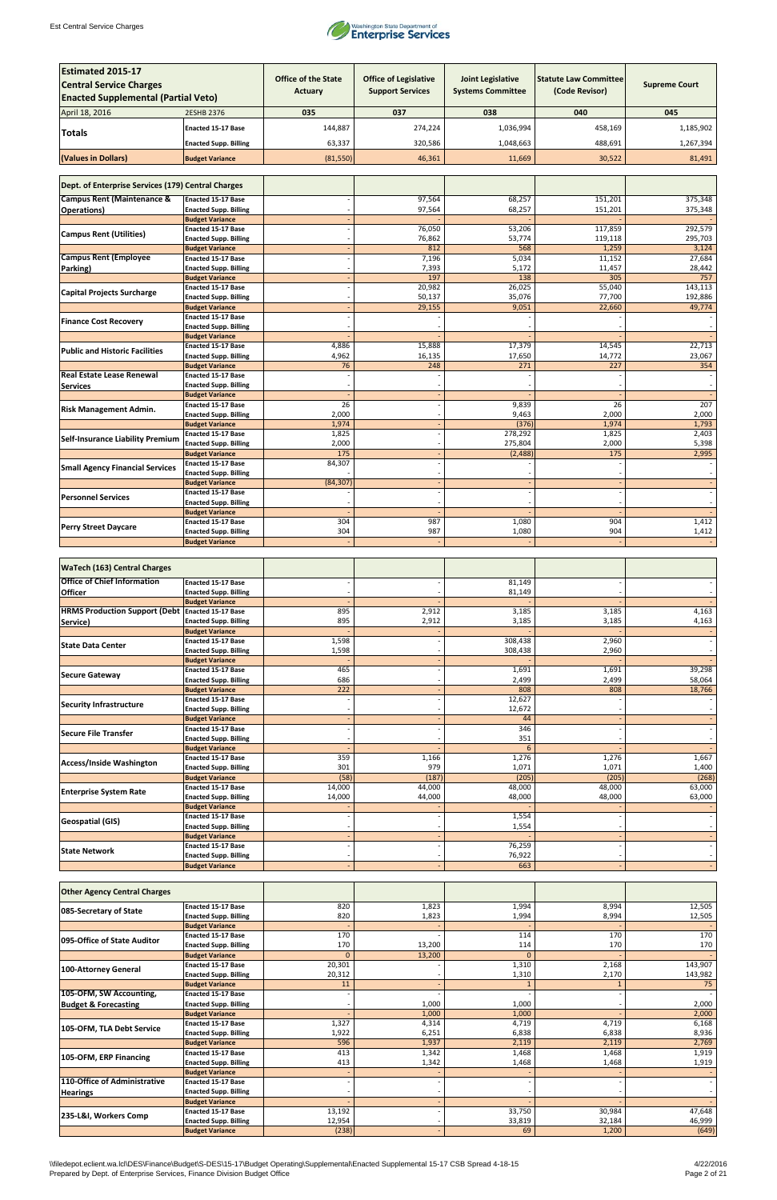| Estimated 2015-17 Central Service Charges Enacted Supplemental (Partial Veto) | | Office of the State Actuary | Office of Legislative Support Services | Joint Legislative Systems Committee | Statute Law Committee (Code Revisor) | Supreme Court |
|---|---|---|---|---|---|---|
| April 18, 2016 | 2ESHB 2376 | 035 | 037 | 038 | 040 | 045 |
| Totals | Enacted 15-17 Base | 144,887 | 274,224 | 1,036,994 | 458,169 | 1,185,902 |
| | Enacted Supp. Billing | 63,337 | 320,586 | 1,048,663 | 488,691 | 1,267,394 |
| (Values in Dollars) | Budget Variance | (81,550) | 46,361 | 11,669 | 30,522 | 81,491 |

| Dept. of Enterprise Services (179) Central Charges | | | | | | |
|---|---|---|---|---|---|---|
| Campus Rent (Maintenance & Operations) | Enacted 15-17 Base | - | 97,564 | 68,257 | 151,201 | 375,348 |
| | Enacted Supp. Billing | - | 97,564 | 68,257 | 151,201 | 375,348 |
| | Budget Variance | - | - | - | - | - |
| Campus Rent (Utilities) | Enacted 15-17 Base | - | 76,050 | 53,206 | 117,859 | 292,579 |
| | Enacted Supp. Billing | - | 76,862 | 53,774 | 119,118 | 295,703 |
| | Budget Variance | - | 812 | 568 | 1,259 | 3,124 |
| Campus Rent (Employee Parking) | Enacted 15-17 Base | - | 7,196 | 5,034 | 11,152 | 27,684 |
| | Enacted Supp. Billing | - | 7,393 | 5,172 | 11,457 | 28,442 |
| | Budget Variance | - | 197 | 138 | 305 | 757 |
| Capital Projects Surcharge | Enacted 15-17 Base | - | 20,982 | 26,025 | 55,040 | 143,113 |
| | Enacted Supp. Billing | - | 50,137 | 35,076 | 77,700 | 192,886 |
| | Budget Variance | - | 29,155 | 9,051 | 22,660 | 49,774 |
| Finance Cost Recovery | Enacted 15-17 Base | - | - | - | - | - |
| | Enacted Supp. Billing | - | - | - | - | - |
| | Budget Variance | - | - | - | - | - |
| Public and Historic Facilities | Enacted 15-17 Base | 4,886 | 15,888 | 17,379 | 14,545 | 22,713 |
| | Enacted Supp. Billing | 4,962 | 16,135 | 17,650 | 14,772 | 23,067 |
| | Budget Variance | 76 | 248 | 271 | 227 | 354 |
| Real Estate Lease Renewal Services | Enacted 15-17 Base | - | - | - | - | - |
| | Enacted Supp. Billing | - | - | - | - | - |
| | Budget Variance | - | - | - | - | - |
| Risk Management Admin. | Enacted 15-17 Base | 26 | - | 9,839 | 26 | 207 |
| | Enacted Supp. Billing | 2,000 | - | 9,463 | 2,000 | 2,000 |
| | Budget Variance | 1,974 | - | (376) | 1,974 | 1,793 |
| Self-Insurance Liability Premium | Enacted 15-17 Base | 1,825 | - | 278,292 | 1,825 | 2,403 |
| | Enacted Supp. Billing | 2,000 | - | 275,804 | 2,000 | 5,398 |
| | Budget Variance | 175 | - | (2,488) | 175 | 2,995 |
| Small Agency Financial Services | Enacted 15-17 Base | 84,307 | - | - | - | - |
| | Enacted Supp. Billing | - | - | - | - | - |
| | Budget Variance | (84,307) | - | - | - | - |
| Personnel Services | Enacted 15-17 Base | - | - | - | - | - |
| | Enacted Supp. Billing | - | - | - | - | - |
| | Budget Variance | - | - | - | - | - |
| Perry Street Daycare | Enacted 15-17 Base | 304 | 987 | 1,080 | 904 | 1,412 |
| | Enacted Supp. Billing | 304 | 987 | 1,080 | 904 | 1,412 |
| | Budget Variance | - | - | - | - | - |

| WaTech (163) Central Charges | | | | | | |
|---|---|---|---|---|---|---|
| Office of Chief Information Officer | Enacted 15-17 Base | - | - | 81,149 | - | - |
| | Enacted Supp. Billing | - | - | 81,149 | - | - |
| | Budget Variance | - | - | - | - | - |
| HRMS Production Support (Debt Service) | Enacted 15-17 Base | 895 | 2,912 | 3,185 | 3,185 | 4,163 |
| | Enacted Supp. Billing | 895 | 2,912 | 3,185 | 3,185 | 4,163 |
| | Budget Variance | - | - | - | - | - |
| State Data Center | Enacted 15-17 Base | 1,598 | - | 308,438 | 2,960 | - |
| | Enacted Supp. Billing | 1,598 | - | 308,438 | 2,960 | - |
| | Budget Variance | - | - | - | - | - |
| Secure Gateway | Enacted 15-17 Base | 465 | - | 1,691 | 1,691 | 39,298 |
| | Enacted Supp. Billing | 686 | - | 2,499 | 2,499 | 58,064 |
| | Budget Variance | 222 | - | 808 | 808 | 18,766 |
| Security Infrastructure | Enacted 15-17 Base | - | - | 12,627 | - | - |
| | Enacted Supp. Billing | - | - | 12,672 | - | - |
| | Budget Variance | - | - | 44 | - | - |
| Secure File Transfer | Enacted 15-17 Base | - | - | 346 | - | - |
| | Enacted Supp. Billing | - | - | 351 | - | - |
| | Budget Variance | - | - | 6 | - | - |
| Access/Inside Washington | Enacted 15-17 Base | 359 | 1,166 | 1,276 | 1,276 | 1,667 |
| | Enacted Supp. Billing | 301 | 979 | 1,071 | 1,071 | 1,400 |
| | Budget Variance | (58) | (187) | (205) | (205) | (268) |
| Enterprise System Rate | Enacted 15-17 Base | 14,000 | 44,000 | 48,000 | 48,000 | 63,000 |
| | Enacted Supp. Billing | 14,000 | 44,000 | 48,000 | 48,000 | 63,000 |
| | Budget Variance | - | - | - | - | - |
| Geospatial (GIS) | Enacted 15-17 Base | - | - | 1,554 | - | - |
| | Enacted Supp. Billing | - | - | 1,554 | - | - |
| | Budget Variance | - | - | - | - | - |
| State Network | Enacted 15-17 Base | - | - | 76,259 | - | - |
| | Enacted Supp. Billing | - | - | 76,922 | - | - |
| | Budget Variance | - | - | 663 | - | - |

| Other Agency Central Charges | | | | | | |
|---|---|---|---|---|---|---|
| 085-Secretary of State | Enacted 15-17 Base | 820 | 1,823 | 1,994 | 8,994 | 12,505 |
| | Enacted Supp. Billing | 820 | 1,823 | 1,994 | 8,994 | 12,505 |
| | Budget Variance | - | - | - | - | - |
| 095-Office of State Auditor | Enacted 15-17 Base | 170 | - | 114 | 170 | 170 |
| | Enacted Supp. Billing | 170 | 13,200 | 114 | 170 | 170 |
| | Budget Variance | 0 | 13,200 | 0 | - | - |
| 100-Attorney General | Enacted 15-17 Base | 20,301 | - | 1,310 | 2,168 | 143,907 |
| | Enacted Supp. Billing | 20,312 | - | 1,310 | 2,170 | 143,982 |
| | Budget Variance | 11 | - | 1 | 1 | 75 |
| 105-OFM, SW Accounting, Budget & Forecasting | Enacted 15-17 Base | - | - | - | - | - |
| | Enacted Supp. Billing | - | 1,000 | 1,000 | - | 2,000 |
| | Budget Variance | - | 1,000 | 1,000 | - | 2,000 |
| 105-OFM, TLA Debt Service | Enacted 15-17 Base | 1,327 | 4,314 | 4,719 | 4,719 | 6,168 |
| | Enacted Supp. Billing | 1,922 | 6,251 | 6,838 | 6,838 | 8,936 |
| | Budget Variance | 596 | 1,937 | 2,119 | 2,119 | 2,769 |
| 105-OFM, ERP Financing | Enacted 15-17 Base | 413 | 1,342 | 1,468 | 1,468 | 1,919 |
| | Enacted Supp. Billing | 413 | 1,342 | 1,468 | 1,468 | 1,919 |
| | Budget Variance | - | - | - | - | - |
| 110-Office of Administrative Hearings | Enacted 15-17 Base | - | - | - | - | - |
| | Enacted Supp. Billing | - | - | - | - | - |
| | Budget Variance | - | - | - | - | - |
| 235-L&I, Workers Comp | Enacted 15-17 Base | 13,192 | - | 33,750 | 30,984 | 47,648 |
| | Enacted Supp. Billing | 12,954 | - | 33,819 | 32,184 | 46,999 |
| | Budget Variance | (238) | - | 69 | 1,200 | (649) |

\\filedepot.eclient.wa.lcl\DES\Finance\Budget\S-DES\15-17\Budget Operating\Supplemental\Enacted Supplemental 15-17 CSB Spread 4-18-15
Prepared by Dept. of Enterprise Services, Finance Division Budget Office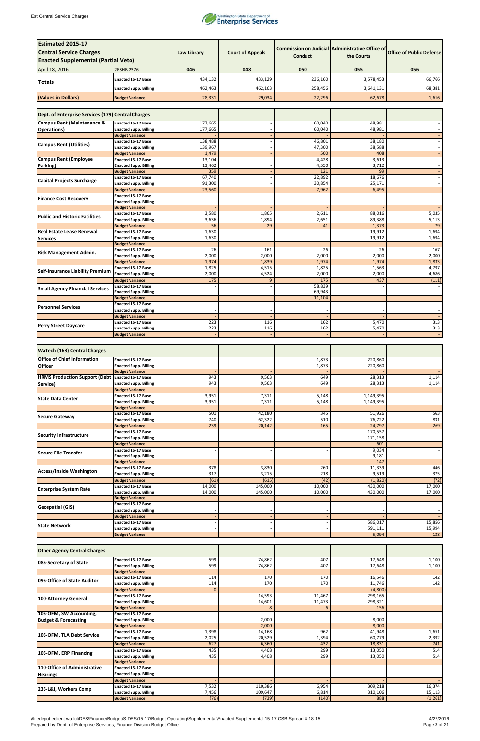| Estimated 2015-17 Central Service Charges Enacted Supplemental (Partial Veto) | | Law Library | Court of Appeals | Commission on Judicial Conduct | Administrative Office of the Courts | Office of Public Defense |
|---|---|---|---|---|---|---|
| April 18, 2016 | 2ESHB 2376 | 046 | 048 | 050 | 055 | 056 |
| Totals | Enacted 15-17 Base | 434,132 | 433,129 | 236,160 | 3,578,453 | 66,766 |
| | Enacted Supp. Billing | 462,463 | 462,163 | 258,456 | 3,641,131 | 68,381 |
| (Values in Dollars) | Budget Variance | 28,331 | 29,034 | 22,296 | 62,678 | 1,616 |

| Dept. of Enterprise Services (179) Central Charges | | | | | | |
|---|---|---|---|---|---|---|
| Campus Rent (Maintenance & Operations) | Enacted 15-17 Base | 177,665 | - | 60,040 | 48,981 | - |
| | Enacted Supp. Billing | 177,665 | - | 60,040 | 48,981 | - |
| | Budget Variance | - | - | - | - | - |
| Campus Rent (Utilities) | Enacted 15-17 Base | 138,488 | - | 46,801 | 38,180 | - |
| | Enacted Supp. Billing | 139,967 | - | 47,300 | 38,588 | - |
| | Budget Variance | 1,479 | - | 500 | 408 | - |
| Campus Rent (Employee Parking) | Enacted 15-17 Base | 13,104 | - | 4,428 | 3,613 | - |
| | Enacted Supp. Billing | 13,462 | - | 4,550 | 3,712 | - |
| | Budget Variance | 359 | - | 121 | 99 | - |
| Capital Projects Surcharge | Enacted 15-17 Base | 67,740 | - | 22,892 | 18,676 | - |
| | Enacted Supp. Billing | 91,300 | - | 30,854 | 25,171 | - |
| | Budget Variance | 23,560 | - | 7,962 | 6,495 | - |
| Finance Cost Recovery | Enacted 15-17 Base | - | - | - | - | - |
| | Enacted Supp. Billing | - | - | - | - | - |
| | Budget Variance | - | - | - | - | - |
| Public and Historic Facilities | Enacted 15-17 Base | 3,580 | 1,865 | 2,611 | 88,016 | 5,035 |
| | Enacted Supp. Billing | 3,636 | 1,894 | 2,651 | 89,388 | 5,113 |
| | Budget Variance | 56 | 29 | 41 | 1,373 | 79 |
| Real Estate Lease Renewal Services | Enacted 15-17 Base | 1,630 | - | - | 19,912 | 1,694 |
| | Enacted Supp. Billing | 1,630 | - | - | 19,912 | 1,694 |
| | Budget Variance | - | - | - | - | - |
| Risk Management Admin. | Enacted 15-17 Base | 26 | 161 | 26 | 26 | 167 |
| | Enacted Supp. Billing | 2,000 | 2,000 | 2,000 | 2,000 | 2,000 |
| | Budget Variance | 1,974 | 1,839 | 1,974 | 1,974 | 1,833 |
| Self-Insurance Liability Premium | Enacted 15-17 Base | 1,825 | 4,515 | 1,825 | 1,563 | 4,797 |
| | Enacted Supp. Billing | 2,000 | 4,524 | 2,000 | 2,000 | 4,686 |
| | Budget Variance | 175 | 9 | 175 | 437 | (111) |
| Small Agency Financial Services | Enacted 15-17 Base | - | - | 58,839 | - | - |
| | Enacted Supp. Billing | - | - | 69,943 | - | - |
| | Budget Variance | - | - | 11,104 | - | - |
| Personnel Services | Enacted 15-17 Base | - | - | - | - | - |
| | Enacted Supp. Billing | - | - | - | - | - |
| | Budget Variance | - | - | - | - | - |
| Perry Street Daycare | Enacted 15-17 Base | 223 | 116 | 162 | 5,470 | 313 |
| | Enacted Supp. Billing | 223 | 116 | 162 | 5,470 | 313 |
| | Budget Variance | - | - | - | - | - |

| WaTech (163) Central Charges | | | | | | |
|---|---|---|---|---|---|---|
| Office of Chief Information Officer | Enacted 15-17 Base | - | - | 1,873 | 220,860 | - |
| | Enacted Supp. Billing | - | - | 1,873 | 220,860 | - |
| | Budget Variance | - | - | - | - | - |
| HRMS Production Support (Debt Service) | Enacted 15-17 Base | 943 | 9,563 | 649 | 28,313 | 1,114 |
| | Enacted Supp. Billing | 943 | 9,563 | 649 | 28,313 | 1,114 |
| | Budget Variance | - | - | - | - | - |
| State Data Center | Enacted 15-17 Base | 3,951 | 7,311 | 5,148 | 1,149,395 | - |
| | Enacted Supp. Billing | 3,951 | 7,311 | 5,148 | 1,149,395 | - |
| | Budget Variance | - | - | - | - | - |
| Secure Gateway | Enacted 15-17 Base | 501 | 42,180 | 345 | 51,926 | 563 |
| | Enacted Supp. Billing | 740 | 62,322 | 510 | 76,722 | 831 |
| | Budget Variance | 239 | 20,142 | 165 | 24,797 | 269 |
| Security Infrastructure | Enacted 15-17 Base | - | - | - | 170,557 | - |
| | Enacted Supp. Billing | - | - | - | 171,158 | - |
| | Budget Variance | - | - | - | 601 | - |
| Secure File Transfer | Enacted 15-17 Base | - | - | - | 9,034 | - |
| | Enacted Supp. Billing | - | - | - | 9,181 | - |
| | Budget Variance | - | - | - | 147 | - |
| Access/Inside Washington | Enacted 15-17 Base | 378 | 3,830 | 260 | 11,339 | 446 |
| | Enacted Supp. Billing | 317 | 3,215 | 218 | 9,519 | 375 |
| | Budget Variance | (61) | (615) | (42) | (1,820) | (72) |
| Enterprise System Rate | Enacted 15-17 Base | 14,000 | 145,000 | 10,000 | 430,000 | 17,000 |
| | Enacted Supp. Billing | 14,000 | 145,000 | 10,000 | 430,000 | 17,000 |
| | Budget Variance | - | - | - | - | - |
| Geospatial (GIS) | Enacted 15-17 Base | - | - | - | - | - |
| | Enacted Supp. Billing | - | - | - | - | - |
| | Budget Variance | - | - | - | - | - |
| State Network | Enacted 15-17 Base | - | - | - | 586,017 | 15,856 |
| | Enacted Supp. Billing | - | - | - | 591,111 | 15,994 |
| | Budget Variance | - | - | - | 5,094 | 138 |

| Other Agency Central Charges | | | | | | |
|---|---|---|---|---|---|---|
| 085-Secretary of State | Enacted 15-17 Base | 599 | 74,862 | 407 | 17,648 | 1,100 |
| | Enacted Supp. Billing | 599 | 74,862 | 407 | 17,648 | 1,100 |
| | Budget Variance | - | - | - | - | - |
| 095-Office of State Auditor | Enacted 15-17 Base | 114 | 170 | 170 | 16,546 | 142 |
| | Enacted Supp. Billing | 114 | 170 | 170 | 11,746 | 142 |
| | Budget Variance | 0 | - | - | (4,800) | - |
| 100-Attorney General | Enacted 15-17 Base | - | 14,593 | 11,467 | 298,165 | - |
| | Enacted Supp. Billing | - | 14,601 | 11,473 | 298,321 | - |
| | Budget Variance | - | 8 | 6 | 156 | - |
| 105-OFM, SW Accounting, Budget & Forecasting | Enacted 15-17 Base | - | - | - | - | - |
| | Enacted Supp. Billing | - | 2,000 | - | 8,000 | - |
| | Budget Variance | - | 2,000 | - | 8,000 | - |
| 105-OFM, TLA Debt Service | Enacted 15-17 Base | 1,398 | 14,168 | 962 | 41,948 | 1,651 |
| | Enacted Supp. Billing | 2,025 | 20,529 | 1,394 | 60,779 | 2,392 |
| | Budget Variance | 627 | 6,360 | 432 | 18,831 | 741 |
| 105-OFM, ERP Financing | Enacted 15-17 Base | 435 | 4,408 | 299 | 13,050 | 514 |
| | Enacted Supp. Billing | 435 | 4,408 | 299 | 13,050 | 514 |
| | Budget Variance | - | - | - | - | - |
| 110-Office of Administrative Hearings | Enacted 15-17 Base | - | - | - | - | - |
| | Enacted Supp. Billing | - | - | - | - | - |
| | Budget Variance | - | - | - | - | - |
| 235-L&I, Workers Comp | Enacted 15-17 Base | 7,532 | 110,386 | 6,954 | 309,218 | 16,374 |
| | Enacted Supp. Billing | 7,456 | 109,647 | 6,814 | 310,106 | 15,113 |
| | Budget Variance | (76) | (739) | (140) | 888 | (1,261) |

\\filedepot.eclient.wa.lcl\DES\Finance\Budget\S-DES\15-17\Budget Operating\Supplemental\Enacted Supplemental 15-17 CSB Spread 4-18-15
Prepared by Dept. of Enterprise Services, Finance Division Budget Office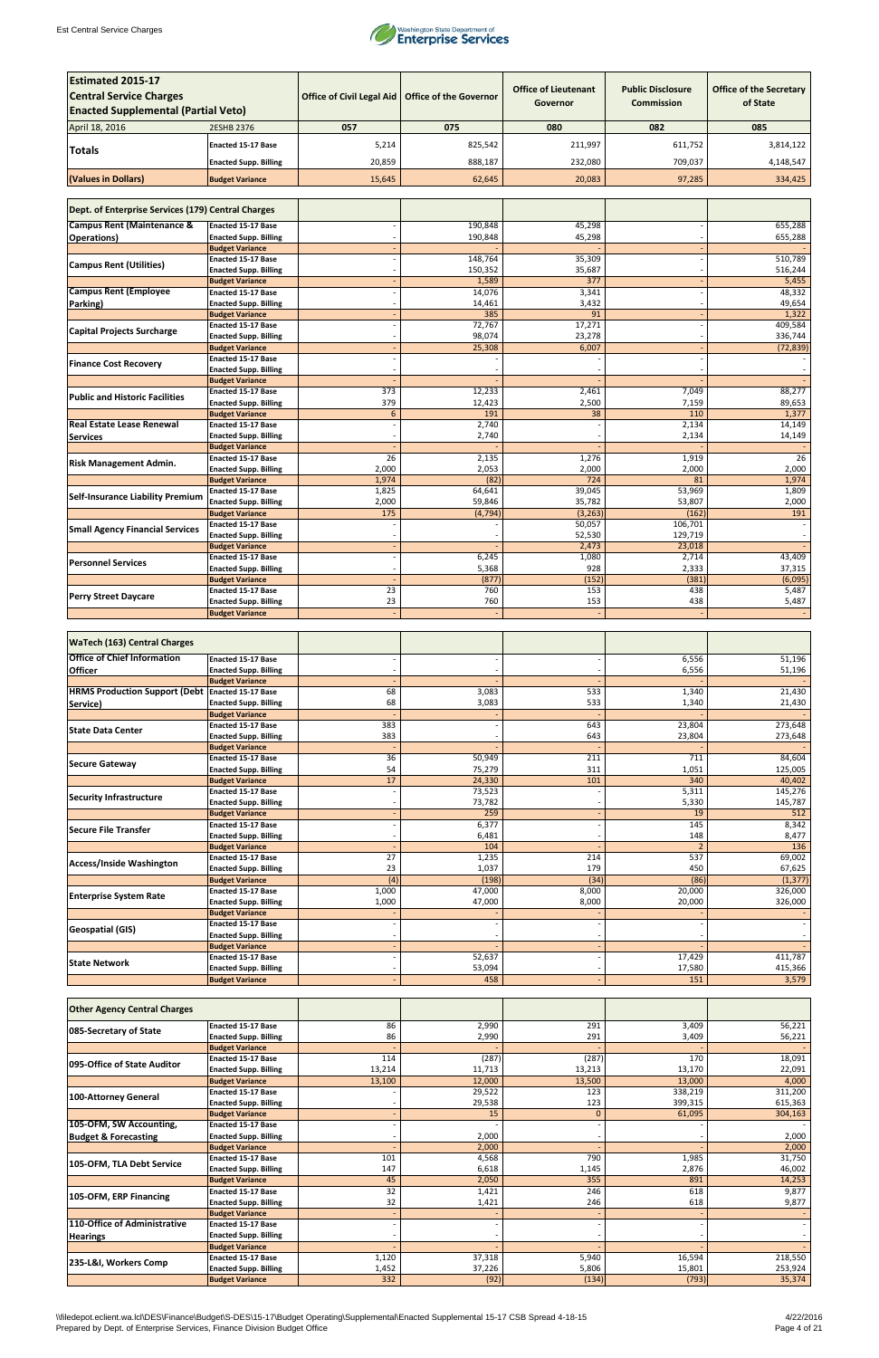| Estimated 2015-17 Central Service Charges Enacted Supplemental (Partial Veto) | | Office of Civil Legal Aid | Office of the Governor | Office of Lieutenant Governor | Public Disclosure Commission | Office of the Secretary of State |
|---|---|---|---|---|---|---|
| April 18, 2016 | 2ESHB 2376 | 057 | 075 | 080 | 082 | 085 |
| Totals | Enacted 15-17 Base | 5,214 | 825,542 | 211,997 | 611,752 | 3,814,122 |
| | Enacted Supp. Billing | 20,859 | 888,187 | 232,080 | 709,037 | 4,148,547 |
| (Values in Dollars) | Budget Variance | 15,645 | 62,645 | 20,083 | 97,285 | 334,425 |

| Dept. of Enterprise Services (179) Central Charges | | | | | | |
|---|---|---|---|---|---|---|
| Campus Rent (Maintenance & Operations) | Enacted 15-17 Base | - | 190,848 | 45,298 | - | 655,288 |
| | Enacted Supp. Billing | - | 190,848 | 45,298 | - | 655,288 |
| | Budget Variance | - | - | - | - | - |
| Campus Rent (Utilities) | Enacted 15-17 Base | - | 148,764 | 35,309 | - | 510,789 |
| | Enacted Supp. Billing | - | 150,352 | 35,687 | - | 516,244 |
| | Budget Variance | - | 1,589 | 377 | - | 5,455 |
| Campus Rent (Employee Parking) | Enacted 15-17 Base | - | 14,076 | 3,341 | - | 48,332 |
| | Enacted Supp. Billing | - | 14,461 | 3,432 | - | 49,654 |
| | Budget Variance | - | 385 | 91 | - | 1,322 |
| Capital Projects Surcharge | Enacted 15-17 Base | - | 72,767 | 17,271 | - | 409,584 |
| | Enacted Supp. Billing | - | 98,074 | 23,278 | - | 336,744 |
| | Budget Variance | - | 25,308 | 6,007 | - | (72,839) |
| Finance Cost Recovery | Enacted 15-17 Base | - | - | - | - | - |
| | Enacted Supp. Billing | - | - | - | - | - |
| | Budget Variance | - | - | - | - | - |
| Public and Historic Facilities | Enacted 15-17 Base | 373 | 12,233 | 2,461 | 7,049 | 88,277 |
| | Enacted Supp. Billing | 379 | 12,423 | 2,500 | 7,159 | 89,653 |
| | Budget Variance | 6 | 191 | 38 | 110 | 1,377 |
| Real Estate Lease Renewal Services | Enacted 15-17 Base | - | 2,740 | - | 2,134 | 14,149 |
| | Enacted Supp. Billing | - | 2,740 | - | 2,134 | 14,149 |
| | Budget Variance | - | - | - | - | - |
| Risk Management Admin. | Enacted 15-17 Base | 26 | 2,135 | 1,276 | 1,919 | 26 |
| | Enacted Supp. Billing | 2,000 | 2,053 | 2,000 | 2,000 | 2,000 |
| | Budget Variance | 1,974 | (82) | 724 | 81 | 1,974 |
| Self-Insurance Liability Premium | Enacted 15-17 Base | 1,825 | 64,641 | 39,045 | 53,969 | 1,809 |
| | Enacted Supp. Billing | 2,000 | 59,846 | 35,782 | 53,807 | 2,000 |
| | Budget Variance | 175 | (4,794) | (3,263) | (162) | 191 |
| Small Agency Financial Services | Enacted 15-17 Base | - | - | 50,057 | 106,701 | - |
| | Enacted Supp. Billing | - | - | 52,530 | 129,719 | - |
| | Budget Variance | - | - | 2,473 | 23,018 | - |
| Personnel Services | Enacted 15-17 Base | - | 6,245 | 1,080 | 2,714 | 43,409 |
| | Enacted Supp. Billing | - | 5,368 | 928 | 2,333 | 37,315 |
| | Budget Variance | - | (877) | (152) | (381) | (6,095) |
| Perry Street Daycare | Enacted 15-17 Base | 23 | 760 | 153 | 438 | 5,487 |
| | Enacted Supp. Billing | 23 | 760 | 153 | 438 | 5,487 |
| | Budget Variance | - | - | - | - | - |

| WaTech (163) Central Charges | | | | | | |
|---|---|---|---|---|---|---|
| Office of Chief Information Officer | Enacted 15-17 Base | - | - | - | 6,556 | 51,196 |
| | Enacted Supp. Billing | - | - | - | 6,556 | 51,196 |
| | Budget Variance | - | - | - | - | - |
| HRMS Production Support (Debt Service) | Enacted 15-17 Base | 68 | 3,083 | 533 | 1,340 | 21,430 |
| | Enacted Supp. Billing | 68 | 3,083 | 533 | 1,340 | 21,430 |
| | Budget Variance | - | - | - | - | - |
| State Data Center | Enacted 15-17 Base | 383 | - | 643 | 23,804 | 273,648 |
| | Enacted Supp. Billing | 383 | - | 643 | 23,804 | 273,648 |
| | Budget Variance | - | - | - | - | - |
| Secure Gateway | Enacted 15-17 Base | 36 | 50,949 | 211 | 711 | 84,604 |
| | Enacted Supp. Billing | 54 | 75,279 | 311 | 1,051 | 125,005 |
| | Budget Variance | 17 | 24,330 | 101 | 340 | 40,402 |
| Security Infrastructure | Enacted 15-17 Base | - | 73,523 | - | 5,311 | 145,276 |
| | Enacted Supp. Billing | - | 73,782 | - | 5,330 | 145,787 |
| | Budget Variance | - | 259 | - | 19 | 512 |
| Secure File Transfer | Enacted 15-17 Base | - | 6,377 | - | 145 | 8,342 |
| | Enacted Supp. Billing | - | 6,481 | - | 148 | 8,477 |
| | Budget Variance | - | 104 | - | 2 | 136 |
| Access/Inside Washington | Enacted 15-17 Base | 27 | 1,235 | 214 | 537 | 69,002 |
| | Enacted Supp. Billing | 23 | 1,037 | 179 | 450 | 67,625 |
| | Budget Variance | (4) | (198) | (34) | (86) | (1,377) |
| Enterprise System Rate | Enacted 15-17 Base | 1,000 | 47,000 | 8,000 | 20,000 | 326,000 |
| | Enacted Supp. Billing | 1,000 | 47,000 | 8,000 | 20,000 | 326,000 |
| | Budget Variance | - | - | - | - | - |
| Geospatial (GIS) | Enacted 15-17 Base | - | - | - | - | - |
| | Enacted Supp. Billing | - | - | - | - | - |
| | Budget Variance | - | - | - | - | - |
| State Network | Enacted 15-17 Base | - | 52,637 | - | 17,429 | 411,787 |
| | Enacted Supp. Billing | - | 53,094 | - | 17,580 | 415,366 |
| | Budget Variance | - | 458 | - | 151 | 3,579 |

| Other Agency Central Charges | | | | | | |
|---|---|---|---|---|---|---|
| 085-Secretary of State | Enacted 15-17 Base | 86 | 2,990 | 291 | 3,409 | 56,221 |
| | Enacted Supp. Billing | 86 | 2,990 | 291 | 3,409 | 56,221 |
| | Budget Variance | - | - | - | - | - |
| 095-Office of State Auditor | Enacted 15-17 Base | 114 | (287) | (287) | 170 | 18,091 |
| | Enacted Supp. Billing | 13,214 | 11,713 | 13,213 | 13,170 | 22,091 |
| | Budget Variance | 13,100 | 12,000 | 13,500 | 13,000 | 4,000 |
| 100-Attorney General | Enacted 15-17 Base | - | 29,522 | 123 | 338,219 | 311,200 |
| | Enacted Supp. Billing | - | 29,538 | 123 | 399,315 | 615,363 |
| | Budget Variance | - | 15 | 0 | 61,095 | 304,163 |
| 105-OFM, SW Accounting, Budget & Forecasting | Enacted 15-17 Base | - | - | - | - | - |
| | Enacted Supp. Billing | - | 2,000 | - | - | 2,000 |
| | Budget Variance | - | 2,000 | - | - | 2,000 |
| 105-OFM, TLA Debt Service | Enacted 15-17 Base | 101 | 4,568 | 790 | 1,985 | 31,750 |
| | Enacted Supp. Billing | 147 | 6,618 | 1,145 | 2,876 | 46,002 |
| | Budget Variance | 45 | 2,050 | 355 | 891 | 14,253 |
| 105-OFM, ERP Financing | Enacted 15-17 Base | 32 | 1,421 | 246 | 618 | 9,877 |
| | Enacted Supp. Billing | 32 | 1,421 | 246 | 618 | 9,877 |
| | Budget Variance | - | - | - | - | - |
| 110-Office of Administrative Hearings | Enacted 15-17 Base | - | - | - | - | - |
| | Enacted Supp. Billing | - | - | - | - | - |
| | Budget Variance | - | - | - | - | - |
| 235-L&I, Workers Comp | Enacted 15-17 Base | 1,120 | 37,318 | 5,940 | 16,594 | 218,550 |
| | Enacted Supp. Billing | 1,452 | 37,226 | 5,806 | 15,801 | 253,924 |
| | Budget Variance | 332 | (92) | (134) | (793) | 35,374 |

\\filedepot.eclient.wa.lcl\DES\Finance\Budget\S-DES\15-17\Budget Operating\Supplemental\Enacted Supplemental 15-17 CSB Spread 4-18-15
Prepared by Dept. of Enterprise Services, Finance Division Budget Office
4/22/2016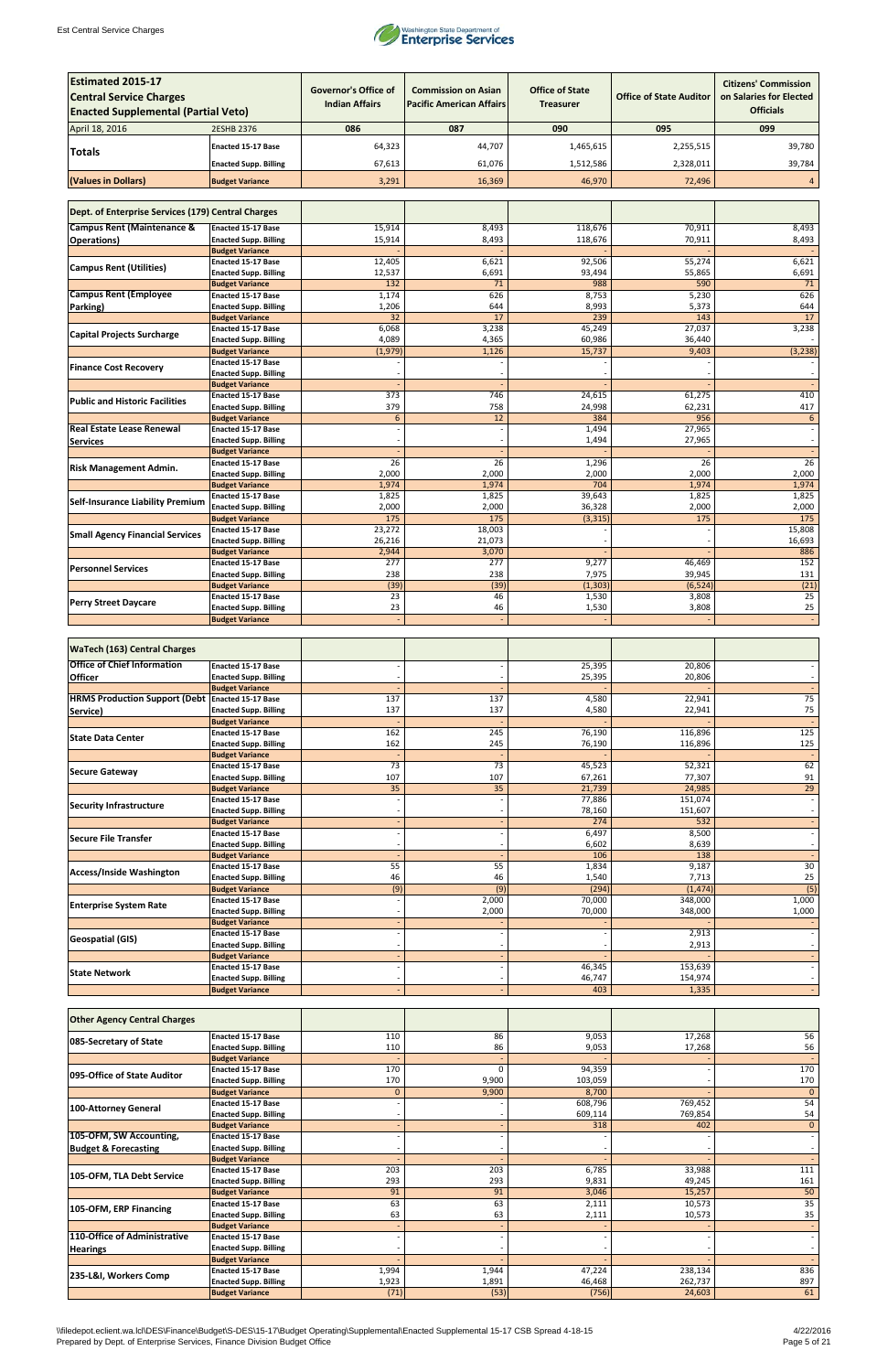| Estimated 2015-17 Central Service Charges Enacted Supplemental (Partial Veto) | | Governor's Office of Indian Affairs | Commission on Asian Pacific American Affairs | Office of State Treasurer | Office of State Auditor | Citizens' Commission on Salaries for Elected Officials |
|---|---|---|---|---|---|---|
| April 18, 2016 | 2ESHB 2376 | 086 | 087 | 090 | 095 | 099 |
| Totals | Enacted 15-17 Base | 64,323 | 44,707 | 1,465,615 | 2,255,515 | 39,780 |
| | Enacted Supp. Billing | 67,613 | 61,076 | 1,512,586 | 2,328,011 | 39,784 |
| (Values in Dollars) | Budget Variance | 3,291 | 16,369 | 46,970 | 72,496 | 4 |

| Dept. of Enterprise Services (179) Central Charges | | 086 | 087 | 090 | 095 | 099 |
|---|---|---|---|---|---|---|
| Campus Rent (Maintenance & Operations) | Enacted 15-17 Base | 15,914 | 8,493 | 118,676 | 70,911 | 8,493 |
| | Enacted Supp. Billing | 15,914 | 8,493 | 118,676 | 70,911 | 8,493 |
| | Budget Variance | - | - | - | - | - |
| Campus Rent (Utilities) | Enacted 15-17 Base | 12,405 | 6,621 | 92,506 | 55,274 | 6,621 |
| | Enacted Supp. Billing | 12,537 | 6,691 | 93,494 | 55,865 | 6,691 |
| | Budget Variance | 132 | 71 | 988 | 590 | 71 |
| Campus Rent (Employee Parking) | Enacted 15-17 Base | 1,174 | 626 | 8,753 | 5,230 | 626 |
| | Enacted Supp. Billing | 1,206 | 644 | 8,993 | 5,373 | 644 |
| | Budget Variance | 32 | 17 | 239 | 143 | 17 |
| Capital Projects Surcharge | Enacted 15-17 Base | 6,068 | 3,238 | 45,249 | 27,037 | 3,238 |
| | Enacted Supp. Billing | 4,089 | 4,365 | 60,986 | 36,440 | - |
| | Budget Variance | (1,979) | 1,126 | 15,737 | 9,403 | (3,238) |
| Finance Cost Recovery | Enacted 15-17 Base | - | - | - | - | - |
| | Enacted Supp. Billing | - | - | - | - | - |
| | Budget Variance | - | - | - | - | - |
| Public and Historic Facilities | Enacted 15-17 Base | 373 | 746 | 24,615 | 61,275 | 410 |
| | Enacted Supp. Billing | 379 | 758 | 24,998 | 62,231 | 417 |
| | Budget Variance | 6 | 12 | 384 | 956 | 6 |
| Real Estate Lease Renewal Services | Enacted 15-17 Base | - | - | 1,494 | 27,965 | - |
| | Enacted Supp. Billing | - | - | 1,494 | 27,965 | - |
| | Budget Variance | - | - | - | - | - |
| Risk Management Admin. | Enacted 15-17 Base | 26 | 26 | 1,296 | 26 | 26 |
| | Enacted Supp. Billing | 2,000 | 2,000 | 2,000 | 2,000 | 2,000 |
| | Budget Variance | 1,974 | 1,974 | 704 | 1,974 | 1,974 |
| Self-Insurance Liability Premium | Enacted 15-17 Base | 1,825 | 1,825 | 39,643 | 1,825 | 1,825 |
| | Enacted Supp. Billing | 2,000 | 2,000 | 36,328 | 2,000 | 2,000 |
| | Budget Variance | 175 | 175 | (3,315) | 175 | 175 |
| Small Agency Financial Services | Enacted 15-17 Base | 23,272 | 18,003 | - | - | 15,808 |
| | Enacted Supp. Billing | 26,216 | 21,073 | - | - | 16,693 |
| | Budget Variance | 2,944 | 3,070 | - | - | 886 |
| Personnel Services | Enacted 15-17 Base | 277 | 277 | 9,277 | 46,469 | 152 |
| | Enacted Supp. Billing | 238 | 238 | 7,975 | 39,945 | 131 |
| | Budget Variance | (39) | (39) | (1,303) | (6,524) | (21) |
| Perry Street Daycare | Enacted 15-17 Base | 23 | 46 | 1,530 | 3,808 | 25 |
| | Enacted Supp. Billing | 23 | 46 | 1,530 | 3,808 | 25 |
| | Budget Variance | - | - | - | - | - |

| WaTech (163) Central Charges | | 086 | 087 | 090 | 095 | 099 |
|---|---|---|---|---|---|---|
| Office of Chief Information Officer | Enacted 15-17 Base | - | - | 25,395 | 20,806 | - |
| | Enacted Supp. Billing | - | - | 25,395 | 20,806 | - |
| | Budget Variance | - | - | - | - | - |
| HRMS Production Support (Debt Service) | Enacted 15-17 Base | 137 | 137 | 4,580 | 22,941 | 75 |
| | Enacted Supp. Billing | 137 | 137 | 4,580 | 22,941 | 75 |
| | Budget Variance | - | - | - | - | - |
| State Data Center | Enacted 15-17 Base | 162 | 245 | 76,190 | 116,896 | 125 |
| | Enacted Supp. Billing | 162 | 245 | 76,190 | 116,896 | 125 |
| | Budget Variance | - | - | - | - | - |
| Secure Gateway | Enacted 15-17 Base | 73 | 73 | 45,523 | 52,321 | 62 |
| | Enacted Supp. Billing | 107 | 107 | 67,261 | 77,307 | 91 |
| | Budget Variance | 35 | 35 | 21,739 | 24,985 | 29 |
| Security Infrastructure | Enacted 15-17 Base | - | - | 77,886 | 151,074 | - |
| | Enacted Supp. Billing | - | - | 78,160 | 151,607 | - |
| | Budget Variance | - | - | 274 | 532 | - |
| Secure File Transfer | Enacted 15-17 Base | - | - | 6,497 | 8,500 | - |
| | Enacted Supp. Billing | - | - | 6,602 | 8,639 | - |
| | Budget Variance | - | - | 106 | 138 | - |
| Access/Inside Washington | Enacted 15-17 Base | 55 | 55 | 1,834 | 9,187 | 30 |
| | Enacted Supp. Billing | 46 | 46 | 1,540 | 7,713 | 25 |
| | Budget Variance | (9) | (9) | (294) | (1,474) | (5) |
| Enterprise System Rate | Enacted 15-17 Base | - | 2,000 | 70,000 | 348,000 | 1,000 |
| | Enacted Supp. Billing | - | 2,000 | 70,000 | 348,000 | 1,000 |
| | Budget Variance | - | - | - | - | - |
| Geospatial (GIS) | Enacted 15-17 Base | - | - | - | 2,913 | - |
| | Enacted Supp. Billing | - | - | - | 2,913 | - |
| | Budget Variance | - | - | - | - | - |
| State Network | Enacted 15-17 Base | - | - | 46,345 | 153,639 | - |
| | Enacted Supp. Billing | - | - | 46,747 | 154,974 | - |
| | Budget Variance | - | - | 403 | 1,335 | - |

| Other Agency Central Charges | | 086 | 087 | 090 | 095 | 099 |
|---|---|---|---|---|---|---|
| 085-Secretary of State | Enacted 15-17 Base | 110 | 86 | 9,053 | 17,268 | 56 |
| | Enacted Supp. Billing | 110 | 86 | 9,053 | 17,268 | 56 |
| | Budget Variance | - | - | - | - | - |
| 095-Office of State Auditor | Enacted 15-17 Base | 170 | 0 | 94,359 | - | 170 |
| | Enacted Supp. Billing | 170 | 9,900 | 103,059 | - | 170 |
| | Budget Variance | 0 | 9,900 | 8,700 | - | 0 |
| 100-Attorney General | Enacted 15-17 Base | - | - | 608,796 | 769,452 | 54 |
| | Enacted Supp. Billing | - | - | 609,114 | 769,854 | 54 |
| | Budget Variance | - | - | 318 | 402 | 0 |
| 105-OFM, SW Accounting, Budget & Forecasting | Enacted 15-17 Base | - | - | - | - | - |
| | Enacted Supp. Billing | - | - | - | - | - |
| | Budget Variance | - | - | - | - | - |
| 105-OFM, TLA Debt Service | Enacted 15-17 Base | 203 | 203 | 6,785 | 33,988 | 111 |
| | Enacted Supp. Billing | 293 | 293 | 9,831 | 49,245 | 161 |
| | Budget Variance | 91 | 91 | 3,046 | 15,257 | 50 |
| 105-OFM, ERP Financing | Enacted 15-17 Base | 63 | 63 | 2,111 | 10,573 | 35 |
| | Enacted Supp. Billing | 63 | 63 | 2,111 | 10,573 | 35 |
| | Budget Variance | - | - | - | - | - |
| 110-Office of Administrative Hearings | Enacted 15-17 Base | - | - | - | - | - |
| | Enacted Supp. Billing | - | - | - | - | - |
| | Budget Variance | - | - | - | - | - |
| 235-L&I, Workers Comp | Enacted 15-17 Base | 1,994 | 1,944 | 47,224 | 238,134 | 836 |
| | Enacted Supp. Billing | 1,923 | 1,891 | 46,468 | 262,737 | 897 |
| | Budget Variance | (71) | (53) | (756) | 24,603 | 61 |

\\filedepot.eclient.wa.lcl\DES\Finance\Budget\S-DES\15-17\Budget Operating\Supplemental\Enacted Supplemental 15-17 CSB Spread 4-18-15
Prepared by Dept. of Enterprise Services, Finance Division Budget Office
4/22/2016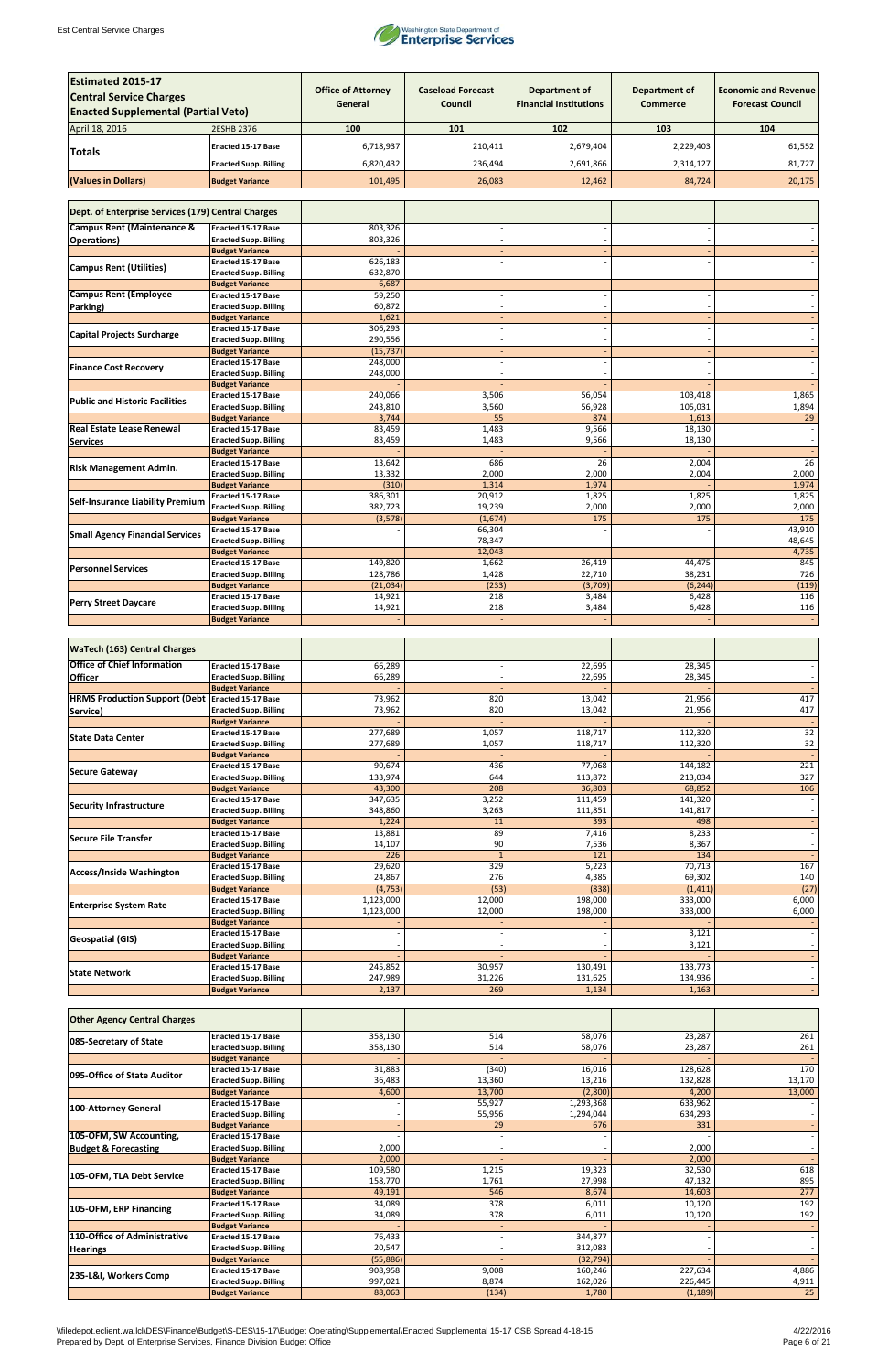| Estimated 2015-17 Central Service Charges Enacted Supplemental (Partial Veto) | | Office of Attorney General | Caseload Forecast Council | Department of Financial Institutions | Department of Commerce | Economic and Revenue Forecast Council |
|---|---|---|---|---|---|---|
| April 18, 2016 | 2ESHB 2376 | 100 | 101 | 102 | 103 | 104 |
| Totals | Enacted 15-17 Base | 6,718,937 | 210,411 | 2,679,404 | 2,229,403 | 61,552 |
| | Enacted Supp. Billing | 6,820,432 | 236,494 | 2,691,866 | 2,314,127 | 81,727 |
| (Values in Dollars) | Budget Variance | 101,495 | 26,083 | 12,462 | 84,724 | 20,175 |

| Dept. of Enterprise Services (179) Central Charges | | | | | | |
|---|---|---|---|---|---|---|
| Campus Rent (Maintenance & Operations) | Enacted 15-17 Base | 803,326 | - | - | - | - |
| | Enacted Supp. Billing | 803,326 | - | - | - | - |
| | Budget Variance | - | - | - | - | - |
| Campus Rent (Utilities) | Enacted 15-17 Base | 626,183 | - | - | - | - |
| | Enacted Supp. Billing | 632,870 | - | - | - | - |
| | Budget Variance | 6,687 | - | - | - | - |
| Campus Rent (Employee Parking) | Enacted 15-17 Base | 59,250 | - | - | - | - |
| | Enacted Supp. Billing | 60,872 | - | - | - | - |
| | Budget Variance | 1,621 | - | - | - | - |
| Capital Projects Surcharge | Enacted 15-17 Base | 306,293 | - | - | - | - |
| | Enacted Supp. Billing | 290,556 | - | - | - | - |
| | Budget Variance | (15,737) | - | - | - | - |
| Finance Cost Recovery | Enacted 15-17 Base | 248,000 | - | - | - | - |
| | Enacted Supp. Billing | 248,000 | - | - | - | - |
| | Budget Variance | - | - | - | - | - |
| Public and Historic Facilities | Enacted 15-17 Base | 240,066 | 3,506 | 56,054 | 103,418 | 1,865 |
| | Enacted Supp. Billing | 243,810 | 3,560 | 56,928 | 105,031 | 1,894 |
| | Budget Variance | 3,744 | 55 | 874 | 1,613 | 29 |
| Real Estate Lease Renewal Services | Enacted 15-17 Base | 83,459 | 1,483 | 9,566 | 18,130 | - |
| | Enacted Supp. Billing | 83,459 | 1,483 | 9,566 | 18,130 | - |
| | Budget Variance | - | - | - | - | - |
| Risk Management Admin. | Enacted 15-17 Base | 13,642 | 686 | 26 | 2,004 | 26 |
| | Enacted Supp. Billing | 13,332 | 2,000 | 2,000 | 2,004 | 2,000 |
| | Budget Variance | (310) | 1,314 | 1,974 | - | 1,974 |
| Self-Insurance Liability Premium | Enacted 15-17 Base | 386,301 | 20,912 | 1,825 | 1,825 | 1,825 |
| | Enacted Supp. Billing | 382,723 | 19,239 | 2,000 | 2,000 | 2,000 |
| | Budget Variance | (3,578) | (1,674) | 175 | 175 | 175 |
| Small Agency Financial Services | Enacted 15-17 Base | - | 66,304 | - | - | 43,910 |
| | Enacted Supp. Billing | - | 78,347 | - | - | 48,645 |
| | Budget Variance | - | 12,043 | - | - | 4,735 |
| Personnel Services | Enacted 15-17 Base | 149,820 | 1,662 | 26,419 | 44,475 | 845 |
| | Enacted Supp. Billing | 128,786 | 1,428 | 22,710 | 38,231 | 726 |
| | Budget Variance | (21,034) | (233) | (3,709) | (6,244) | (119) |
| Perry Street Daycare | Enacted 15-17 Base | 14,921 | 218 | 3,484 | 6,428 | 116 |
| | Enacted Supp. Billing | 14,921 | 218 | 3,484 | 6,428 | 116 |
| | Budget Variance | - | - | - | - | - |

| WaTech (163) Central Charges | | | | | | |
|---|---|---|---|---|---|---|
| Office of Chief Information Officer | Enacted 15-17 Base | 66,289 | - | 22,695 | 28,345 | - |
| | Enacted Supp. Billing | 66,289 | - | 22,695 | 28,345 | - |
| | Budget Variance | - | - | - | - | - |
| HRMS Production Support (Debt Service) | Enacted 15-17 Base | 73,962 | 820 | 13,042 | 21,956 | 417 |
| | Enacted Supp. Billing | 73,962 | 820 | 13,042 | 21,956 | 417 |
| | Budget Variance | - | - | - | - | - |
| State Data Center | Enacted 15-17 Base | 277,689 | 1,057 | 118,717 | 112,320 | 32 |
| | Enacted Supp. Billing | 277,689 | 1,057 | 118,717 | 112,320 | 32 |
| | Budget Variance | - | - | - | - | - |
| Secure Gateway | Enacted 15-17 Base | 90,674 | 436 | 77,068 | 144,182 | 221 |
| | Enacted Supp. Billing | 133,974 | 644 | 113,872 | 213,034 | 327 |
| | Budget Variance | 43,300 | 208 | 36,803 | 68,852 | 106 |
| Security Infrastructure | Enacted 15-17 Base | 347,635 | 3,252 | 111,459 | 141,320 | - |
| | Enacted Supp. Billing | 348,860 | 3,263 | 111,851 | 141,817 | - |
| | Budget Variance | 1,224 | 11 | 393 | 498 | - |
| Secure File Transfer | Enacted 15-17 Base | 13,881 | 89 | 7,416 | 8,233 | - |
| | Enacted Supp. Billing | 14,107 | 90 | 7,536 | 8,367 | - |
| | Budget Variance | 226 | 1 | 121 | 134 | - |
| Access/Inside Washington | Enacted 15-17 Base | 29,620 | 329 | 5,223 | 70,713 | 167 |
| | Enacted Supp. Billing | 24,867 | 276 | 4,385 | 69,302 | 140 |
| | Budget Variance | (4,753) | (53) | (838) | (1,411) | (27) |
| Enterprise System Rate | Enacted 15-17 Base | 1,123,000 | 12,000 | 198,000 | 333,000 | 6,000 |
| | Enacted Supp. Billing | 1,123,000 | 12,000 | 198,000 | 333,000 | 6,000 |
| | Budget Variance | - | - | - | - | - |
| Geospatial (GIS) | Enacted 15-17 Base | - | - | - | 3,121 | - |
| | Enacted Supp. Billing | - | - | - | 3,121 | - |
| | Budget Variance | - | - | - | - | - |
| State Network | Enacted 15-17 Base | 245,852 | 30,957 | 130,491 | 133,773 | - |
| | Enacted Supp. Billing | 247,989 | 31,226 | 131,625 | 134,936 | - |
| | Budget Variance | 2,137 | 269 | 1,134 | 1,163 | - |

| Other Agency Central Charges | | | | | | |
|---|---|---|---|---|---|---|
| 085-Secretary of State | Enacted 15-17 Base | 358,130 | 514 | 58,076 | 23,287 | 261 |
| | Enacted Supp. Billing | 358,130 | 514 | 58,076 | 23,287 | 261 |
| | Budget Variance | - | - | - | - | - |
| 095-Office of State Auditor | Enacted 15-17 Base | 31,883 | (340) | 16,016 | 128,628 | 170 |
| | Enacted Supp. Billing | 36,483 | 13,360 | 13,216 | 132,828 | 13,170 |
| | Budget Variance | 4,600 | 13,700 | (2,800) | 4,200 | 13,000 |
| 100-Attorney General | Enacted 15-17 Base | - | 55,927 | 1,293,368 | 633,962 | - |
| | Enacted Supp. Billing | - | 55,956 | 1,294,044 | 634,293 | - |
| | Budget Variance | - | 29 | 676 | 331 | - |
| 105-OFM, SW Accounting, Budget & Forecasting | Enacted 15-17 Base | - | - | - | - | - |
| | Enacted Supp. Billing | 2,000 | - | - | 2,000 | - |
| | Budget Variance | 2,000 | - | - | 2,000 | - |
| 105-OFM, TLA Debt Service | Enacted 15-17 Base | 109,580 | 1,215 | 19,323 | 32,530 | 618 |
| | Enacted Supp. Billing | 158,770 | 1,761 | 27,998 | 47,132 | 895 |
| | Budget Variance | 49,191 | 546 | 8,674 | 14,603 | 277 |
| 105-OFM, ERP Financing | Enacted 15-17 Base | 34,089 | 378 | 6,011 | 10,120 | 192 |
| | Enacted Supp. Billing | 34,089 | 378 | 6,011 | 10,120 | 192 |
| | Budget Variance | - | - | - | - | - |
| 110-Office of Administrative Hearings | Enacted 15-17 Base | 76,433 | - | 344,877 | - | - |
| | Enacted Supp. Billing | 20,547 | - | 312,083 | - | - |
| | Budget Variance | (55,886) | - | (32,794) | - | - |
| 235-L&I, Workers Comp | Enacted 15-17 Base | 908,958 | 9,008 | 160,246 | 227,634 | 4,886 |
| | Enacted Supp. Billing | 997,021 | 8,874 | 162,026 | 226,445 | 4,911 |
| | Budget Variance | 88,063 | (134) | 1,780 | (1,189) | 25 |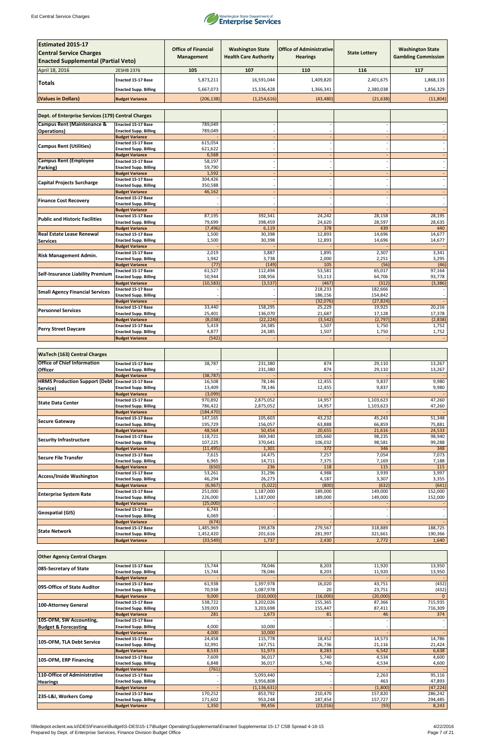| Estimated 2015-17 Central Service Charges Enacted Supplemental (Partial Veto) | | Office of Financial Management | Washington State Health Care Authority | Office of Administrative Hearings | State Lottery | Washington State Gambling Commission |
|---|---|---|---|---|---|---|
| April 18, 2016 | 2ESHB 2376 | 105 | 107 | 110 | 116 | 117 |
| Totals | Enacted 15-17 Base | 5,873,211 | 16,591,044 | 1,409,820 | 2,401,675 | 1,868,133 |
| | Enacted Supp. Billing | 5,667,073 | 15,336,428 | 1,366,341 | 2,380,038 | 1,856,329 |
| (Values in Dollars) | Budget Variance | (206,138) | (1,254,616) | (43,480) | (21,638) | (11,804) |

| Dept. of Enterprise Services (179) Central Charges | | | | | | |
|---|---|---|---|---|---|---|
| Campus Rent (Maintenance & Operations) | Enacted 15-17 Base | 789,049 | - | - | - | - |
| | Enacted Supp. Billing | 789,049 | - | - | - | - |
| | Budget Variance | - | - | - | - | - |
| Campus Rent (Utilities) | Enacted 15-17 Base | 615,054 | - | - | - | - |
| | Enacted Supp. Billing | 621,622 | - | - | - | - |
| | Budget Variance | 6,568 | - | - | - | - |
| Campus Rent (Employee Parking) | Enacted 15-17 Base | 58,197 | - | - | - | - |
| | Enacted Supp. Billing | 59,790 | - | - | - | - |
| | Budget Variance | 1,592 | - | - | - | - |
| Capital Projects Surcharge | Enacted 15-17 Base | 304,426 | - | - | - | - |
| | Enacted Supp. Billing | 350,588 | - | - | - | - |
| | Budget Variance | 46,162 | - | - | - | - |
| Finance Cost Recovery | Enacted 15-17 Base | - | - | - | - | - |
| | Enacted Supp. Billing | - | - | - | - | - |
| | Budget Variance | - | - | - | - | - |
| Public and Historic Facilities | Enacted 15-17 Base | 87,195 | 392,341 | 24,242 | 28,158 | 28,195 |
| | Enacted Supp. Billing | 79,699 | 398,459 | 24,620 | 28,597 | 28,635 |
| | Budget Variance | (7,496) | 6,119 | 378 | 439 | 440 |
| Real Estate Lease Renewal Services | Enacted 15-17 Base | 1,500 | 30,398 | 12,893 | 14,696 | 14,677 |
| | Enacted Supp. Billing | 1,500 | 30,398 | 12,893 | 14,696 | 14,677 |
| | Budget Variance | - | - | - | - | - |
| Risk Management Admin. | Enacted 15-17 Base | 2,019 | 3,887 | 1,895 | 2,307 | 3,341 |
| | Enacted Supp. Billing | 1,942 | 3,738 | 2,000 | 2,251 | 3,295 |
| | Budget Variance | (77) | (149) | 105 | (56) | (46) |
| Self-Insurance Liability Premium | Enacted 15-17 Base | 61,527 | 112,494 | 53,581 | 65,017 | 97,164 |
| | Enacted Supp. Billing | 50,944 | 108,956 | 53,113 | 64,706 | 93,778 |
| | Budget Variance | (10,583) | (3,537) | (467) | (312) | (3,386) |
| Small Agency Financial Services | Enacted 15-17 Base | - | - | 218,233 | 182,666 | - |
| | Enacted Supp. Billing | - | - | 186,156 | 154,842 | - |
| | Budget Variance | - | - | (32,076) | (27,824) | - |
| Personnel Services | Enacted 15-17 Base | 33,440 | 158,295 | 25,229 | 19,925 | 20,216 |
| | Enacted Supp. Billing | 25,401 | 136,070 | 21,687 | 17,128 | 17,378 |
| | Budget Variance | (8,038) | (22,224) | (3,542) | (2,797) | (2,838) |
| Perry Street Daycare | Enacted 15-17 Base | 5,419 | 24,385 | 1,507 | 1,750 | 1,752 |
| | Enacted Supp. Billing | 4,877 | 24,385 | 1,507 | 1,750 | 1,752 |
| | Budget Variance | (542) | - | - | - | - |

| WaTech (163) Central Charges | | | | | | |
|---|---|---|---|---|---|---|
| Office of Chief Information Officer | Enacted 15-17 Base | 38,787 | 231,380 | 874 | 29,110 | 13,267 |
| | Enacted Supp. Billing | - | 231,380 | 874 | 29,110 | 13,267 |
| | Budget Variance | (38,787) | - | - | - | - |
| HRMS Production Support (Debt Service) | Enacted 15-17 Base | 16,508 | 78,146 | 12,455 | 9,837 | 9,980 |
| | Enacted Supp. Billing | 13,409 | 78,146 | 12,455 | 9,837 | 9,980 |
| | Budget Variance | (3,099) | - | - | - | - |
| State Data Center | Enacted 15-17 Base | 970,892 | 2,875,052 | 14,957 | 1,103,623 | 47,260 |
| | Enacted Supp. Billing | 786,422 | 2,875,052 | 14,957 | 1,103,623 | 47,260 |
| | Budget Variance | (184,470) | - | - | - | - |
| Secure Gateway | Enacted 15-17 Base | 147,165 | 105,603 | 43,232 | 45,243 | 51,348 |
| | Enacted Supp. Billing | 195,729 | 156,057 | 63,888 | 66,859 | 75,881 |
| | Budget Variance | 48,564 | 50,454 | 20,655 | 21,616 | 24,533 |
| Security Infrastructure | Enacted 15-17 Base | 118,721 | 369,340 | 105,660 | 98,235 | 98,940 |
| | Enacted Supp. Billing | 107,225 | 370,641 | 106,032 | 98,581 | 99,288 |
| | Budget Variance | (11,495) | 1,301 | 372 | 346 | 348 |
| Secure File Transfer | Enacted 15-17 Base | 7,615 | 14,475 | 7,257 | 7,054 | 7,073 |
| | Enacted Supp. Billing | 6,965 | 14,711 | 7,375 | 7,169 | 7,188 |
| | Budget Variance | (650) | 236 | 118 | 115 | 115 |
| Access/Inside Washington | Enacted 15-17 Base | 53,261 | 31,296 | 4,988 | 3,939 | 3,997 |
| | Enacted Supp. Billing | 46,294 | 26,273 | 4,187 | 3,307 | 3,355 |
| | Budget Variance | (6,967) | (5,022) | (800) | (632) | (641) |
| Enterprise System Rate | Enacted 15-17 Base | 251,000 | 1,187,000 | 189,000 | 149,000 | 152,000 |
| | Enacted Supp. Billing | 226,000 | 1,187,000 | 189,000 | 149,000 | 152,000 |
| | Budget Variance | (25,000) | - | - | - | - |
| Geospatial (GIS) | Enacted 15-17 Base | 6,743 | - | - | - | - |
| | Enacted Supp. Billing | 6,069 | - | - | - | - |
| | Budget Variance | (674) | - | - | - | - |
| State Network | Enacted 15-17 Base | 1,485,969 | 199,878 | 279,567 | 318,889 | 188,725 |
| | Enacted Supp. Billing | 1,452,420 | 201,616 | 281,997 | 321,661 | 190,366 |
| | Budget Variance | (33,549) | 1,737 | 2,430 | 2,772 | 1,640 |

| Other Agency Central Charges | | | | | | |
|---|---|---|---|---|---|---|
| 085-Secretary of State | Enacted 15-17 Base | 15,744 | 78,046 | 8,203 | 11,920 | 13,950 |
| | Enacted Supp. Billing | 15,744 | 78,046 | 8,203 | 11,920 | 13,950 |
| | Budget Variance | - | - | - | - | - |
| 095-Office of State Auditor | Enacted 15-17 Base | 61,938 | 1,397,978 | 16,020 | 43,751 | (432) |
| | Enacted Supp. Billing | 70,938 | 1,087,978 | 20 | 23,751 | (432) |
| | Budget Variance | 9,000 | (310,000) | (16,000) | (20,000) | 0 |
| 100-Attorney General | Enacted 15-17 Base | 538,722 | 3,202,026 | 155,365 | 87,366 | 715,935 |
| | Enacted Supp. Billing | 539,003 | 3,203,698 | 155,447 | 87,411 | 716,309 |
| | Budget Variance | 281 | 1,673 | 81 | 46 | 374 |
| 105-OFM, SW Accounting, Budget & Forecasting | Enacted 15-17 Base | - | - | - | - | - |
| | Enacted Supp. Billing | 4,000 | 10,000 | - | - | - |
| | Budget Variance | 4,000 | 10,000 | - | - | - |
| 105-OFM, TLA Debt Service | Enacted 15-17 Base | 24,458 | 115,778 | 18,452 | 14,573 | 14,786 |
| | Enacted Supp. Billing | 32,991 | 167,751 | 26,736 | 21,116 | 21,424 |
| | Budget Variance | 8,533 | 51,973 | 8,283 | 6,542 | 6,638 |
| 105-OFM, ERP Financing | Enacted 15-17 Base | 7,609 | 36,017 | 5,740 | 4,534 | 4,600 |
| | Enacted Supp. Billing | 6,848 | 36,017 | 5,740 | 4,534 | 4,600 |
| | Budget Variance | (761) | - | - | - | - |
| 110-Office of Administrative Hearings | Enacted 15-17 Base | - | 5,093,440 | - | 2,263 | 95,116 |
| | Enacted Supp. Billing | - | 3,956,808 | - | 463 | 47,893 |
| | Budget Variance | - | (1,136,631) | - | (1,800) | (47,224) |
| 235-L&I, Workers Comp | Enacted 15-17 Base | 170,252 | 853,792 | 210,470 | 157,820 | 286,242 |
| | Enacted Supp. Billing | 171,602 | 953,248 | 187,454 | 157,727 | 294,485 |
| | Budget Variance | 1,350 | 99,456 | (23,016) | (93) | 8,243 |

\\filedepot.eclient.wa.lcl\DES\Finance\Budget\S-DES\15-17\Budget Operating\Supplemental\Enacted Supplemental 15-17 CSB Prepared 4-18-15
Prepared by Dept. of Enterprise Services, Finance Division Budget Office
4/22/2016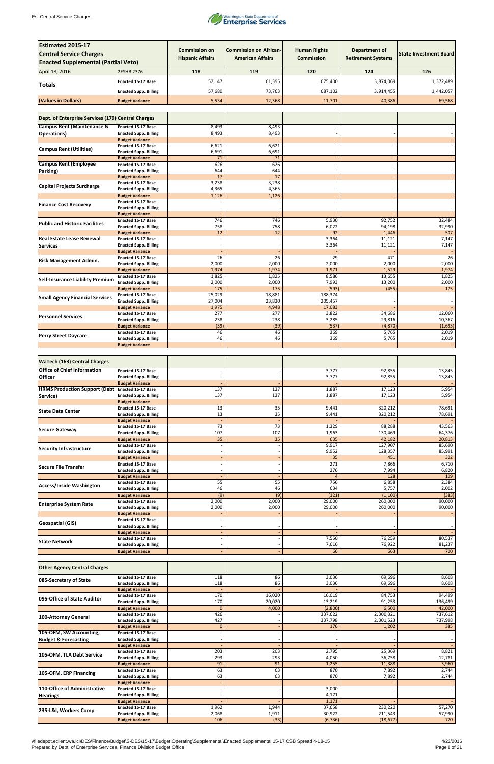Est Central Service Charges

Washington State Department of Enterprise Services

| Estimated 2015-17 Central Service Charges Enacted Supplemental (Partial Veto) | | Commission on Hispanic Affairs | Commission on African-American Affairs | Human Rights Commission | Department of Retirement Systems | State Investment Board |
|---|---|---|---|---|---|---|
| April 18, 2016 | 2ESHB 2376 | 118 | 119 | 120 | 124 | 126 |
| Totals | Enacted 15-17 Base | 52,147 | 61,395 | 675,400 | 3,874,069 | 1,372,489 |
| | Enacted Supp. Billing | 57,680 | 73,763 | 687,102 | 3,914,455 | 1,442,057 |
| (Values in Dollars) | Budget Variance | 5,534 | 12,368 | 11,701 | 40,386 | 69,568 |

| Dept. of Enterprise Services (179) Central Charges | | | | | | |
|---|---|---|---|---|---|---|
| Campus Rent (Maintenance & Operations) | Enacted 15-17 Base | 8,493 | 8,493 | - | - | - |
| | Enacted Supp. Billing | 8,493 | 8,493 | - | - | - |
| | Budget Variance | - | - | - | - | - |
| Campus Rent (Utilities) | Enacted 15-17 Base | 6,621 | 6,621 | - | - | - |
| | Enacted Supp. Billing | 6,691 | 6,691 | - | - | - |
| | Budget Variance | 71 | 71 | - | - | - |
| Campus Rent (Employee Parking) | Enacted 15-17 Base | 626 | 626 | - | - | - |
| | Enacted Supp. Billing | 644 | 644 | - | - | - |
| | Budget Variance | 17 | 17 | - | - | - |
| Capital Projects Surcharge | Enacted 15-17 Base | 3,238 | 3,238 | - | - | - |
| | Enacted Supp. Billing | 4,365 | 4,365 | - | - | - |
| | Budget Variance | 1,126 | 1,126 | - | - | - |
| Finance Cost Recovery | Enacted 15-17 Base | - | - | - | - | - |
| | Enacted Supp. Billing | - | - | - | - | - |
| | Budget Variance | - | - | - | - | - |
| Public and Historic Facilities | Enacted 15-17 Base | 746 | 746 | 5,930 | 92,752 | 32,484 |
| | Enacted Supp. Billing | 758 | 758 | 6,022 | 94,198 | 32,990 |
| | Budget Variance | 12 | 12 | 92 | 1,446 | 507 |
| Real Estate Lease Renewal Services | Enacted 15-17 Base | - | - | 3,364 | 11,121 | 7,147 |
| | Enacted Supp. Billing | - | - | 3,364 | 11,121 | 7,147 |
| | Budget Variance | - | - | - | - | - |
| Risk Management Admin. | Enacted 15-17 Base | 26 | 26 | 29 | 471 | 26 |
| | Enacted Supp. Billing | 2,000 | 2,000 | 2,000 | 2,000 | 2,000 |
| | Budget Variance | 1,974 | 1,974 | 1,971 | 1,529 | 1,974 |
| Self-Insurance Liability Premium | Enacted 15-17 Base | 1,825 | 1,825 | 8,586 | 13,655 | 1,825 |
| | Enacted Supp. Billing | 2,000 | 2,000 | 7,993 | 13,200 | 2,000 |
| | Budget Variance | 175 | 175 | (593) | (455) | 175 |
| Small Agency Financial Services | Enacted 15-17 Base | 25,029 | 18,881 | 188,374 | - | - |
| | Enacted Supp. Billing | 27,004 | 23,830 | 205,457 | - | - |
| | Budget Variance | 1,975 | 4,948 | 17,083 | - | - |
| Personnel Services | Enacted 15-17 Base | 277 | 277 | 3,822 | 34,686 | 12,060 |
| | Enacted Supp. Billing | 238 | 238 | 3,285 | 29,816 | 10,367 |
| | Budget Variance | (39) | (39) | (537) | (4,870) | (1,693) |
| Perry Street Daycare | Enacted 15-17 Base | 46 | 46 | 369 | 5,765 | 2,019 |
| | Enacted Supp. Billing | 46 | 46 | 369 | 5,765 | 2,019 |
| | Budget Variance | - | - | - | - | - |

| WaTech (163) Central Charges | | | | | | |
|---|---|---|---|---|---|---|
| Office of Chief Information Officer | Enacted 15-17 Base | - | - | 3,777 | 92,855 | 13,845 |
| | Enacted Supp. Billing | - | - | 3,777 | 92,855 | 13,845 |
| | Budget Variance | - | - | - | - | - |
| HRMS Production Support (Debt Service) | Enacted 15-17 Base | 137 | 137 | 1,887 | 17,123 | 5,954 |
| | Enacted Supp. Billing | 137 | 137 | 1,887 | 17,123 | 5,954 |
| | Budget Variance | - | - | - | - | - |
| State Data Center | Enacted 15-17 Base | 13 | 35 | 9,441 | 320,212 | 78,691 |
| | Enacted Supp. Billing | 13 | 35 | 9,441 | 320,212 | 78,691 |
| | Budget Variance | - | - | - | - | - |
| Secure Gateway | Enacted 15-17 Base | 73 | 73 | 1,329 | 88,288 | 43,563 |
| | Enacted Supp. Billing | 107 | 107 | 1,963 | 130,469 | 64,376 |
| | Budget Variance | 35 | 35 | 635 | 42,182 | 20,813 |
| Security Infrastructure | Enacted 15-17 Base | - | - | 9,917 | 127,907 | 85,690 |
| | Enacted Supp. Billing | - | - | 9,952 | 128,357 | 85,991 |
| | Budget Variance | - | - | 35 | 451 | 302 |
| Secure File Transfer | Enacted 15-17 Base | - | - | 271 | 7,866 | 6,710 |
| | Enacted Supp. Billing | - | - | 276 | 7,994 | 6,820 |
| | Budget Variance | - | - | 4 | 128 | 109 |
| Access/Inside Washington | Enacted 15-17 Base | 55 | 55 | 756 | 6,858 | 2,384 |
| | Enacted Supp. Billing | 46 | 46 | 634 | 5,757 | 2,002 |
| | Budget Variance | (9) | (9) | (121) | (1,100) | (383) |
| Enterprise System Rate | Enacted 15-17 Base | 2,000 | 2,000 | 29,000 | 260,000 | 90,000 |
| | Enacted Supp. Billing | 2,000 | 2,000 | 29,000 | 260,000 | 90,000 |
| | Budget Variance | - | - | - | - | - |
| Geospatial (GIS) | Enacted 15-17 Base | - | - | - | - | - |
| | Enacted Supp. Billing | - | - | - | - | - |
| | Budget Variance | - | - | - | - | - |
| State Network | Enacted 15-17 Base | - | - | 7,550 | 76,259 | 80,537 |
| | Enacted Supp. Billing | - | - | 7,616 | 76,922 | 81,237 |
| | Budget Variance | - | - | 66 | 663 | 700 |

| Other Agency Central Charges | | | | | | |
|---|---|---|---|---|---|---|
| 085-Secretary of State | Enacted 15-17 Base | 118 | 86 | 3,036 | 69,696 | 8,608 |
| | Enacted Supp. Billing | 118 | 86 | 3,036 | 69,696 | 8,608 |
| | Budget Variance | - | - | - | - | - |
| 095-Office of State Auditor | Enacted 15-17 Base | 170 | 16,020 | 16,019 | 84,753 | 94,499 |
| | Enacted Supp. Billing | 170 | 20,020 | 13,219 | 91,253 | 136,499 |
| | Budget Variance | 0 | 4,000 | (2,800) | 6,500 | 42,000 |
| 100-Attorney General | Enacted 15-17 Base | 426 | - | 337,622 | 2,300,321 | 737,612 |
| | Enacted Supp. Billing | 427 | - | 337,798 | 2,301,523 | 737,998 |
| | Budget Variance | 0 | - | 176 | 1,202 | 385 |
| 105-OFM, SW Accounting, Budget & Forecasting | Enacted 15-17 Base | - | - | - | - | - |
| | Enacted Supp. Billing | - | - | - | - | - |
| | Budget Variance | - | - | - | - | - |
| 105-OFM, TLA Debt Service | Enacted 15-17 Base | 203 | 203 | 2,795 | 25,369 | 8,821 |
| | Enacted Supp. Billing | 293 | 293 | 4,050 | 36,758 | 12,781 |
| | Budget Variance | 91 | 91 | 1,255 | 11,388 | 3,960 |
| 105-OFM, ERP Financing | Enacted 15-17 Base | 63 | 63 | 870 | 7,892 | 2,744 |
| | Enacted Supp. Billing | 63 | 63 | 870 | 7,892 | 2,744 |
| | Budget Variance | - | - | - | - | - |
| 110-Office of Administrative Hearings | Enacted 15-17 Base | - | - | 3,000 | - | - |
| | Enacted Supp. Billing | - | - | 4,171 | - | - |
| | Budget Variance | - | - | 1,171 | - | - |
| 235-L&I, Workers Comp | Enacted 15-17 Base | 1,962 | 1,944 | 37,658 | 230,220 | 57,270 |
| | Enacted Supp. Billing | 2,068 | 1,911 | 30,922 | 211,543 | 57,990 |
| | Budget Variance | 106 | (33) | (6,736) | (18,677) | 720 |

\\filedepot.eclient.wa.lcl\DES\Finance\Budget\S-DES\15-17\Budget Operating\Supplemental\Enacted Supplemental 15-17 CSB Spread 4-18-15
Prepared by Dept. of Enterprise Services, Finance Division Budget Office

4/22/2016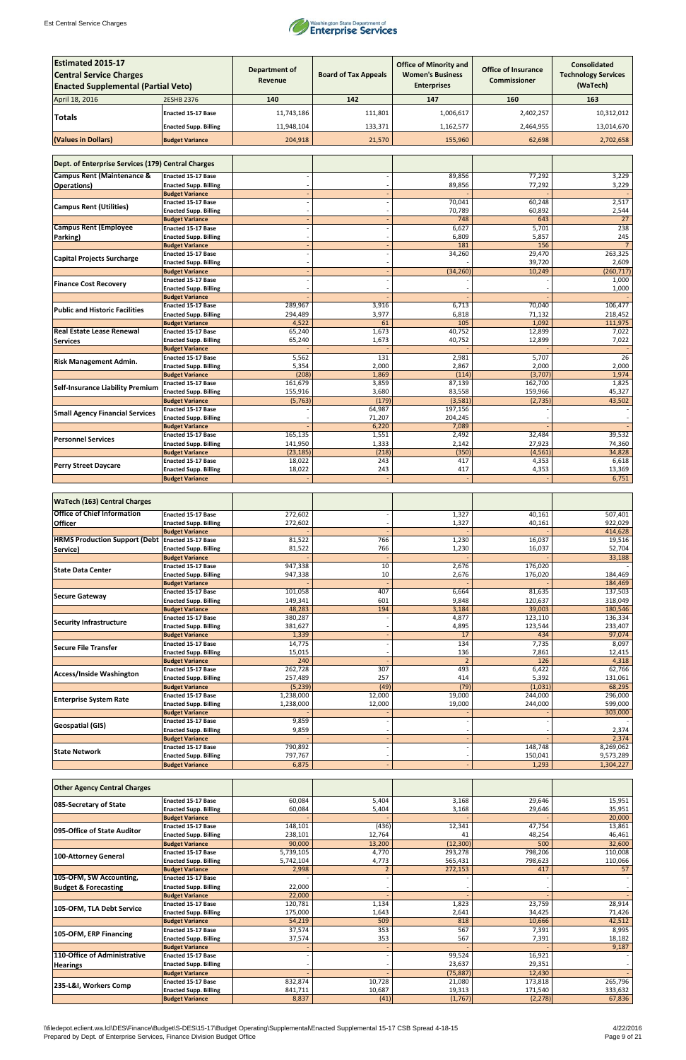| Estimated 2015-17 Central Service Charges Enacted Supplemental (Partial Veto) | | Department of Revenue | Board of Tax Appeals | Office of Minority and Women's Business Enterprises | Office of Insurance Commissioner | Consolidated Technology Services (WaTech) |
|---|---|---|---|---|---|---|
| April 18, 2016 | 2ESHB 2376 | 140 | 142 | 147 | 160 | 163 |
| Totals | Enacted 15-17 Base | 11,743,186 | 111,801 | 1,006,617 | 2,402,257 | 10,312,012 |
| | Enacted Supp. Billing | 11,948,104 | 133,371 | 1,162,577 | 2,464,955 | 13,014,670 |
| (Values in Dollars) | Budget Variance | 204,918 | 21,570 | 155,960 | 62,698 | 2,702,658 |

| Dept. of Enterprise Services (179) Central Charges | | | | | | |
|---|---|---|---|---|---|---|
| Campus Rent (Maintenance & Operations) | Enacted 15-17 Base | - | - | 89,856 | 77,292 | 3,229 |
| | Enacted Supp. Billing | - | - | 89,856 | 77,292 | 3,229 |
| | Budget Variance | - | - | - | - | - |
| Campus Rent (Utilities) | Enacted 15-17 Base | - | - | 70,041 | 60,248 | 2,517 |
| | Enacted Supp. Billing | - | - | 70,789 | 60,892 | 2,544 |
| | Budget Variance | - | - | 748 | 643 | 27 |
| Campus Rent (Employee Parking) | Enacted 15-17 Base | - | - | 6,627 | 5,701 | 238 |
| | Enacted Supp. Billing | - | - | 6,809 | 5,857 | 245 |
| | Budget Variance | - | - | 181 | 156 | 7 |
| Capital Projects Surcharge | Enacted 15-17 Base | - | - | 34,260 | 29,470 | 263,325 |
| | Enacted Supp. Billing | - | - | - | 39,720 | 2,609 |
| | Budget Variance | - | - | (34,260) | 10,249 | (260,717) |
| Finance Cost Recovery | Enacted 15-17 Base | - | - | - | - | 1,000 |
| | Enacted Supp. Billing | - | - | - | - | 1,000 |
| | Budget Variance | - | - | - | - | - |
| Public and Historic Facilities | Enacted 15-17 Base | 289,967 | 3,916 | 6,713 | 70,040 | 106,477 |
| | Enacted Supp. Billing | 294,489 | 3,977 | 6,818 | 71,132 | 218,452 |
| | Budget Variance | 4,522 | 61 | 105 | 1,092 | 111,975 |
| Real Estate Lease Renewal Services | Enacted 15-17 Base | 65,240 | 1,673 | 40,752 | 12,899 | 7,022 |
| | Enacted Supp. Billing | 65,240 | 1,673 | 40,752 | 12,899 | 7,022 |
| | Budget Variance | - | - | - | - | - |
| Risk Management Admin. | Enacted 15-17 Base | 5,562 | 131 | 2,981 | 5,707 | 26 |
| | Enacted Supp. Billing | 5,354 | 2,000 | 2,867 | 2,000 | 2,000 |
| | Budget Variance | (208) | 1,869 | (114) | (3,707) | 1,974 |
| Self-Insurance Liability Premium | Enacted 15-17 Base | 161,679 | 3,859 | 87,139 | 162,700 | 1,825 |
| | Enacted Supp. Billing | 155,916 | 3,680 | 83,558 | 159,966 | 45,327 |
| | Budget Variance | (5,763) | (179) | (3,581) | (2,735) | 43,502 |
| Small Agency Financial Services | Enacted 15-17 Base | - | 64,987 | 197,156 | - | - |
| | Enacted Supp. Billing | - | 71,207 | 204,245 | - | - |
| | Budget Variance | - | 6,220 | 7,089 | - | - |
| Personnel Services | Enacted 15-17 Base | 165,135 | 1,551 | 2,492 | 32,484 | 39,532 |
| | Enacted Supp. Billing | 141,950 | 1,333 | 2,142 | 27,923 | 74,360 |
| | Budget Variance | (23,185) | (218) | (350) | (4,561) | 34,828 |
| Perry Street Daycare | Enacted 15-17 Base | 18,022 | 243 | 417 | 4,353 | 6,618 |
| | Enacted Supp. Billing | 18,022 | 243 | 417 | 4,353 | 13,369 |
| | Budget Variance | - | - | - | - | 6,751 |

| WaTech (163) Central Charges | | | | | | |
|---|---|---|---|---|---|---|
| Office of Chief Information Officer | Enacted 15-17 Base | 272,602 | - | 1,327 | 40,161 | 507,401 |
| | Enacted Supp. Billing | 272,602 | - | 1,327 | 40,161 | 922,029 |
| | Budget Variance | - | - | - | - | 414,628 |
| HRMS Production Support (Debt Service) | Enacted 15-17 Base | 81,522 | 766 | 1,230 | 16,037 | 19,516 |
| | Enacted Supp. Billing | 81,522 | 766 | 1,230 | 16,037 | 52,704 |
| | Budget Variance | - | - | - | - | 33,188 |
| State Data Center | Enacted 15-17 Base | 947,338 | 10 | 2,676 | 176,020 | - |
| | Enacted Supp. Billing | 947,338 | 10 | 2,676 | 176,020 | 184,469 |
| | Budget Variance | - | - | - | - | 184,469 |
| Secure Gateway | Enacted 15-17 Base | 101,058 | 407 | 6,664 | 81,635 | 137,503 |
| | Enacted Supp. Billing | 149,341 | 601 | 9,848 | 120,637 | 318,049 |
| | Budget Variance | 48,283 | 194 | 3,184 | 39,003 | 180,546 |
| Security Infrastructure | Enacted 15-17 Base | 380,287 | - | 4,877 | 123,110 | 136,334 |
| | Enacted Supp. Billing | 381,627 | - | 4,895 | 123,544 | 233,407 |
| | Budget Variance | 1,339 | - | 17 | 434 | 97,074 |
| Secure File Transfer | Enacted 15-17 Base | 14,775 | - | 134 | 7,735 | 8,097 |
| | Enacted Supp. Billing | 15,015 | - | 136 | 7,861 | 12,415 |
| | Budget Variance | 240 | - | 2 | 126 | 4,318 |
| Access/Inside Washington | Enacted 15-17 Base | 262,728 | 307 | 493 | 6,422 | 62,766 |
| | Enacted Supp. Billing | 257,489 | 257 | 414 | 5,392 | 131,061 |
| | Budget Variance | (5,239) | (49) | (79) | (1,031) | 68,295 |
| Enterprise System Rate | Enacted 15-17 Base | 1,238,000 | 12,000 | 19,000 | 244,000 | 296,000 |
| | Enacted Supp. Billing | 1,238,000 | 12,000 | 19,000 | 244,000 | 599,000 |
| | Budget Variance | - | - | - | - | 303,000 |
| Geospatial (GIS) | Enacted 15-17 Base | 9,859 | - | - | - | - |
| | Enacted Supp. Billing | 9,859 | - | - | - | 2,374 |
| | Budget Variance | - | - | - | - | 2,374 |
| State Network | Enacted 15-17 Base | 790,892 | - | - | 148,748 | 8,269,062 |
| | Enacted Supp. Billing | 797,767 | - | - | 150,041 | 9,573,289 |
| | Budget Variance | 6,875 | - | - | 1,293 | 1,304,227 |

| Other Agency Central Charges | | | | | | |
|---|---|---|---|---|---|---|
| 085-Secretary of State | Enacted 15-17 Base | 60,084 | 5,404 | 3,168 | 29,646 | 15,951 |
| | Enacted Supp. Billing | 60,084 | 5,404 | 3,168 | 29,646 | 35,951 |
| | Budget Variance | - | - | - | - | 20,000 |
| 095-Office of State Auditor | Enacted 15-17 Base | 148,101 | (436) | 12,341 | 47,754 | 13,861 |
| | Enacted Supp. Billing | 238,101 | 12,764 | 41 | 48,254 | 46,461 |
| | Budget Variance | 90,000 | 13,200 | (12,300) | 500 | 32,600 |
| 100-Attorney General | Enacted 15-17 Base | 5,739,105 | 4,770 | 293,278 | 798,206 | 110,008 |
| | Enacted Supp. Billing | 5,742,104 | 4,773 | 565,431 | 798,623 | 110,066 |
| | Budget Variance | 2,998 | 2 | 272,153 | 417 | 57 |
| 105-OFM, SW Accounting, Budget & Forecasting | Enacted 15-17 Base | - | - | - | - | - |
| | Enacted Supp. Billing | 22,000 | - | - | - | - |
| | Budget Variance | 22,000 | - | - | - | - |
| 105-OFM, TLA Debt Service | Enacted 15-17 Base | 120,781 | 1,134 | 1,823 | 23,759 | 28,914 |
| | Enacted Supp. Billing | 175,000 | 1,643 | 2,641 | 34,425 | 71,426 |
| | Budget Variance | 54,219 | 509 | 818 | 10,666 | 42,512 |
| 105-OFM, ERP Financing | Enacted 15-17 Base | 37,574 | 353 | 567 | 7,391 | 8,995 |
| | Enacted Supp. Billing | 37,574 | 353 | 567 | 7,391 | 18,182 |
| | Budget Variance | - | - | - | - | 9,187 |
| 110-Office of Administrative Hearings | Enacted 15-17 Base | - | - | 99,524 | 16,921 | - |
| | Enacted Supp. Billing | - | - | 23,637 | 29,351 | - |
| | Budget Variance | - | - | (75,887) | 12,430 | - |
| 235-L&I, Workers Comp | Enacted 15-17 Base | 832,874 | 10,728 | 21,080 | 173,818 | 265,796 |
| | Enacted Supp. Billing | 841,711 | 10,687 | 19,313 | 171,540 | 333,632 |
| | Budget Variance | 8,837 | (41) | (1,767) | (2,278) | 67,836 |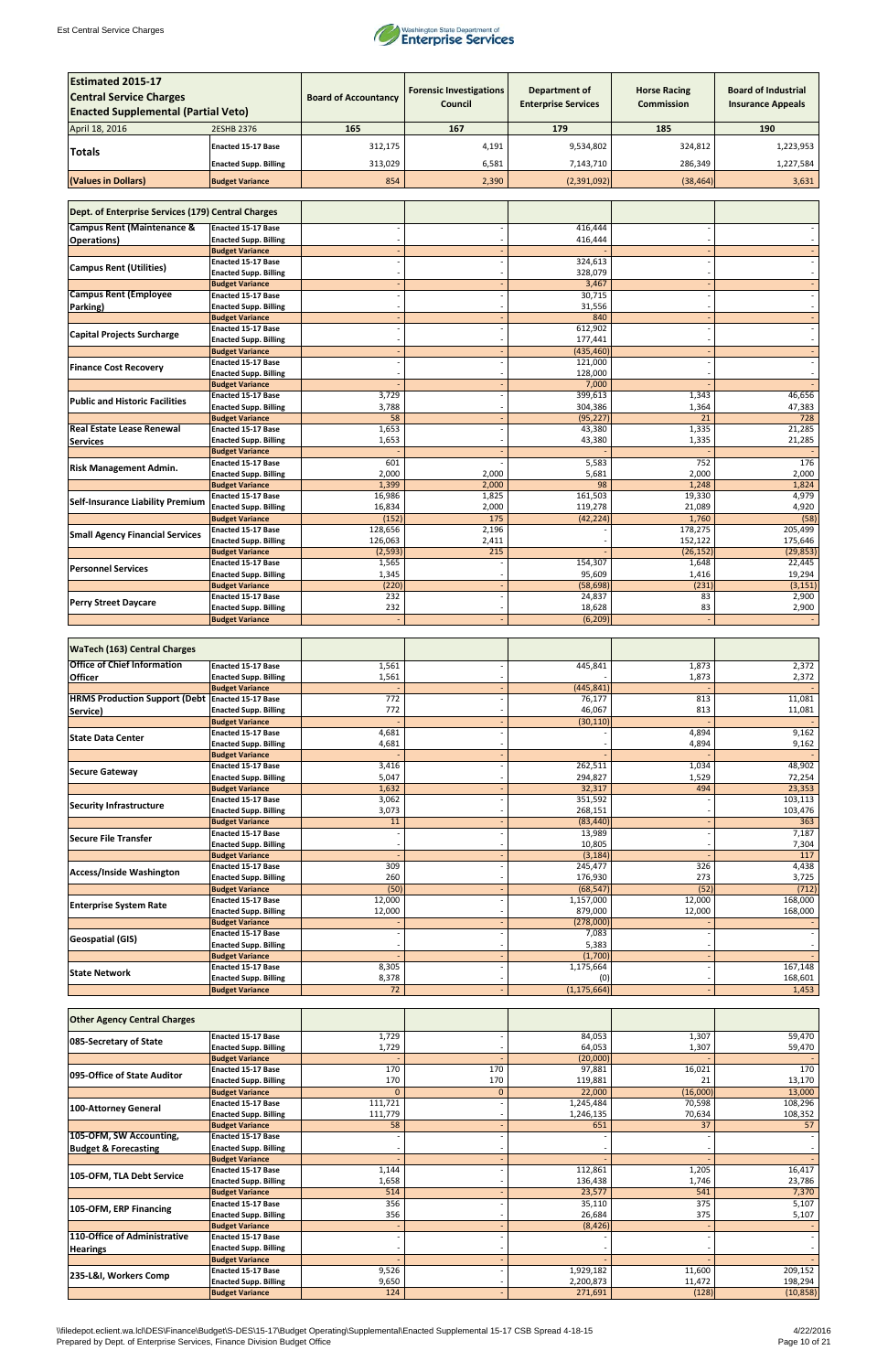| Estimated 2015-17 Central Service Charges Enacted Supplemental (Partial Veto) | | Board of Accountancy | Forensic Investigations Council | Department of Enterprise Services | Horse Racing Commission | Board of Industrial Insurance Appeals |
|---|---|---|---|---|---|---|
| April 18, 2016 | 2ESHB 2376 | 165 | 167 | 179 | 185 | 190 |
| Totals | Enacted 15-17 Base | 312,175 | 4,191 | 9,534,802 | 324,812 | 1,223,953 |
| | Enacted Supp. Billing | 313,029 | 6,581 | 7,143,710 | 286,349 | 1,227,584 |
| (Values in Dollars) | Budget Variance | 854 | 2,390 | (2,391,092) | (38,464) | 3,631 |

| Dept. of Enterprise Services (179) Central Charges | | | | | | |
|---|---|---|---|---|---|---|
| Campus Rent (Maintenance & Operations) | Enacted 15-17 Base | - | - | 416,444 | - | - |
| | Enacted Supp. Billing | - | - | 416,444 | - | - |
| | Budget Variance | - | - | - | - | - |
| Campus Rent (Utilities) | Enacted 15-17 Base | - | - | 324,613 | - | - |
| | Enacted Supp. Billing | - | - | 328,079 | - | - |
| | Budget Variance | - | - | 3,467 | - | - |
| Campus Rent (Employee Parking) | Enacted 15-17 Base | - | - | 30,715 | - | - |
| | Enacted Supp. Billing | - | - | 31,556 | - | - |
| | Budget Variance | - | - | 840 | - | - |
| Capital Projects Surcharge | Enacted 15-17 Base | - | - | 612,902 | - | - |
| | Enacted Supp. Billing | - | - | 177,441 | - | - |
| | Budget Variance | - | - | (435,460) | - | - |
| Finance Cost Recovery | Enacted 15-17 Base | - | - | 121,000 | - | - |
| | Enacted Supp. Billing | - | - | 128,000 | - | - |
| | Budget Variance | - | - | 7,000 | - | - |
| Public and Historic Facilities | Enacted 15-17 Base | 3,729 | - | 399,613 | 1,343 | 46,656 |
| | Enacted Supp. Billing | 3,788 | - | 304,386 | 1,364 | 47,383 |
| | Budget Variance | 58 | - | (95,227) | 21 | 728 |
| Real Estate Lease Renewal Services | Enacted 15-17 Base | 1,653 | - | 43,380 | 1,335 | 21,285 |
| | Enacted Supp. Billing | 1,653 | - | 43,380 | 1,335 | 21,285 |
| | Budget Variance | - | - | - | - | - |
| Risk Management Admin. | Enacted 15-17 Base | 601 | - | 5,583 | 752 | 176 |
| | Enacted Supp. Billing | 2,000 | 2,000 | 5,681 | 2,000 | 2,000 |
| | Budget Variance | 1,399 | 2,000 | 98 | 1,248 | 1,824 |
| Self-Insurance Liability Premium | Enacted 15-17 Base | 16,986 | 1,825 | 161,503 | 19,330 | 4,979 |
| | Enacted Supp. Billing | 16,834 | 2,000 | 119,278 | 21,089 | 4,920 |
| | Budget Variance | (152) | 175 | (42,224) | 1,760 | (58) |
| Small Agency Financial Services | Enacted 15-17 Base | 128,656 | 2,196 | - | 178,275 | 205,499 |
| | Enacted Supp. Billing | 126,063 | 2,411 | - | 152,122 | 175,646 |
| | Budget Variance | (2,593) | 215 | - | (26,152) | (29,853) |
| Personnel Services | Enacted 15-17 Base | 1,565 | - | 154,307 | 1,648 | 22,445 |
| | Enacted Supp. Billing | 1,345 | - | 95,609 | 1,416 | 19,294 |
| | Budget Variance | (220) | - | (58,698) | (231) | (3,151) |
| Perry Street Daycare | Enacted 15-17 Base | 232 | - | 24,837 | 83 | 2,900 |
| | Enacted Supp. Billing | 232 | - | 18,628 | 83 | 2,900 |
| | Budget Variance | - | - | (6,209) | - | - |

| WaTech (163) Central Charges | | | | | | |
|---|---|---|---|---|---|---|
| Office of Chief Information Officer | Enacted 15-17 Base | 1,561 | - | 445,841 | 1,873 | 2,372 |
| | Enacted Supp. Billing | 1,561 | - | - | 1,873 | 2,372 |
| | Budget Variance | - | - | (445,841) | - | - |
| HRMS Production Support (Debt Service) | Enacted 15-17 Base | 772 | - | 76,177 | 813 | 11,081 |
| | Enacted Supp. Billing | 772 | - | 46,067 | 813 | 11,081 |
| | Budget Variance | - | - | (30,110) | - | - |
| State Data Center | Enacted 15-17 Base | 4,681 | - | - | 4,894 | 9,162 |
| | Enacted Supp. Billing | 4,681 | - | - | 4,894 | 9,162 |
| | Budget Variance | - | - | - | - | - |
| Secure Gateway | Enacted 15-17 Base | 3,416 | - | 262,511 | 1,034 | 48,902 |
| | Enacted Supp. Billing | 5,047 | - | 294,827 | 1,529 | 72,254 |
| | Budget Variance | 1,632 | - | 32,317 | 494 | 23,353 |
| Security Infrastructure | Enacted 15-17 Base | 3,062 | - | 351,592 | - | 103,113 |
| | Enacted Supp. Billing | 3,073 | - | 268,151 | - | 103,476 |
| | Budget Variance | 11 | - | (83,440) | - | 363 |
| Secure File Transfer | Enacted 15-17 Base | - | - | 13,989 | - | 7,187 |
| | Enacted Supp. Billing | - | - | 10,805 | - | 7,304 |
| | Budget Variance | - | - | (3,184) | - | 117 |
| Access/Inside Washington | Enacted 15-17 Base | 309 | - | 245,477 | 326 | 4,438 |
| | Enacted Supp. Billing | 260 | - | 176,930 | 273 | 3,725 |
| | Budget Variance | (50) | - | (68,547) | (52) | (712) |
| Enterprise System Rate | Enacted 15-17 Base | 12,000 | - | 1,157,000 | 12,000 | 168,000 |
| | Enacted Supp. Billing | 12,000 | - | 879,000 | 12,000 | 168,000 |
| | Budget Variance | - | - | (278,000) | - | - |
| Geospatial (GIS) | Enacted 15-17 Base | - | - | 7,083 | - | - |
| | Enacted Supp. Billing | - | - | 5,383 | - | - |
| | Budget Variance | - | - | (1,700) | - | - |
| State Network | Enacted 15-17 Base | 8,305 | - | 1,175,664 | - | 167,148 |
| | Enacted Supp. Billing | 8,378 | - | (0) | - | 168,601 |
| | Budget Variance | 72 | - | (1,175,664) | - | 1,453 |

| Other Agency Central Charges | | | | | | |
|---|---|---|---|---|---|---|
| 085-Secretary of State | Enacted 15-17 Base | 1,729 | - | 84,053 | 1,307 | 59,470 |
| | Enacted Supp. Billing | 1,729 | - | 64,053 | 1,307 | 59,470 |
| | Budget Variance | - | - | (20,000) | - | - |
| 095-Office of State Auditor | Enacted 15-17 Base | 170 | 170 | 97,881 | 16,021 | 170 |
| | Enacted Supp. Billing | 170 | 170 | 119,881 | 21 | 13,170 |
| | Budget Variance | 0 | 0 | 22,000 | (16,000) | 13,000 |
| 100-Attorney General | Enacted 15-17 Base | 111,721 | - | 1,245,484 | 70,598 | 108,296 |
| | Enacted Supp. Billing | 111,779 | - | 1,246,135 | 70,634 | 108,352 |
| | Budget Variance | 58 | - | 651 | 37 | 57 |
| 105-OFM, SW Accounting, Budget & Forecasting | Enacted 15-17 Base | - | - | - | - | - |
| | Enacted Supp. Billing | - | - | - | - | - |
| | Budget Variance | - | - | - | - | - |
| 105-OFM, TLA Debt Service | Enacted 15-17 Base | 1,144 | - | 112,861 | 1,205 | 16,417 |
| | Enacted Supp. Billing | 1,658 | - | 136,438 | 1,746 | 23,786 |
| | Budget Variance | 514 | - | 23,577 | 541 | 7,370 |
| 105-OFM, ERP Financing | Enacted 15-17 Base | 356 | - | 35,110 | 375 | 5,107 |
| | Enacted Supp. Billing | 356 | - | 26,684 | 375 | 5,107 |
| | Budget Variance | - | - | (8,426) | - | - |
| 110-Office of Administrative Hearings | Enacted 15-17 Base | - | - | - | - | - |
| | Enacted Supp. Billing | - | - | - | - | - |
| | Budget Variance | - | - | - | - | - |
| 235-L&I, Workers Comp | Enacted 15-17 Base | 9,526 | - | 1,929,182 | 11,600 | 209,152 |
| | Enacted Supp. Billing | 9,650 | - | 2,200,873 | 11,472 | 198,294 |
| | Budget Variance | 124 | - | 271,691 | (128) | (10,858) |

\\filedepot.eclient.wa.lcl\DES\Finance\Budget\S-DES\15-17\Budget Operating\Supplemental\Enacted Supplemental 15-17 CSB Spread 4-18-15
Prepared by Dept. of Enterprise Services, Finance Division Budget Office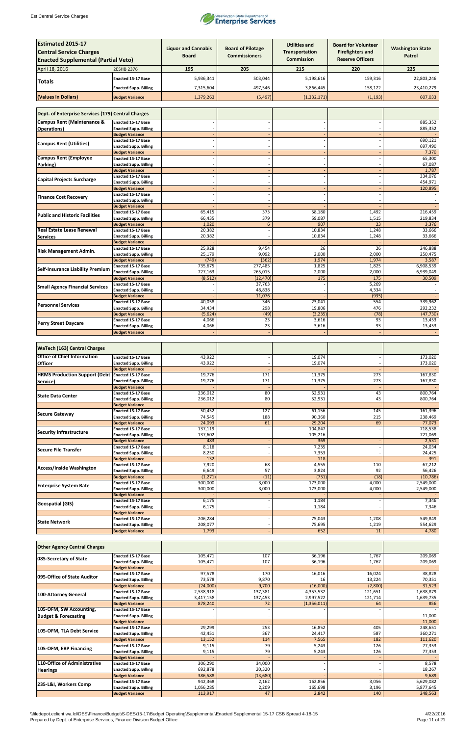| Estimated 2015-17 Central Service Charges Enacted Supplemental (Partial Veto) | | Liquor and Cannabis Board | Board of Pilotage Commissioners | Utilities and Transportation Commission | Board for Volunteer Firefighters and Reserve Officers | Washington State Patrol |
|---|---|---|---|---|---|---|
| April 18, 2016 | 2ESHB 2376 | 195 | 205 | 215 | 220 | 225 |
| Totals | Enacted 15-17 Base | 5,936,341 | 503,044 | 5,198,616 | 159,316 | 22,803,246 |
| | Enacted Supp. Billing | 7,315,604 | 497,546 | 3,866,445 | 158,122 | 23,410,279 |
| (Values in Dollars) | Budget Variance | 1,379,263 | (5,497) | (1,332,171) | (1,193) | 607,033 |

| Dept. of Enterprise Services (179) Central Charges | | | | | | |
|---|---|---|---|---|---|---|
| Campus Rent (Maintenance & Operations) | Enacted 15-17 Base | - | - | - | - | 885,352 |
| | Enacted Supp. Billing | - | - | - | - | 885,352 |
| | Budget Variance | - | - | - | - | - |
| Campus Rent (Utilities) | Enacted 15-17 Base | - | - | - | - | 690,121 |
| | Enacted Supp. Billing | - | - | - | - | 697,490 |
| | Budget Variance | - | - | - | - | 7,370 |
| Campus Rent (Employee Parking) | Enacted 15-17 Base | - | - | - | - | 65,300 |
| | Enacted Supp. Billing | - | - | - | - | 67,087 |
| | Budget Variance | - | - | - | - | 1,787 |
| Capital Projects Surcharge | Enacted 15-17 Base | - | - | - | - | 334,076 |
| | Enacted Supp. Billing | - | - | - | - | 454,971 |
| | Budget Variance | - | - | - | - | 120,895 |
| Finance Cost Recovery | Enacted 15-17 Base | - | - | - | - | - |
| | Enacted Supp. Billing | - | - | - | - | - |
| | Budget Variance | - | - | - | - | - |
| Public and Historic Facilities | Enacted 15-17 Base | 65,415 | 373 | 58,180 | 1,492 | 216,459 |
| | Enacted Supp. Billing | 66,435 | 379 | 59,087 | 1,515 | 219,834 |
| | Budget Variance | 1,020 | 6 | 907 | 23 | 3,376 |
| Real Estate Lease Renewal Services | Enacted 15-17 Base | 20,382 | - | 10,834 | 1,248 | 33,666 |
| | Enacted Supp. Billing | 20,382 | - | 10,834 | 1,248 | 33,666 |
| | Budget Variance | - | - | - | - | - |
| Risk Management Admin. | Enacted 15-17 Base | 25,928 | 9,454 | 26 | 26 | 246,888 |
| | Enacted Supp. Billing | 25,179 | 9,092 | 2,000 | 2,000 | 250,475 |
| | Budget Variance | (749) | (362) | 1,974 | 1,974 | 3,587 |
| Self-Insurance Liability Premium | Enacted 15-17 Base | 735,675 | 277,485 | 1,825 | 1,825 | 6,908,539 |
| | Enacted Supp. Billing | 727,163 | 265,015 | 2,000 | 2,000 | 6,939,049 |
| | Budget Variance | (8,512) | (12,470) | 175 | 175 | 30,509 |
| Small Agency Financial Services | Enacted 15-17 Base | - | 37,763 | - | 5,269 | - |
| | Enacted Supp. Billing | - | 48,838 | - | 4,334 | - |
| | Budget Variance | - | 11,076 | - | (935) | - |
| Personnel Services | Enacted 15-17 Base | 40,058 | 346 | 23,041 | 554 | 339,962 |
| | Enacted Supp. Billing | 34,434 | 298 | 19,806 | 476 | 292,232 |
| | Budget Variance | (5,624) | (49) | (3,235) | (78) | (47,730) |
| Perry Street Daycare | Enacted 15-17 Base | 4,066 | 23 | 3,616 | 93 | 13,453 |
| | Enacted Supp. Billing | 4,066 | 23 | 3,616 | 93 | 13,453 |
| | Budget Variance | - | - | - | - | - |

| WaTech (163) Central Charges | | | | | | |
|---|---|---|---|---|---|---|
| Office of Chief Information Officer | Enacted 15-17 Base | 43,922 | - | 19,074 | - | 173,020 |
| | Enacted Supp. Billing | 43,922 | - | 19,074 | - | 173,020 |
| | Budget Variance | - | - | - | - | - |
| HRMS Production Support (Debt Service) | Enacted 15-17 Base | 19,776 | 171 | 11,375 | 273 | 167,830 |
| | Enacted Supp. Billing | 19,776 | 171 | 11,375 | 273 | 167,830 |
| | Budget Variance | - | - | - | - | - |
| State Data Center | Enacted 15-17 Base | 236,012 | 80 | 52,931 | 43 | 800,764 |
| | Enacted Supp. Billing | 236,012 | 80 | 52,931 | 43 | 800,764 |
| | Budget Variance | - | - | - | - | - |
| Secure Gateway | Enacted 15-17 Base | 50,452 | 127 | 61,156 | 145 | 161,396 |
| | Enacted Supp. Billing | 74,545 | 188 | 90,360 | 215 | 238,469 |
| | Budget Variance | 24,093 | 61 | 29,204 | 69 | 77,073 |
| Security Infrastructure | Enacted 15-17 Base | 137,119 | - | 104,847 | - | 718,538 |
| | Enacted Supp. Billing | 137,602 | - | 105,216 | - | 721,069 |
| | Budget Variance | 483 | - | 369 | - | 2,531 |
| Secure File Transfer | Enacted 15-17 Base | 8,118 | - | 7,235 | - | 24,034 |
| | Enacted Supp. Billing | 8,250 | - | 7,353 | - | 24,425 |
| | Budget Variance | 132 | - | 118 | - | 391 |
| Access/Inside Washington | Enacted 15-17 Base | 7,920 | 68 | 4,555 | 110 | 67,212 |
| | Enacted Supp. Billing | 6,649 | 57 | 3,824 | 92 | 56,426 |
| | Budget Variance | (1,271) | (11) | (731) | (18) | (10,786) |
| Enterprise System Rate | Enacted 15-17 Base | 300,000 | 3,000 | 173,000 | 4,000 | 2,549,000 |
| | Enacted Supp. Billing | 300,000 | 3,000 | 173,000 | 4,000 | 2,549,000 |
| | Budget Variance | - | - | - | - | - |
| Geospatial (GIS) | Enacted 15-17 Base | 6,175 | - | 1,184 | - | 7,346 |
| | Enacted Supp. Billing | 6,175 | - | 1,184 | - | 7,346 |
| | Budget Variance | - | - | - | - | - |
| State Network | Enacted 15-17 Base | 206,284 | - | 75,043 | 1,208 | 549,849 |
| | Enacted Supp. Billing | 208,077 | - | 75,695 | 1,219 | 554,629 |
| | Budget Variance | 1,793 | - | 652 | 11 | 4,780 |

| Other Agency Central Charges | | | | | | |
|---|---|---|---|---|---|---|
| 085-Secretary of State | Enacted 15-17 Base | 105,471 | 107 | 36,196 | 1,767 | 209,069 |
| | Enacted Supp. Billing | 105,471 | 107 | 36,196 | 1,767 | 209,069 |
| | Budget Variance | - | - | - | - | - |
| 095-Office of State Auditor | Enacted 15-17 Base | 97,578 | 170 | 16,016 | 16,024 | 38,828 |
| | Enacted Supp. Billing | 73,578 | 9,870 | 16 | 13,224 | 70,351 |
| | Budget Variance | (24,000) | 9,700 | (16,000) | (2,800) | 31,523 |
| 100-Attorney General | Enacted 15-17 Base | 2,538,918 | 137,381 | 4,353,532 | 121,651 | 1,638,879 |
| | Enacted Supp. Billing | 3,417,158 | 137,453 | 2,997,522 | 121,714 | 1,639,735 |
| | Budget Variance | 878,240 | 72 | (1,356,011) | 64 | 856 |
| 105-OFM, SW Accounting, Budget & Forecasting | Enacted 15-17 Base | - | - | - | - | - |
| | Enacted Supp. Billing | - | - | - | - | 11,000 |
| | Budget Variance | - | - | - | - | 11,000 |
| 105-OFM, TLA Debt Service | Enacted 15-17 Base | 29,299 | 253 | 16,852 | 405 | 248,651 |
| | Enacted Supp. Billing | 42,451 | 367 | 24,417 | 587 | 360,271 |
| | Budget Variance | 13,152 | 114 | 7,565 | 182 | 111,620 |
| 105-OFM, ERP Financing | Enacted 15-17 Base | 9,115 | 79 | 5,243 | 126 | 77,353 |
| | Enacted Supp. Billing | 9,115 | 79 | 5,243 | 126 | 77,353 |
| | Budget Variance | - | - | - | - | - |
| 110-Office of Administrative Hearings | Enacted 15-17 Base | 306,290 | 34,000 | - | - | 8,578 |
| | Enacted Supp. Billing | 692,878 | 20,320 | - | - | 18,267 |
| | Budget Variance | 386,588 | (13,680) | - | - | 9,689 |
| 235-L&I, Workers Comp | Enacted 15-17 Base | 942,368 | 2,162 | 162,856 | 3,056 | 5,629,082 |
| | Enacted Supp. Billing | 1,056,285 | 2,209 | 165,698 | 3,196 | 5,877,645 |
| | Budget Variance | 113,917 | 47 | 2,842 | 140 | 248,563 |

\\filedepot.eclient.wa.lcl\DES\Finance\Budget\S-DES\15-17\Budget Operating\Supplemental\Enacted Supplemental 15-17 CSB Spread 4-18-15
Prepared by Dept. of Enterprise Services, Finance Division Budget Office
4/22/2016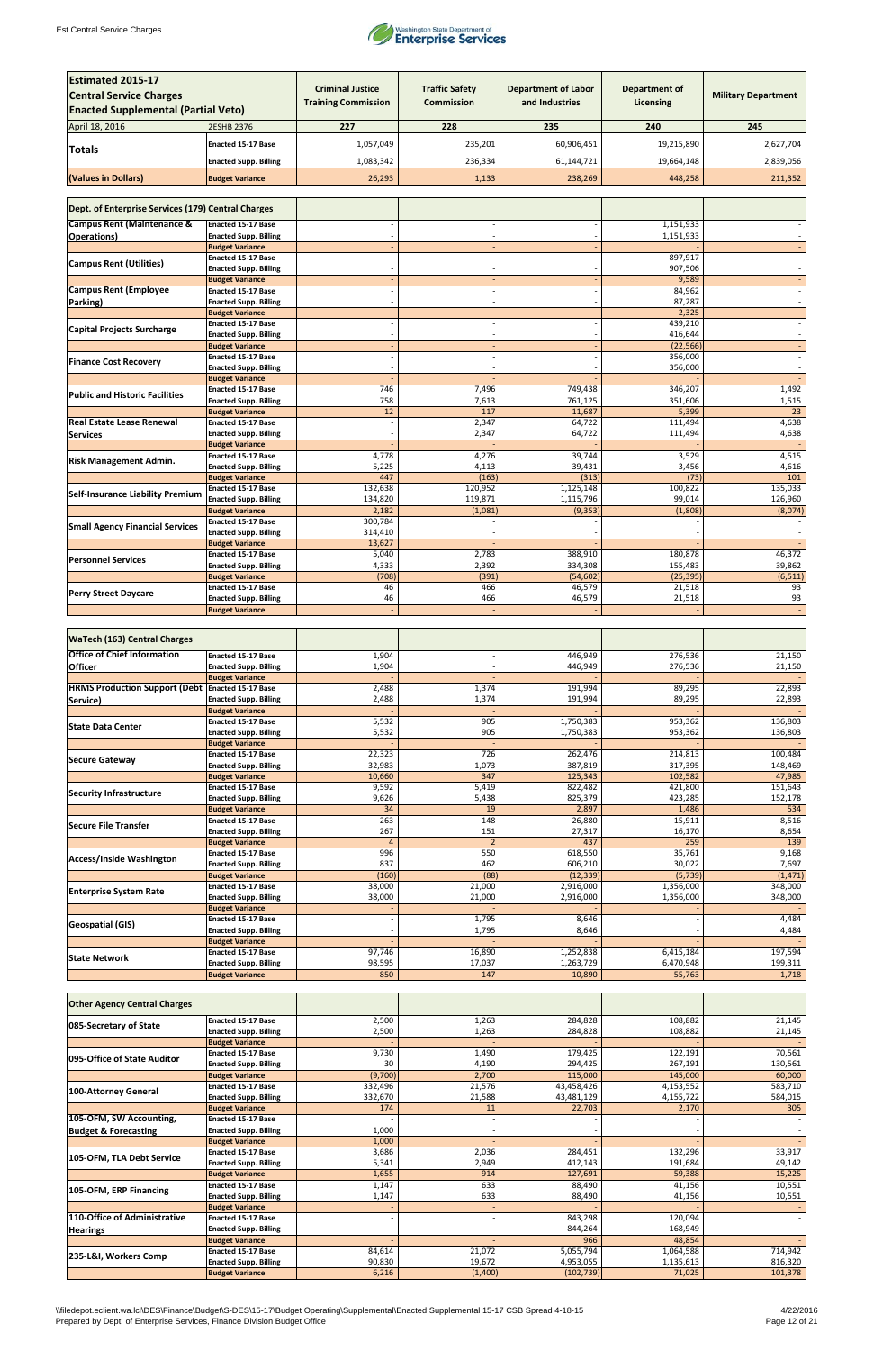| Estimated 2015-17 Central Service Charges Enacted Supplemental (Partial Veto) | | Criminal Justice Training Commission | Traffic Safety Commission | Department of Labor and Industries | Department of Licensing | Military Department |
|---|---|---|---|---|---|---|
| April 18, 2016 | 2ESHB 2376 | 227 | 228 | 235 | 240 | 245 |
| Totals | Enacted 15-17 Base | 1,057,049 | 235,201 | 60,906,451 | 19,215,890 | 2,627,704 |
| | Enacted Supp. Billing | 1,083,342 | 236,334 | 61,144,721 | 19,664,148 | 2,839,056 |
| (Values in Dollars) | Budget Variance | 26,293 | 1,133 | 238,269 | 448,258 | 211,352 |

| Dept. of Enterprise Services (179) Central Charges | | | | | | |
|---|---|---|---|---|---|---|
| Campus Rent (Maintenance & Operations) | Enacted 15-17 Base | - | - | - | 1,151,933 | - |
| | Enacted Supp. Billing | - | - | - | 1,151,933 | - |
| | Budget Variance | - | - | - | - | - |
| Campus Rent (Utilities) | Enacted 15-17 Base | - | - | - | 897,917 | - |
| | Enacted Supp. Billing | - | - | - | 907,506 | - |
| | Budget Variance | - | - | - | 9,589 | - |
| Campus Rent (Employee Parking) | Enacted 15-17 Base | - | - | - | 84,962 | - |
| | Enacted Supp. Billing | - | - | - | 87,287 | - |
| | Budget Variance | - | - | - | 2,325 | - |
| Capital Projects Surcharge | Enacted 15-17 Base | - | - | - | 439,210 | - |
| | Enacted Supp. Billing | - | - | - | 416,644 | - |
| | Budget Variance | - | - | - | (22,566) | - |
| Finance Cost Recovery | Enacted 15-17 Base | - | - | - | 356,000 | - |
| | Enacted Supp. Billing | - | - | - | 356,000 | - |
| | Budget Variance | - | - | - | - | - |
| Public and Historic Facilities | Enacted 15-17 Base | 746 | 7,496 | 749,438 | 346,207 | 1,492 |
| | Enacted Supp. Billing | 758 | 7,613 | 761,125 | 351,606 | 1,515 |
| | Budget Variance | 12 | 117 | 11,687 | 5,399 | 23 |
| Real Estate Lease Renewal Services | Enacted 15-17 Base | - | 2,347 | 64,722 | 111,494 | 4,638 |
| | Enacted Supp. Billing | - | 2,347 | 64,722 | 111,494 | 4,638 |
| | Budget Variance | - | - | - | - | - |
| Risk Management Admin. | Enacted 15-17 Base | 4,778 | 4,276 | 39,744 | 3,529 | 4,515 |
| | Enacted Supp. Billing | 5,225 | 4,113 | 39,431 | 3,456 | 4,616 |
| | Budget Variance | 447 | (163) | (313) | (73) | 101 |
| Self-Insurance Liability Premium | Enacted 15-17 Base | 132,638 | 120,952 | 1,125,148 | 100,822 | 135,033 |
| | Enacted Supp. Billing | 134,820 | 119,871 | 1,115,796 | 99,014 | 126,960 |
| | Budget Variance | 2,182 | (1,081) | (9,353) | (1,808) | (8,074) |
| Small Agency Financial Services | Enacted 15-17 Base | 300,784 | - | - | - | - |
| | Enacted Supp. Billing | 314,410 | - | - | - | - |
| | Budget Variance | 13,627 | - | - | - | - |
| Personnel Services | Enacted 15-17 Base | 5,040 | 2,783 | 388,910 | 180,878 | 46,372 |
| | Enacted Supp. Billing | 4,333 | 2,392 | 334,308 | 155,483 | 39,862 |
| | Budget Variance | (708) | (391) | (54,602) | (25,395) | (6,511) |
| Perry Street Daycare | Enacted 15-17 Base | 46 | 466 | 46,579 | 21,518 | 93 |
| | Enacted Supp. Billing | 46 | 466 | 46,579 | 21,518 | 93 |
| | Budget Variance | - | - | - | - | - |

| WaTech (163) Central Charges | | | | | | |
|---|---|---|---|---|---|---|
| Office of Chief Information Officer | Enacted 15-17 Base | 1,904 | - | 446,949 | 276,536 | 21,150 |
| | Enacted Supp. Billing | 1,904 | - | 446,949 | 276,536 | 21,150 |
| | Budget Variance | - | - | - | - | - |
| HRMS Production Support (Debt Service) | Enacted 15-17 Base | 2,488 | 1,374 | 191,994 | 89,295 | 22,893 |
| | Enacted Supp. Billing | 2,488 | 1,374 | 191,994 | 89,295 | 22,893 |
| | Budget Variance | - | - | - | - | - |
| State Data Center | Enacted 15-17 Base | 5,532 | 905 | 1,750,383 | 953,362 | 136,803 |
| | Enacted Supp. Billing | 5,532 | 905 | 1,750,383 | 953,362 | 136,803 |
| | Budget Variance | - | - | - | - | - |
| Secure Gateway | Enacted 15-17 Base | 22,323 | 726 | 262,476 | 214,813 | 100,484 |
| | Enacted Supp. Billing | 32,983 | 1,073 | 387,819 | 317,395 | 148,469 |
| | Budget Variance | 10,660 | 347 | 125,343 | 102,582 | 47,985 |
| Security Infrastructure | Enacted 15-17 Base | 9,592 | 5,419 | 822,482 | 421,800 | 151,643 |
| | Enacted Supp. Billing | 9,626 | 5,438 | 825,379 | 423,285 | 152,178 |
| | Budget Variance | 34 | 19 | 2,897 | 1,486 | 534 |
| Secure File Transfer | Enacted 15-17 Base | 263 | 148 | 26,880 | 15,911 | 8,516 |
| | Enacted Supp. Billing | 267 | 151 | 27,317 | 16,170 | 8,654 |
| | Budget Variance | 4 | 2 | 437 | 259 | 139 |
| Access/Inside Washington | Enacted 15-17 Base | 996 | 550 | 618,550 | 35,761 | 9,168 |
| | Enacted Supp. Billing | 837 | 462 | 606,210 | 30,022 | 7,697 |
| | Budget Variance | (160) | (88) | (12,339) | (5,739) | (1,471) |
| Enterprise System Rate | Enacted 15-17 Base | 38,000 | 21,000 | 2,916,000 | 1,356,000 | 348,000 |
| | Enacted Supp. Billing | 38,000 | 21,000 | 2,916,000 | 1,356,000 | 348,000 |
| | Budget Variance | - | - | - | - | - |
| Geospatial (GIS) | Enacted 15-17 Base | - | 1,795 | 8,646 | - | 4,484 |
| | Enacted Supp. Billing | - | 1,795 | 8,646 | - | 4,484 |
| | Budget Variance | - | - | - | - | - |
| State Network | Enacted 15-17 Base | 97,746 | 16,890 | 1,252,838 | 6,415,184 | 197,594 |
| | Enacted Supp. Billing | 98,595 | 17,037 | 1,263,729 | 6,470,948 | 199,311 |
| | Budget Variance | 850 | 147 | 10,890 | 55,763 | 1,718 |

| Other Agency Central Charges | | | | | | |
|---|---|---|---|---|---|---|
| 085-Secretary of State | Enacted 15-17 Base | 2,500 | 1,263 | 284,828 | 108,882 | 21,145 |
| | Enacted Supp. Billing | 2,500 | 1,263 | 284,828 | 108,882 | 21,145 |
| | Budget Variance | - | - | - | - | - |
| 095-Office of State Auditor | Enacted 15-17 Base | 9,730 | 1,490 | 179,425 | 122,191 | 70,561 |
| | Enacted Supp. Billing | 30 | 4,190 | 294,425 | 267,191 | 130,561 |
| | Budget Variance | (9,700) | 2,700 | 115,000 | 145,000 | 60,000 |
| 100-Attorney General | Enacted 15-17 Base | 332,496 | 21,576 | 43,458,426 | 4,153,552 | 583,710 |
| | Enacted Supp. Billing | 332,670 | 21,588 | 43,481,129 | 4,155,722 | 584,015 |
| | Budget Variance | 174 | 11 | 22,703 | 2,170 | 305 |
| 105-OFM, SW Accounting, Budget & Forecasting | Enacted 15-17 Base | - | - | - | - | - |
| | Enacted Supp. Billing | 1,000 | - | - | - | - |
| | Budget Variance | 1,000 | - | - | - | - |
| 105-OFM, TLA Debt Service | Enacted 15-17 Base | 3,686 | 2,036 | 284,451 | 132,296 | 33,917 |
| | Enacted Supp. Billing | 5,341 | 2,949 | 412,143 | 191,684 | 49,142 |
| | Budget Variance | 1,655 | 914 | 127,691 | 59,388 | 15,225 |
| 105-OFM, ERP Financing | Enacted 15-17 Base | 1,147 | 633 | 88,490 | 41,156 | 10,551 |
| | Enacted Supp. Billing | 1,147 | 633 | 88,490 | 41,156 | 10,551 |
| | Budget Variance | - | - | - | - | - |
| 110-Office of Administrative Hearings | Enacted 15-17 Base | - | - | 843,298 | 120,094 | - |
| | Enacted Supp. Billing | - | - | 844,264 | 168,949 | - |
| | Budget Variance | - | - | 966 | 48,854 | - |
| 235-L&I, Workers Comp | Enacted 15-17 Base | 84,614 | 21,072 | 5,055,794 | 1,064,588 | 714,942 |
| | Enacted Supp. Billing | 90,830 | 19,672 | 4,953,055 | 1,135,613 | 816,320 |
| | Budget Variance | 6,216 | (1,400) | (102,739) | 71,025 | 101,378 |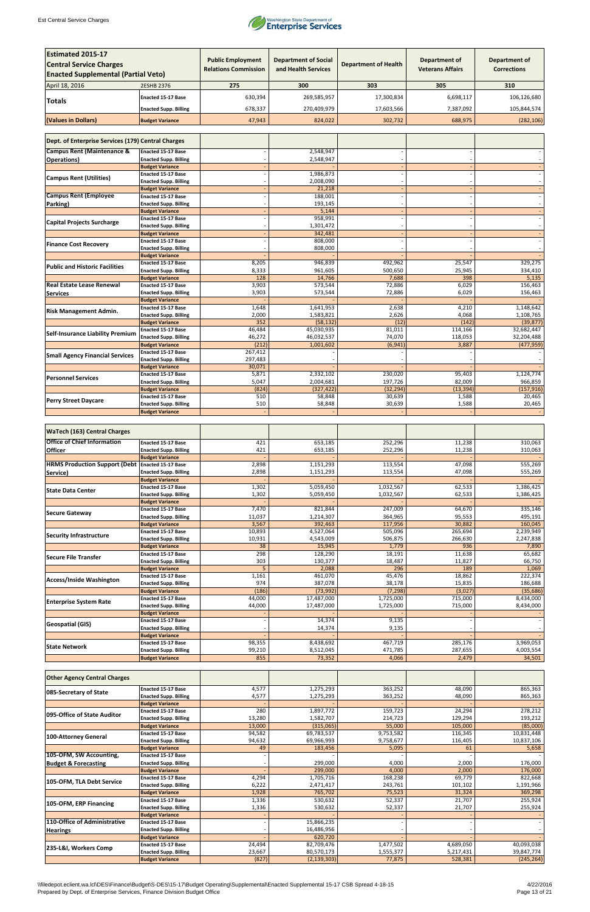| Estimated 2015-17 Central Service Charges Enacted Supplemental (Partial Veto) | | Public Employment Relations Commission | Department of Social and Health Services | Department of Health | Department of Veterans Affairs | Department of Corrections |
|---|---|---|---|---|---|---|
| April 18, 2016 | 2ESHB 2376 | 275 | 300 | 303 | 305 | 310 |
| Totals | Enacted 15-17 Base | 630,394 | 269,585,957 | 17,300,834 | 6,698,117 | 106,126,680 |
| | Enacted Supp. Billing | 678,337 | 270,409,979 | 17,603,566 | 7,387,092 | 105,844,574 |
| (Values in Dollars) | Budget Variance | 47,943 | 824,022 | 302,732 | 688,975 | (282,106) |

| Dept. of Enterprise Services (179) Central Charges | | | | | | |
|---|---|---|---|---|---|---|
| Campus Rent (Maintenance & Operations) | Enacted 15-17 Base | - | 2,548,947 | - | - | - |
| | Enacted Supp. Billing | - | 2,548,947 | - | - | - |
| | Budget Variance | - | - | - | - | - |
| Campus Rent (Utilities) | Enacted 15-17 Base | - | 1,986,873 | - | - | - |
| | Enacted Supp. Billing | - | 2,008,090 | - | - | - |
| | Budget Variance | - | 21,218 | - | - | - |
| Campus Rent (Employee Parking) | Enacted 15-17 Base | - | 188,001 | - | - | - |
| | Enacted Supp. Billing | - | 193,145 | - | - | - |
| | Budget Variance | - | 5,144 | - | - | - |
| Capital Projects Surcharge | Enacted 15-17 Base | - | 958,991 | - | - | - |
| | Enacted Supp. Billing | - | 1,301,472 | - | - | - |
| | Budget Variance | - | 342,481 | - | - | - |
| Finance Cost Recovery | Enacted 15-17 Base | - | 808,000 | - | - | - |
| | Enacted Supp. Billing | - | 808,000 | - | - | - |
| | Budget Variance | - | - | - | - | - |
| Public and Historic Facilities | Enacted 15-17 Base | 8,205 | 946,839 | 492,962 | 25,547 | 329,275 |
| | Enacted Supp. Billing | 8,333 | 961,605 | 500,650 | 25,945 | 334,410 |
| | Budget Variance | 128 | 14,766 | 7,688 | 398 | 5,135 |
| Real Estate Lease Renewal Services | Enacted 15-17 Base | 3,903 | 573,544 | 72,886 | 6,029 | 156,463 |
| | Enacted Supp. Billing | 3,903 | 573,544 | 72,886 | 6,029 | 156,463 |
| | Budget Variance | - | - | - | - | - |
| Risk Management Admin. | Enacted 15-17 Base | 1,648 | 1,641,953 | 2,638 | 4,210 | 1,148,642 |
| | Enacted Supp. Billing | 2,000 | 1,583,821 | 2,626 | 4,068 | 1,108,765 |
| | Budget Variance | 352 | (58,132) | (12) | (142) | (39,877) |
| Self-Insurance Liability Premium | Enacted 15-17 Base | 46,484 | 45,030,935 | 81,011 | 114,166 | 32,682,447 |
| | Enacted Supp. Billing | 46,272 | 46,032,537 | 74,070 | 118,053 | 32,204,488 |
| | Budget Variance | (212) | 1,001,602 | (6,941) | 3,887 | (477,959) |
| Small Agency Financial Services | Enacted 15-17 Base | 267,412 | - | - | - | - |
| | Enacted Supp. Billing | 297,483 | - | - | - | - |
| | Budget Variance | 30,071 | - | - | - | - |
| Personnel Services | Enacted 15-17 Base | 5,871 | 2,332,102 | 230,020 | 95,403 | 1,124,774 |
| | Enacted Supp. Billing | 5,047 | 2,004,681 | 197,726 | 82,009 | 966,859 |
| | Budget Variance | (824) | (327,422) | (32,294) | (13,394) | (157,916) |
| Perry Street Daycare | Enacted 15-17 Base | 510 | 58,848 | 30,639 | 1,588 | 20,465 |
| | Enacted Supp. Billing | 510 | 58,848 | 30,639 | 1,588 | 20,465 |
| | Budget Variance | - | - | - | - | - |

| WaTech (163) Central Charges | | | | | | |
|---|---|---|---|---|---|---|
| Office of Chief Information Officer | Enacted 15-17 Base | 421 | 653,185 | 252,296 | 11,238 | 310,063 |
| | Enacted Supp. Billing | 421 | 653,185 | 252,296 | 11,238 | 310,063 |
| | Budget Variance | - | - | - | - | - |
| HRMS Production Support (Debt Service) | Enacted 15-17 Base | 2,898 | 1,151,293 | 113,554 | 47,098 | 555,269 |
| | Enacted Supp. Billing | 2,898 | 1,151,293 | 113,554 | 47,098 | 555,269 |
| | Budget Variance | - | - | - | - | - |
| State Data Center | Enacted 15-17 Base | 1,302 | 5,059,450 | 1,032,567 | 62,533 | 1,386,425 |
| | Enacted Supp. Billing | 1,302 | 5,059,450 | 1,032,567 | 62,533 | 1,386,425 |
| | Budget Variance | - | - | - | - | - |
| Secure Gateway | Enacted 15-17 Base | 7,470 | 821,844 | 247,009 | 64,670 | 335,146 |
| | Enacted Supp. Billing | 11,037 | 1,214,307 | 364,965 | 95,553 | 495,191 |
| | Budget Variance | 3,567 | 392,463 | 117,956 | 30,882 | 160,045 |
| Security Infrastructure | Enacted 15-17 Base | 10,893 | 4,527,064 | 505,096 | 265,694 | 2,239,949 |
| | Enacted Supp. Billing | 10,931 | 4,543,009 | 506,875 | 266,630 | 2,247,838 |
| | Budget Variance | 38 | 15,945 | 1,779 | 936 | 7,890 |
| Secure File Transfer | Enacted 15-17 Base | 298 | 128,290 | 18,191 | 11,638 | 65,682 |
| | Enacted Supp. Billing | 303 | 130,377 | 18,487 | 11,827 | 66,750 |
| | Budget Variance | 5 | 2,088 | 296 | 189 | 1,069 |
| Access/Inside Washington | Enacted 15-17 Base | 1,161 | 461,070 | 45,476 | 18,862 | 222,374 |
| | Enacted Supp. Billing | 974 | 387,078 | 38,178 | 15,835 | 186,688 |
| | Budget Variance | (186) | (73,992) | (7,298) | (3,027) | (35,686) |
| Enterprise System Rate | Enacted 15-17 Base | 44,000 | 17,487,000 | 1,725,000 | 715,000 | 8,434,000 |
| | Enacted Supp. Billing | 44,000 | 17,487,000 | 1,725,000 | 715,000 | 8,434,000 |
| | Budget Variance | - | - | - | - | - |
| Geospatial (GIS) | Enacted 15-17 Base | - | 14,374 | 9,135 | - | - |
| | Enacted Supp. Billing | - | 14,374 | 9,135 | - | - |
| | Budget Variance | - | - | - | - | - |
| State Network | Enacted 15-17 Base | 98,355 | 8,438,692 | 467,719 | 285,176 | 3,969,053 |
| | Enacted Supp. Billing | 99,210 | 8,512,045 | 471,785 | 287,655 | 4,003,554 |
| | Budget Variance | 855 | 73,352 | 4,066 | 2,479 | 34,501 |

| Other Agency Central Charges | | | | | | |
|---|---|---|---|---|---|---|
| 085-Secretary of State | Enacted 15-17 Base | 4,577 | 1,275,293 | 363,252 | 48,090 | 865,363 |
| | Enacted Supp. Billing | 4,577 | 1,275,293 | 363,252 | 48,090 | 865,363 |
| | Budget Variance | - | - | - | - | - |
| 095-Office of State Auditor | Enacted 15-17 Base | 280 | 1,897,772 | 159,723 | 24,294 | 278,212 |
| | Enacted Supp. Billing | 13,280 | 1,582,707 | 214,723 | 129,294 | 193,212 |
| | Budget Variance | 13,000 | (315,065) | 55,000 | 105,000 | (85,000) |
| 100-Attorney General | Enacted 15-17 Base | 94,582 | 69,783,537 | 9,753,582 | 116,345 | 10,831,448 |
| | Enacted Supp. Billing | 94,632 | 69,966,993 | 9,758,677 | 116,405 | 10,837,106 |
| | Budget Variance | 49 | 183,456 | 5,095 | 61 | 5,658 |
| 105-OFM, SW Accounting, Budget & Forecasting | Enacted 15-17 Base | - | - | - | - | - |
| | Enacted Supp. Billing | - | 299,000 | 4,000 | 2,000 | 176,000 |
| | Budget Variance | - | 299,000 | 4,000 | 2,000 | 176,000 |
| 105-OFM, TLA Debt Service | Enacted 15-17 Base | 4,294 | 1,705,716 | 168,238 | 69,779 | 822,668 |
| | Enacted Supp. Billing | 6,222 | 2,471,417 | 243,761 | 101,102 | 1,191,966 |
| | Budget Variance | 1,928 | 765,702 | 75,523 | 31,324 | 369,298 |
| 105-OFM, ERP Financing | Enacted 15-17 Base | 1,336 | 530,632 | 52,337 | 21,707 | 255,924 |
| | Enacted Supp. Billing | 1,336 | 530,632 | 52,337 | 21,707 | 255,924 |
| | Budget Variance | - | - | - | - | - |
| 110-Office of Administrative Hearings | Enacted 15-17 Base | - | 15,866,235 | - | - | - |
| | Enacted Supp. Billing | - | 16,486,956 | - | - | - |
| | Budget Variance | - | 620,720 | - | - | - |
| 235-L&I, Workers Comp | Enacted 15-17 Base | 24,494 | 82,709,476 | 1,477,502 | 4,689,050 | 40,093,038 |
| | Enacted Supp. Billing | 23,667 | 80,570,173 | 1,555,377 | 5,217,431 | 39,847,774 |
| | Budget Variance | (827) | (2,139,303) | 77,875 | 528,381 | (245,264) |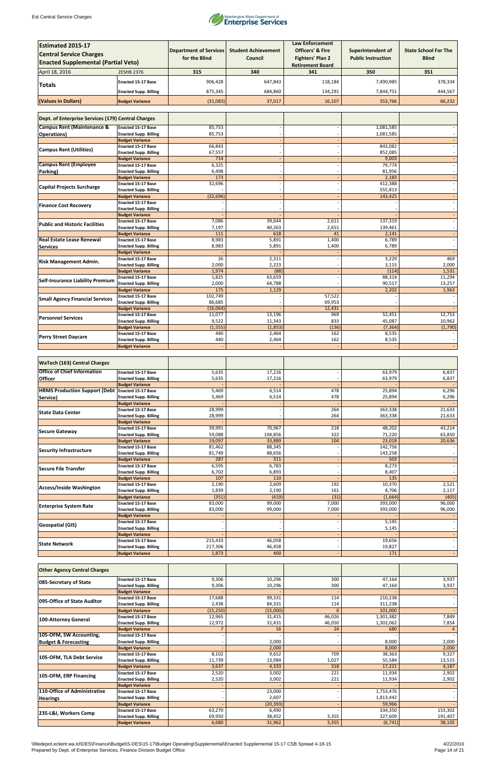| Estimated 2015-17 Central Service Charges Enacted Supplemental (Partial Veto) | | Department of Services for the Blind | Student Achievement Council | Law Enforcement Officers' & Fire Fighters' Plan 2 Retirement Board | Superintendent of Public Instruction | State School For The Blind |
|---|---|---|---|---|---|---|
| April 18, 2016 | 2ESHB 2376 | 315 | 340 | 341 | 350 | 351 |
| Totals | Enacted 15-17 Base | 906,428 | 647,843 | 118,184 | 7,490,985 | 378,334 |
| | Enacted Supp. Billing | 875,345 | 684,860 | 134,291 | 7,844,751 | 444,567 |
| (Values in Dollars) | Budget Variance | (31,083) | 37,017 | 16,107 | 353,766 | 66,232 |

| Dept. of Enterprise Services (179) Central Charges | | | | | | |
|---|---|---|---|---|---|---|
| Campus Rent (Maintenance & Operations) | Enacted 15-17 Base | 85,753 | - | - | 1,081,585 | - |
| | Enacted Supp. Billing | 85,753 | - | - | 1,081,585 | - |
| | Budget Variance | - | - | - | - | - |
| Campus Rent (Utilities) | Enacted 15-17 Base | 66,843 | - | - | 843,082 | - |
| | Enacted Supp. Billing | 67,557 | - | - | 852,085 | - |
| | Budget Variance | 714 | - | - | 9,003 | - |
| Campus Rent (Employee Parking) | Enacted 15-17 Base | 6,325 | - | - | 79,774 | - |
| | Enacted Supp. Billing | 6,498 | - | - | 81,956 | - |
| | Budget Variance | 173 | - | - | 2,183 | - |
| Capital Projects Surcharge | Enacted 15-17 Base | 32,696 | - | - | 412,388 | - |
| | Enacted Supp. Billing | - | - | - | 555,813 | - |
| | Budget Variance | (32,696) | - | - | 143,425 | - |
| Finance Cost Recovery | Enacted 15-17 Base | - | - | - | - | - |
| | Enacted Supp. Billing | - | - | - | - | - |
| | Budget Variance | - | - | - | - | - |
| Public and Historic Facilities | Enacted 15-17 Base | 7,086 | 39,644 | 2,611 | 137,319 | - |
| | Enacted Supp. Billing | 7,197 | 40,263 | 2,651 | 139,461 | - |
| | Budget Variance | 111 | 618 | 41 | 2,141 | - |
| Real Estate Lease Renewal Services | Enacted 15-17 Base | 8,983 | 5,891 | 1,400 | 6,789 | - |
| | Enacted Supp. Billing | 8,983 | 5,891 | 1,400 | 6,789 | - |
| | Budget Variance | - | - | - | - | - |
| Risk Management Admin. | Enacted 15-17 Base | 26 | 2,311 | - | 3,229 | 469 |
| | Enacted Supp. Billing | 2,000 | 2,223 | - | 3,115 | 2,000 |
| | Budget Variance | 1,974 | (88) | - | (114) | 1,531 |
| Self-Insurance Liability Premium | Enacted 15-17 Base | 1,825 | 63,659 | - | 88,314 | 11,294 |
| | Enacted Supp. Billing | 2,000 | 64,788 | - | 90,517 | 13,257 |
| | Budget Variance | 175 | 1,129 | - | 2,202 | 1,963 |
| Small Agency Financial Services | Enacted 15-17 Base | 102,749 | - | 57,522 | - | - |
| | Enacted Supp. Billing | 86,685 | - | 69,953 | - | - |
| | Budget Variance | (16,064) | - | 12,431 | - | - |
| Personnel Services | Enacted 15-17 Base | 11,077 | 13,196 | 969 | 52,451 | 12,753 |
| | Enacted Supp. Billing | 9,522 | 11,343 | 833 | 45,087 | 10,962 |
| | Budget Variance | (1,555) | (1,853) | (136) | (7,364) | (1,790) |
| Perry Street Daycare | Enacted 15-17 Base | 440 | 2,464 | 162 | 8,535 | - |
| | Enacted Supp. Billing | 440 | 2,464 | 162 | 8,535 | - |
| | Budget Variance | - | - | - | - | - |

| WaTech (163) Central Charges | | | | | | |
|---|---|---|---|---|---|---|
| Office of Chief Information Officer | Enacted 15-17 Base | 5,635 | 17,216 | - | 63,979 | 6,837 |
| | Enacted Supp. Billing | 5,635 | 17,216 | - | 63,979 | 6,837 |
| | Budget Variance | - | - | - | - | - |
| HRMS Production Support (Debt Service) | Enacted 15-17 Base | 5,469 | 6,514 | 478 | 25,894 | 6,296 |
| | Enacted Supp. Billing | 5,469 | 6,514 | 478 | 25,894 | 6,296 |
| | Budget Variance | - | - | - | - | - |
| State Data Center | Enacted 15-17 Base | 28,999 | - | 264 | 363,338 | 21,633 |
| | Enacted Supp. Billing | 28,999 | - | 264 | 363,338 | 21,633 |
| | Budget Variance | - | - | - | - | - |
| Secure Gateway | Enacted 15-17 Base | 39,991 | 70,967 | 218 | 48,202 | 43,214 |
| | Enacted Supp. Billing | 59,088 | 104,856 | 322 | 71,220 | 63,850 |
| | Budget Variance | 19,097 | 33,889 | 104 | 23,018 | 20,636 |
| Security Infrastructure | Enacted 15-17 Base | 81,462 | 88,345 | - | 142,756 | - |
| | Enacted Supp. Billing | 81,749 | 88,656 | - | 143,258 | - |
| | Budget Variance | 287 | 311 | - | 503 | - |
| Secure File Transfer | Enacted 15-17 Base | 6,595 | 6,783 | - | 8,273 | - |
| | Enacted Supp. Billing | 6,702 | 6,893 | - | 8,407 | - |
| | Budget Variance | 107 | 110 | - | 135 | - |
| Access/Inside Washington | Enacted 15-17 Base | 2,190 | 2,609 | 192 | 10,370 | 2,521 |
| | Enacted Supp. Billing | 1,839 | 2,190 | 161 | 8,706 | 2,117 |
| | Budget Variance | (351) | (419) | (31) | (1,664) | (405) |
| Enterprise System Rate | Enacted 15-17 Base | 83,000 | 99,000 | 7,000 | 393,000 | 96,000 |
| | Enacted Supp. Billing | 83,000 | 99,000 | 7,000 | 393,000 | 96,000 |
| | Budget Variance | - | - | - | - | - |
| Geospatial (GIS) | Enacted 15-17 Base | - | - | - | 5,145 | - |
| | Enacted Supp. Billing | - | - | - | 5,145 | - |
| | Budget Variance | - | - | - | - | - |
| State Network | Enacted 15-17 Base | 215,433 | 46,058 | - | 19,656 | - |
| | Enacted Supp. Billing | 217,306 | 46,458 | - | 19,827 | - |
| | Budget Variance | 1,873 | 400 | - | 171 | - |

| Other Agency Central Charges | | | | | | |
|---|---|---|---|---|---|---|
| 085-Secretary of State | Enacted 15-17 Base | 9,306 | 10,296 | 300 | 47,164 | 3,937 |
| | Enacted Supp. Billing | 9,306 | 10,296 | 300 | 47,164 | 3,937 |
| | Budget Variance | - | - | - | - | - |
| 095-Office of State Auditor | Enacted 15-17 Base | 17,688 | 99,331 | 114 | 210,238 | - |
| | Enacted Supp. Billing | 2,438 | 84,331 | 114 | 311,238 | - |
| | Budget Variance | (15,250) | (15,000) | 0 | 101,000 | - |
| 100-Attorney General | Enacted 15-17 Base | 12,965 | 31,415 | 46,026 | 1,301,382 | 7,849 |
| | Enacted Supp. Billing | 12,972 | 31,431 | 46,050 | 1,302,062 | 7,854 |
| | Budget Variance | 7 | 16 | 24 | 680 | 4 |
| 105-OFM, SW Accounting, Budget & Forecasting | Enacted 15-17 Base | - | - | - | - | - |
| | Enacted Supp. Billing | - | 2,000 | - | 8,000 | 2,000 |
| | Budget Variance | - | 2,000 | - | 8,000 | 2,000 |
| 105-OFM, TLA Debt Service | Enacted 15-17 Base | 8,102 | 9,652 | 709 | 38,363 | 9,327 |
| | Enacted Supp. Billing | 11,739 | 13,984 | 1,027 | 55,584 | 13,515 |
| | Budget Variance | 3,637 | 4,333 | 318 | 17,221 | 4,187 |
| 105-OFM, ERP Financing | Enacted 15-17 Base | 2,520 | 3,002 | 221 | 11,934 | 2,902 |
| | Enacted Supp. Billing | 2,520 | 3,002 | 221 | 11,934 | 2,902 |
| | Budget Variance | - | - | - | - | - |
| 110-Office of Administrative Hearings | Enacted 15-17 Base | - | 23,000 | - | 1,753,476 | - |
| | Enacted Supp. Billing | - | 2,607 | - | 1,813,442 | - |
| | Budget Variance | - | (20,393) | - | 59,966 | - |
| 235-L&I, Workers Comp | Enacted 15-17 Base | 63,270 | 6,490 | - | 334,350 | 153,302 |
| | Enacted Supp. Billing | 69,950 | 38,452 | 3,355 | 327,609 | 191,407 |
| | Budget Variance | 6,680 | 31,962 | 3,355 | (6,741) | 38,105 |

\\filedepot.eclient.wa.lcl\DES\Finance\Budget\S-DES\15-17\Budget Operating\Supplemental\Enacted Supplemental 15-17 CSB Spread 4-18-15
Prepared by Dept. of Enterprise Services, Finance Division Budget Office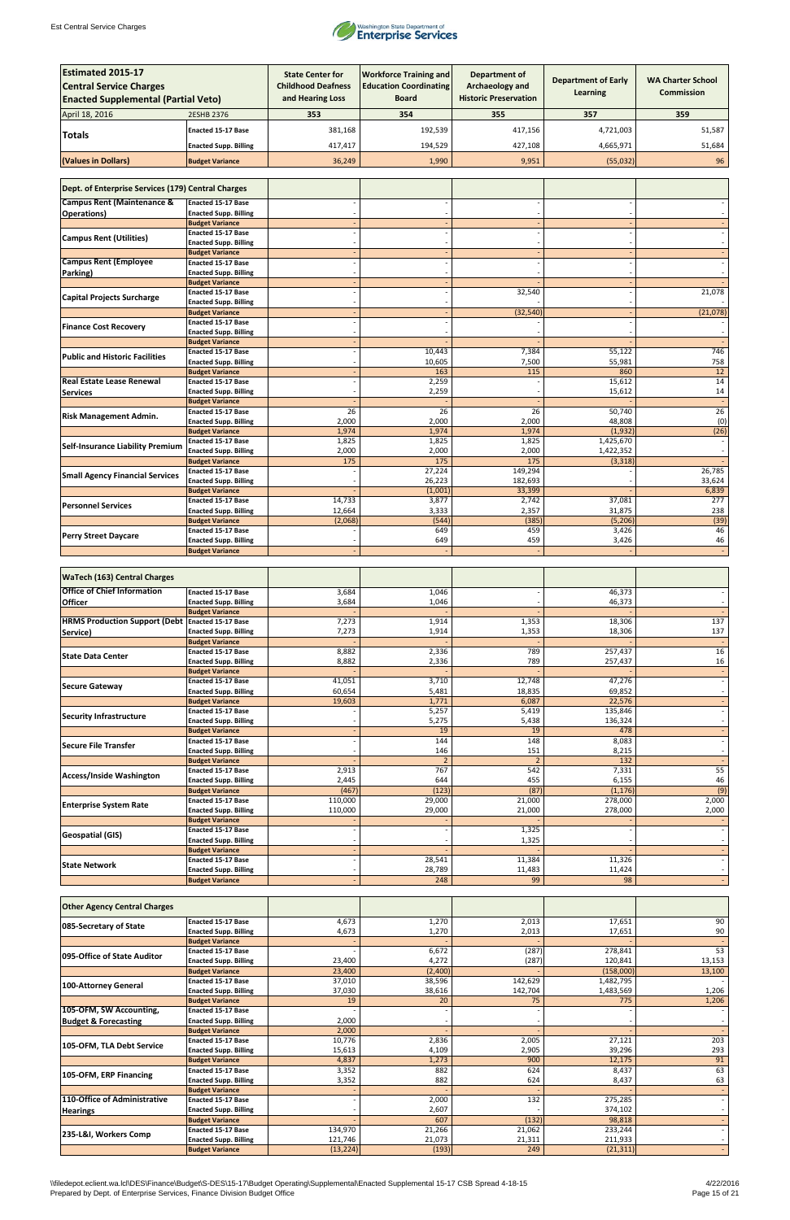| Estimated 2015-17 Central Service Charges Enacted Supplemental (Partial Veto) | | State Center for Childhood Deafness and Hearing Loss | Workforce Training and Education Coordinating Board | Department of Archaeology and Historic Preservation | Department of Early Learning | WA Charter School Commission |
|---|---|---|---|---|---|---|
| April 18, 2016 | 2ESHB 2376 | 353 | 354 | 355 | 357 | 359 |
| Totals | Enacted 15-17 Base | 381,168 | 192,539 | 417,156 | 4,721,003 | 51,587 |
| | Enacted Supp. Billing | 417,417 | 194,529 | 427,108 | 4,665,971 | 51,684 |
| (Values in Dollars) | Budget Variance | 36,249 | 1,990 | 9,951 | (55,032) | 96 |

| Dept. of Enterprise Services (179) Central Charges | | | | | | |
|---|---|---|---|---|---|---|
| Campus Rent (Maintenance & Operations) | Enacted 15-17 Base | - | - | - | - | - |
| | Enacted Supp. Billing | - | - | - | - | - |
| | Budget Variance | - | - | - | - | - |
| Campus Rent (Utilities) | Enacted 15-17 Base | - | - | - | - | - |
| | Enacted Supp. Billing | - | - | - | - | - |
| | Budget Variance | - | - | - | - | - |
| Campus Rent (Employee Parking) | Enacted 15-17 Base | - | - | - | - | - |
| | Enacted Supp. Billing | - | - | - | - | - |
| | Budget Variance | - | - | - | - | - |
| Capital Projects Surcharge | Enacted 15-17 Base | - | - | 32,540 | - | 21,078 |
| | Enacted Supp. Billing | - | - | - | - | - |
| | Budget Variance | - | - | (32,540) | - | (21,078) |
| Finance Cost Recovery | Enacted 15-17 Base | - | - | - | - | - |
| | Enacted Supp. Billing | - | - | - | - | - |
| | Budget Variance | - | - | - | - | - |
| Public and Historic Facilities | Enacted 15-17 Base | - | 10,443 | 7,384 | 55,122 | 746 |
| | Enacted Supp. Billing | - | 10,605 | 7,500 | 55,981 | 758 |
| | Budget Variance | - | 163 | 115 | 860 | 12 |
| Real Estate Lease Renewal Services | Enacted 15-17 Base | - | 2,259 | - | 15,612 | 14 |
| | Enacted Supp. Billing | - | 2,259 | - | 15,612 | 14 |
| | Budget Variance | - | - | - | - | - |
| Risk Management Admin. | Enacted 15-17 Base | 26 | 26 | 26 | 50,740 | 26 |
| | Enacted Supp. Billing | 2,000 | 2,000 | 2,000 | 48,808 | (0) |
| | Budget Variance | 1,974 | 1,974 | 1,974 | (1,932) | (26) |
| Self-Insurance Liability Premium | Enacted 15-17 Base | 1,825 | 1,825 | 1,825 | 1,425,670 | - |
| | Enacted Supp. Billing | 2,000 | 2,000 | 2,000 | 1,422,352 | - |
| | Budget Variance | 175 | 175 | 175 | (3,318) | - |
| Small Agency Financial Services | Enacted 15-17 Base | - | 27,224 | 149,294 | - | 26,785 |
| | Enacted Supp. Billing | - | 26,223 | 182,693 | - | 33,624 |
| | Budget Variance | - | (1,001) | 33,399 | - | 6,839 |
| Personnel Services | Enacted 15-17 Base | 14,733 | 3,877 | 2,742 | 37,081 | 277 |
| | Enacted Supp. Billing | 12,664 | 3,333 | 2,357 | 31,875 | 238 |
| | Budget Variance | (2,068) | (544) | (385) | (5,206) | (39) |
| Perry Street Daycare | Enacted 15-17 Base | - | 649 | 459 | 3,426 | 46 |
| | Enacted Supp. Billing | - | 649 | 459 | 3,426 | 46 |
| | Budget Variance | - | - | - | - | - |

| WaTech (163) Central Charges | | | | | | |
|---|---|---|---|---|---|---|
| Office of Chief Information Officer | Enacted 15-17 Base | 3,684 | 1,046 | - | 46,373 | - |
| | Enacted Supp. Billing | 3,684 | 1,046 | - | 46,373 | - |
| | Budget Variance | - | - | - | - | - |
| HRMS Production Support (Debt Service) | Enacted 15-17 Base | 7,273 | 1,914 | 1,353 | 18,306 | 137 |
| | Enacted Supp. Billing | 7,273 | 1,914 | 1,353 | 18,306 | 137 |
| | Budget Variance | - | - | - | - | - |
| State Data Center | Enacted 15-17 Base | 8,882 | 2,336 | 789 | 257,437 | 16 |
| | Enacted Supp. Billing | 8,882 | 2,336 | 789 | 257,437 | 16 |
| | Budget Variance | - | - | - | - | - |
| Secure Gateway | Enacted 15-17 Base | 41,051 | 3,710 | 12,748 | 47,276 | - |
| | Enacted Supp. Billing | 60,654 | 5,481 | 18,835 | 69,852 | - |
| | Budget Variance | 19,603 | 1,771 | 6,087 | 22,576 | - |
| Security Infrastructure | Enacted 15-17 Base | - | 5,257 | 5,419 | 135,846 | - |
| | Enacted Supp. Billing | - | 5,275 | 5,438 | 136,324 | - |
| | Budget Variance | - | 19 | 19 | 478 | - |
| Secure File Transfer | Enacted 15-17 Base | - | 144 | 148 | 8,083 | - |
| | Enacted Supp. Billing | - | 146 | 151 | 8,215 | - |
| | Budget Variance | - | 2 | 2 | 132 | - |
| Access/Inside Washington | Enacted 15-17 Base | 2,913 | 767 | 542 | 7,331 | 55 |
| | Enacted Supp. Billing | 2,445 | 644 | 455 | 6,155 | 46 |
| | Budget Variance | (467) | (123) | (87) | (1,176) | (9) |
| Enterprise System Rate | Enacted 15-17 Base | 110,000 | 29,000 | 21,000 | 278,000 | 2,000 |
| | Enacted Supp. Billing | 110,000 | 29,000 | 21,000 | 278,000 | 2,000 |
| | Budget Variance | - | - | - | - | - |
| Geospatial (GIS) | Enacted 15-17 Base | - | - | 1,325 | - | - |
| | Enacted Supp. Billing | - | - | 1,325 | - | - |
| | Budget Variance | - | - | - | - | - |
| State Network | Enacted 15-17 Base | - | 28,541 | 11,384 | 11,326 | - |
| | Enacted Supp. Billing | - | 28,789 | 11,483 | 11,424 | - |
| | Budget Variance | - | 248 | 99 | 98 | - |

| Other Agency Central Charges | | | | | | |
|---|---|---|---|---|---|---|
| 085-Secretary of State | Enacted 15-17 Base | 4,673 | 1,270 | 2,013 | 17,651 | 90 |
| | Enacted Supp. Billing | 4,673 | 1,270 | 2,013 | 17,651 | 90 |
| | Budget Variance | - | - | - | - | - |
| 095-Office of State Auditor | Enacted 15-17 Base | - | 6,672 | (287) | 278,841 | 53 |
| | Enacted Supp. Billing | 23,400 | 4,272 | (287) | 120,841 | 13,153 |
| | Budget Variance | 23,400 | (2,400) | - | (158,000) | 13,100 |
| 100-Attorney General | Enacted 15-17 Base | 37,010 | 38,596 | 142,629 | 1,482,795 | - |
| | Enacted Supp. Billing | 37,030 | 38,616 | 142,704 | 1,483,569 | 1,206 |
| | Budget Variance | 19 | 20 | 75 | 775 | 1,206 |
| 105-OFM, SW Accounting, Budget & Forecasting | Enacted 15-17 Base | - | - | - | - | - |
| | Enacted Supp. Billing | 2,000 | - | - | - | - |
| | Budget Variance | 2,000 | - | - | - | - |
| 105-OFM, TLA Debt Service | Enacted 15-17 Base | 10,776 | 2,836 | 2,005 | 27,121 | 203 |
| | Enacted Supp. Billing | 15,613 | 4,109 | 2,905 | 39,296 | 293 |
| | Budget Variance | 4,837 | 1,273 | 900 | 12,175 | 91 |
| 105-OFM, ERP Financing | Enacted 15-17 Base | 3,352 | 882 | 624 | 8,437 | 63 |
| | Enacted Supp. Billing | 3,352 | 882 | 624 | 8,437 | 63 |
| | Budget Variance | - | - | - | - | - |
| 110-Office of Administrative Hearings | Enacted 15-17 Base | - | 2,000 | 132 | 275,285 | - |
| | Enacted Supp. Billing | - | 2,607 | - | 374,102 | - |
| | Budget Variance | - | 607 | (132) | 98,818 | - |
| 235-L&I, Workers Comp | Enacted 15-17 Base | 134,970 | 21,266 | 21,062 | 233,244 | - |
| | Enacted Supp. Billing | 121,746 | 21,073 | 21,311 | 211,933 | - |
| | Budget Variance | (13,224) | (193) | 249 | (21,311) | - |

\\filedepot.eclient.wa.lcl\DES\Finance\Budget\S-DES\15-17\Budget Operating\Supplemental\Enacted Supplemental 15-17 CSB Spread 4-18-15
Prepared by Dept. of Enterprise Services, Finance Division Budget Office
4/22/2016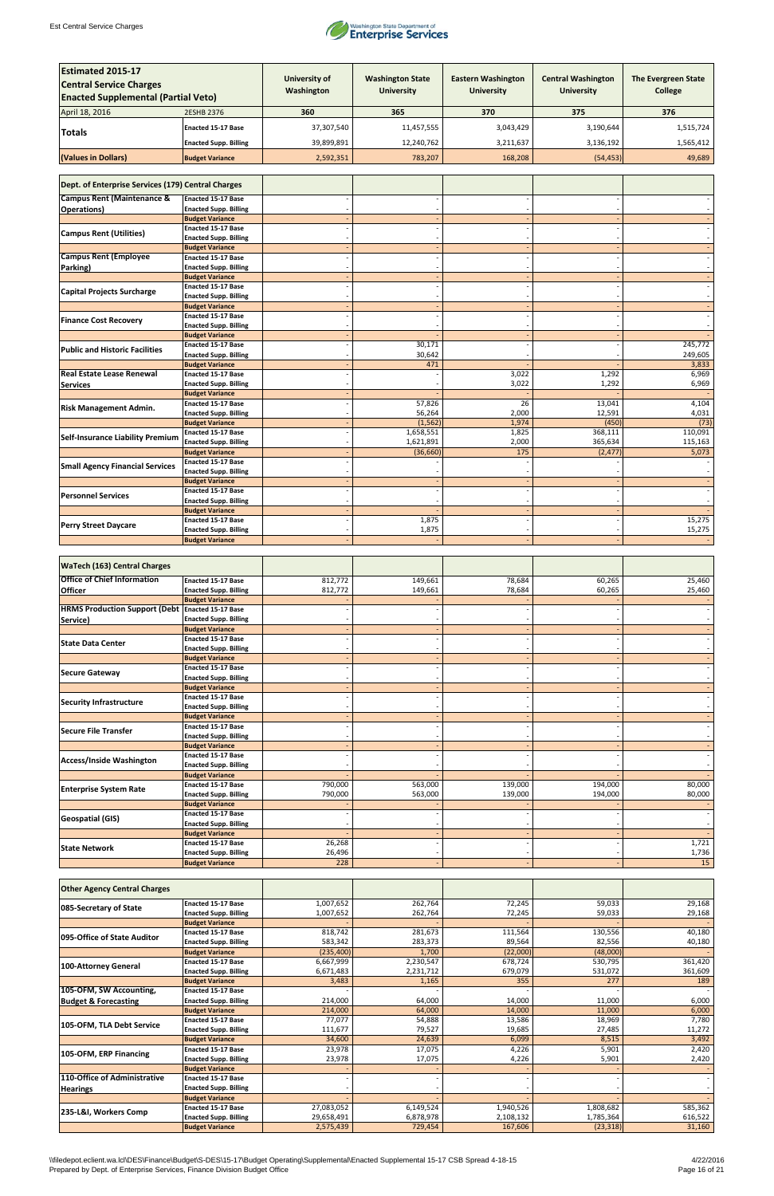| Estimated 2015-17 Central Service Charges Enacted Supplemental (Partial Veto) | | University of Washington | Washington State University | Eastern Washington University | Central Washington University | The Evergreen State College |
|---|---|---|---|---|---|---|
| April 18, 2016 | 2ESHB 2376 | 360 | 365 | 370 | 375 | 376 |
| Totals | Enacted 15-17 Base | 37,307,540 | 11,457,555 | 3,043,429 | 3,190,644 | 1,515,724 |
| | Enacted Supp. Billing | 39,899,891 | 12,240,762 | 3,211,637 | 3,136,192 | 1,565,412 |
| (Values in Dollars) | Budget Variance | 2,592,351 | 783,207 | 168,208 | (54,453) | 49,689 |

| Dept. of Enterprise Services (179) Central Charges | | | | | | |
|---|---|---|---|---|---|---|
| Campus Rent (Maintenance & Operations) | Enacted 15-17 Base | - | - | - | - | - |
| | Enacted Supp. Billing | - | - | - | - | - |
| | Budget Variance | - | - | - | - | - |
| Campus Rent (Utilities) | Enacted 15-17 Base | - | - | - | - | - |
| | Enacted Supp. Billing | - | - | - | - | - |
| | Budget Variance | - | - | - | - | - |
| Campus Rent (Employee Parking) | Enacted 15-17 Base | - | - | - | - | - |
| | Enacted Supp. Billing | - | - | - | - | - |
| | Budget Variance | - | - | - | - | - |
| Capital Projects Surcharge | Enacted 15-17 Base | - | - | - | - | - |
| | Enacted Supp. Billing | - | - | - | - | - |
| | Budget Variance | - | - | - | - | - |
| Finance Cost Recovery | Enacted 15-17 Base | - | - | - | - | - |
| | Enacted Supp. Billing | - | - | - | - | - |
| | Budget Variance | - | - | - | - | - |
| Public and Historic Facilities | Enacted 15-17 Base | - | 30,171 | - | - | 245,772 |
| | Enacted Supp. Billing | - | 30,642 | - | - | 249,605 |
| | Budget Variance | - | 471 | - | - | 3,833 |
| Real Estate Lease Renewal Services | Enacted 15-17 Base | - | - | 3,022 | 1,292 | 6,969 |
| | Enacted Supp. Billing | - | - | 3,022 | 1,292 | 6,969 |
| | Budget Variance | - | - | - | - | - |
| Risk Management Admin. | Enacted 15-17 Base | - | 57,826 | 26 | 13,041 | 4,104 |
| | Enacted Supp. Billing | - | 56,264 | 2,000 | 12,591 | 4,031 |
| | Budget Variance | - | (1,562) | 1,974 | (450) | (73) |
| Self-Insurance Liability Premium | Enacted 15-17 Base | - | 1,658,551 | 1,825 | 368,111 | 110,091 |
| | Enacted Supp. Billing | - | 1,621,891 | 2,000 | 365,634 | 115,163 |
| | Budget Variance | - | (36,660) | 175 | (2,477) | 5,073 |
| Small Agency Financial Services | Enacted 15-17 Base | - | - | - | - | - |
| | Enacted Supp. Billing | - | - | - | - | - |
| | Budget Variance | - | - | - | - | - |
| Personnel Services | Enacted 15-17 Base | - | - | - | - | - |
| | Enacted Supp. Billing | - | - | - | - | - |
| | Budget Variance | - | - | - | - | - |
| Perry Street Daycare | Enacted 15-17 Base | - | 1,875 | - | - | 15,275 |
| | Enacted Supp. Billing | - | 1,875 | - | - | 15,275 |
| | Budget Variance | - | - | - | - | - |

| WaTech (163) Central Charges | | | | | | |
|---|---|---|---|---|---|---|
| Office of Chief Information Officer | Enacted 15-17 Base | 812,772 | 149,661 | 78,684 | 60,265 | 25,460 |
| | Enacted Supp. Billing | 812,772 | 149,661 | 78,684 | 60,265 | 25,460 |
| | Budget Variance | - | - | - | - | - |
| HRMS Production Support (Debt Service) | Enacted 15-17 Base | - | - | - | - | - |
| | Enacted Supp. Billing | - | - | - | - | - |
| | Budget Variance | - | - | - | - | - |
| State Data Center | Enacted 15-17 Base | - | - | - | - | - |
| | Enacted Supp. Billing | - | - | - | - | - |
| | Budget Variance | - | - | - | - | - |
| Secure Gateway | Enacted 15-17 Base | - | - | - | - | - |
| | Enacted Supp. Billing | - | - | - | - | - |
| | Budget Variance | - | - | - | - | - |
| Security Infrastructure | Enacted 15-17 Base | - | - | - | - | - |
| | Enacted Supp. Billing | - | - | - | - | - |
| | Budget Variance | - | - | - | - | - |
| Secure File Transfer | Enacted 15-17 Base | - | - | - | - | - |
| | Enacted Supp. Billing | - | - | - | - | - |
| | Budget Variance | - | - | - | - | - |
| Access/Inside Washington | Enacted 15-17 Base | - | - | - | - | - |
| | Enacted Supp. Billing | - | - | - | - | - |
| | Budget Variance | - | - | - | - | - |
| Enterprise System Rate | Enacted 15-17 Base | 790,000 | 563,000 | 139,000 | 194,000 | 80,000 |
| | Enacted Supp. Billing | 790,000 | 563,000 | 139,000 | 194,000 | 80,000 |
| | Budget Variance | - | - | - | - | - |
| Geospatial (GIS) | Enacted 15-17 Base | - | - | - | - | - |
| | Enacted Supp. Billing | - | - | - | - | - |
| | Budget Variance | - | - | - | - | - |
| State Network | Enacted 15-17 Base | 26,268 | - | - | - | 1,721 |
| | Enacted Supp. Billing | 26,496 | - | - | - | 1,736 |
| | Budget Variance | 228 | - | - | - | 15 |

| Other Agency Central Charges | | | | | | |
|---|---|---|---|---|---|---|
| 085-Secretary of State | Enacted 15-17 Base | 1,007,652 | 262,764 | 72,245 | 59,033 | 29,168 |
| | Enacted Supp. Billing | 1,007,652 | 262,764 | 72,245 | 59,033 | 29,168 |
| | Budget Variance | - | - | - | - | - |
| 095-Office of State Auditor | Enacted 15-17 Base | 818,742 | 281,673 | 111,564 | 130,556 | 40,180 |
| | Enacted Supp. Billing | 583,342 | 283,373 | 89,564 | 82,556 | 40,180 |
| | Budget Variance | (235,400) | 1,700 | (22,000) | (48,000) | - |
| 100-Attorney General | Enacted 15-17 Base | 6,667,999 | 2,230,547 | 678,724 | 530,795 | 361,420 |
| | Enacted Supp. Billing | 6,671,483 | 2,231,712 | 679,079 | 531,072 | 361,609 |
| | Budget Variance | 3,483 | 1,165 | 355 | 277 | 189 |
| 105-OFM, SW Accounting, Budget & Forecasting | Enacted 15-17 Base | - | - | - | - | - |
| | Enacted Supp. Billing | 214,000 | 64,000 | 14,000 | 11,000 | 6,000 |
| | Budget Variance | 214,000 | 64,000 | 14,000 | 11,000 | 6,000 |
| 105-OFM, TLA Debt Service | Enacted 15-17 Base | 77,077 | 54,888 | 13,586 | 18,969 | 7,780 |
| | Enacted Supp. Billing | 111,677 | 79,527 | 19,685 | 27,485 | 11,272 |
| | Budget Variance | 34,600 | 24,639 | 6,099 | 8,515 | 3,492 |
| 105-OFM, ERP Financing | Enacted 15-17 Base | 23,978 | 17,075 | 4,226 | 5,901 | 2,420 |
| | Enacted Supp. Billing | 23,978 | 17,075 | 4,226 | 5,901 | 2,420 |
| | Budget Variance | - | - | - | - | - |
| 110-Office of Administrative Hearings | Enacted 15-17 Base | - | - | - | - | - |
| | Enacted Supp. Billing | - | - | - | - | - |
| | Budget Variance | - | - | - | - | - |
| 235-L&I, Workers Comp | Enacted 15-17 Base | 27,083,052 | 6,149,524 | 1,940,526 | 1,808,682 | 585,362 |
| | Enacted Supp. Billing | 29,658,491 | 6,878,978 | 2,108,132 | 1,785,364 | 616,522 |
| | Budget Variance | 2,575,439 | 729,454 | 167,606 | (23,318) | 31,160 |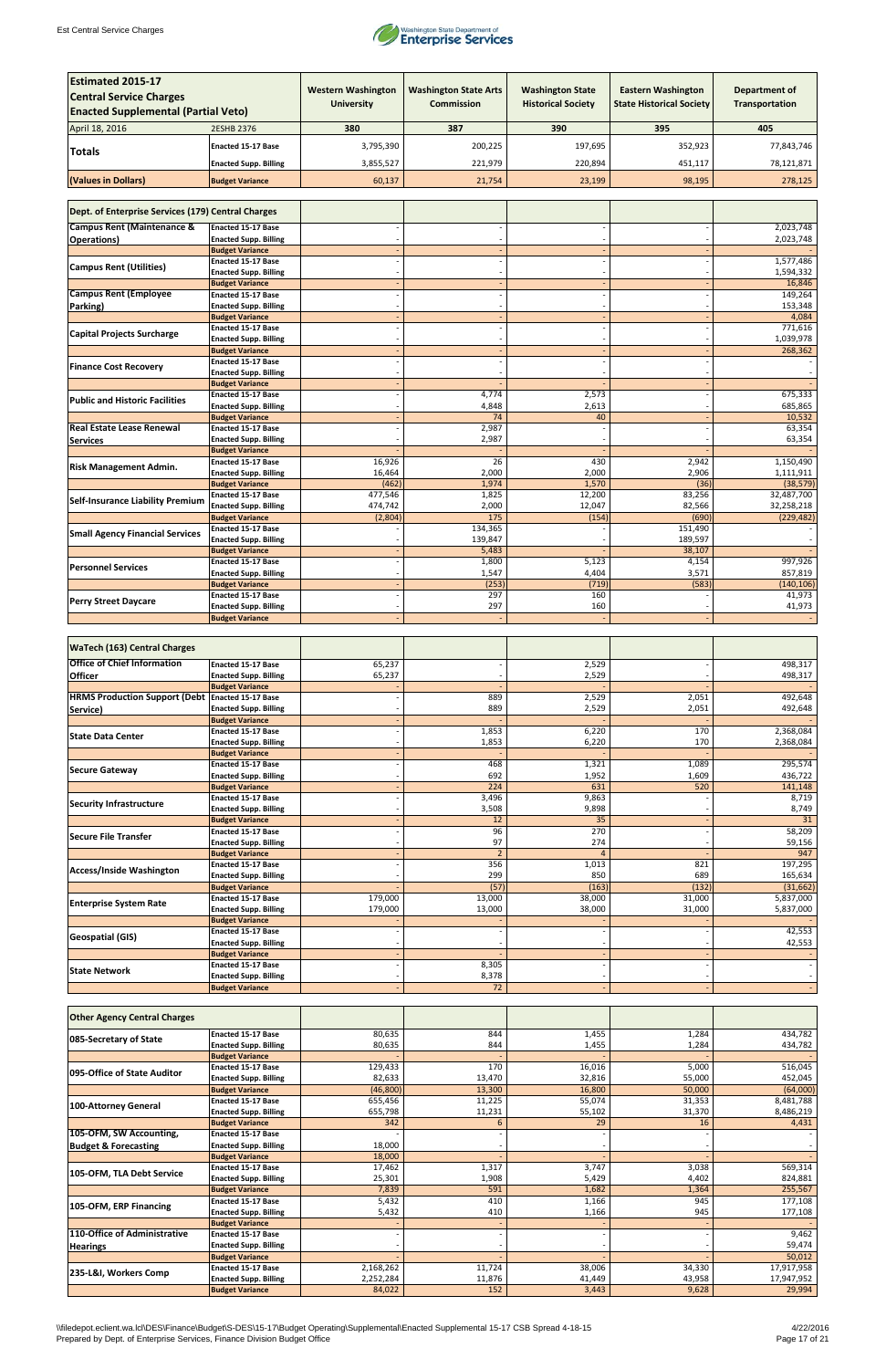| Estimated 2015-17 Central Service Charges Enacted Supplemental (Partial Veto) | | Western Washington University | Washington State Arts Commission | Washington State Historical Society | Eastern Washington State Historical Society | Department of Transportation |
|---|---|---|---|---|---|---|
| April 18, 2016 | 2ESHB 2376 | 380 | 387 | 390 | 395 | 405 |
| Totals | Enacted 15-17 Base | 3,795,390 | 200,225 | 197,695 | 352,923 | 77,843,746 |
| | Enacted Supp. Billing | 3,855,527 | 221,979 | 220,894 | 451,117 | 78,121,871 |
| (Values in Dollars) | Budget Variance | 60,137 | 21,754 | 23,199 | 98,195 | 278,125 |

| Dept. of Enterprise Services (179) Central Charges | | | | | | |
|---|---|---|---|---|---|---|
| Campus Rent (Maintenance & Operations) | Enacted 15-17 Base | - | - | - | - | 2,023,748 |
| | Enacted Supp. Billing | - | - | - | - | 2,023,748 |
| | Budget Variance | - | - | - | - | - |
| Campus Rent (Utilities) | Enacted 15-17 Base | - | - | - | - | 1,577,486 |
| | Enacted Supp. Billing | - | - | - | - | 1,594,332 |
| | Budget Variance | - | - | - | - | 16,846 |
| Campus Rent (Employee Parking) | Enacted 15-17 Base | - | - | - | - | 149,264 |
| | Enacted Supp. Billing | - | - | - | - | 153,348 |
| | Budget Variance | - | - | - | - | 4,084 |
| Capital Projects Surcharge | Enacted 15-17 Base | - | - | - | - | 771,616 |
| | Enacted Supp. Billing | - | - | - | - | 1,039,978 |
| | Budget Variance | - | - | - | - | 268,362 |
| Finance Cost Recovery | Enacted 15-17 Base | - | - | - | - | - |
| | Enacted Supp. Billing | - | - | - | - | - |
| | Budget Variance | - | - | - | - | - |
| Public and Historic Facilities | Enacted 15-17 Base | - | 4,774 | 2,573 | - | 675,333 |
| | Enacted Supp. Billing | - | 4,848 | 2,613 | - | 685,865 |
| | Budget Variance | - | 74 | 40 | - | 10,532 |
| Real Estate Lease Renewal Services | Enacted 15-17 Base | - | 2,987 | - | - | 63,354 |
| | Enacted Supp. Billing | - | 2,987 | - | - | 63,354 |
| | Budget Variance | - | - | - | - | - |
| Risk Management Admin. | Enacted 15-17 Base | 16,926 | 26 | 430 | 2,942 | 1,150,490 |
| | Enacted Supp. Billing | 16,464 | 2,000 | 2,000 | 2,906 | 1,111,911 |
| | Budget Variance | (462) | 1,974 | 1,570 | (36) | (38,579) |
| Self-Insurance Liability Premium | Enacted 15-17 Base | 477,546 | 1,825 | 12,200 | 83,256 | 32,487,700 |
| | Enacted Supp. Billing | 474,742 | 2,000 | 12,047 | 82,566 | 32,258,218 |
| | Budget Variance | (2,804) | 175 | (154) | (690) | (229,482) |
| Small Agency Financial Services | Enacted 15-17 Base | - | 134,365 | - | 151,490 | - |
| | Enacted Supp. Billing | - | 139,847 | - | 189,597 | - |
| | Budget Variance | - | 5,483 | - | 38,107 | - |
| Personnel Services | Enacted 15-17 Base | - | 1,800 | 5,123 | 4,154 | 997,926 |
| | Enacted Supp. Billing | - | 1,547 | 4,404 | 3,571 | 857,819 |
| | Budget Variance | - | (253) | (719) | (583) | (140,106) |
| Perry Street Daycare | Enacted 15-17 Base | - | 297 | 160 | - | 41,973 |
| | Enacted Supp. Billing | - | 297 | 160 | - | 41,973 |
| | Budget Variance | - | - | - | - | - |

| WaTech (163) Central Charges | | | | | | |
|---|---|---|---|---|---|---|
| Office of Chief Information Officer | Enacted 15-17 Base | 65,237 | - | 2,529 | - | 498,317 |
| | Enacted Supp. Billing | 65,237 | - | 2,529 | - | 498,317 |
| | Budget Variance | - | - | - | - | - |
| HRMS Production Support (Debt Service) | Enacted 15-17 Base | - | 889 | 2,529 | 2,051 | 492,648 |
| | Enacted Supp. Billing | - | 889 | 2,529 | 2,051 | 492,648 |
| | Budget Variance | - | - | - | - | - |
| State Data Center | Enacted 15-17 Base | - | 1,853 | 6,220 | 170 | 2,368,084 |
| | Enacted Supp. Billing | - | 1,853 | 6,220 | 170 | 2,368,084 |
| | Budget Variance | - | - | - | - | - |
| Secure Gateway | Enacted 15-17 Base | - | 468 | 1,321 | 1,089 | 295,574 |
| | Enacted Supp. Billing | - | 692 | 1,952 | 1,609 | 436,722 |
| | Budget Variance | - | 224 | 631 | 520 | 141,148 |
| Security Infrastructure | Enacted 15-17 Base | - | 3,496 | 9,863 | - | 8,719 |
| | Enacted Supp. Billing | - | 3,508 | 9,898 | - | 8,749 |
| | Budget Variance | - | 12 | 35 | - | 31 |
| Secure File Transfer | Enacted 15-17 Base | - | 96 | 270 | - | 58,209 |
| | Enacted Supp. Billing | - | 97 | 274 | - | 59,156 |
| | Budget Variance | - | 2 | 4 | - | 947 |
| Access/Inside Washington | Enacted 15-17 Base | - | 356 | 1,013 | 821 | 197,295 |
| | Enacted Supp. Billing | - | 299 | 850 | 689 | 165,634 |
| | Budget Variance | - | (57) | (163) | (132) | (31,662) |
| Enterprise System Rate | Enacted 15-17 Base | 179,000 | 13,000 | 38,000 | 31,000 | 5,837,000 |
| | Enacted Supp. Billing | 179,000 | 13,000 | 38,000 | 31,000 | 5,837,000 |
| | Budget Variance | - | - | - | - | - |
| Geospatial (GIS) | Enacted 15-17 Base | - | - | - | - | 42,553 |
| | Enacted Supp. Billing | - | - | - | - | 42,553 |
| | Budget Variance | - | - | - | - | - |
| State Network | Enacted 15-17 Base | - | 8,305 | - | - | - |
| | Enacted Supp. Billing | - | 8,378 | - | - | - |
| | Budget Variance | - | 72 | - | - | - |

| Other Agency Central Charges | | | | | | |
|---|---|---|---|---|---|---|
| 085-Secretary of State | Enacted 15-17 Base | 80,635 | 844 | 1,455 | 1,284 | 434,782 |
| | Enacted Supp. Billing | 80,635 | 844 | 1,455 | 1,284 | 434,782 |
| | Budget Variance | - | - | - | - | - |
| 095-Office of State Auditor | Enacted 15-17 Base | 129,433 | 170 | 16,016 | 5,000 | 516,045 |
| | Enacted Supp. Billing | 82,633 | 13,470 | 32,816 | 55,000 | 452,045 |
| | Budget Variance | (46,800) | 13,300 | 16,800 | 50,000 | (64,000) |
| 100-Attorney General | Enacted 15-17 Base | 655,456 | 11,225 | 55,074 | 31,353 | 8,481,788 |
| | Enacted Supp. Billing | 655,798 | 11,231 | 55,102 | 31,370 | 8,486,219 |
| | Budget Variance | 342 | 6 | 29 | 16 | 4,431 |
| 105-OFM, SW Accounting, Budget & Forecasting | Enacted 15-17 Base | - | - | - | - | - |
| | Enacted Supp. Billing | 18,000 | - | - | - | - |
| | Budget Variance | 18,000 | - | - | - | - |
| 105-OFM, TLA Debt Service | Enacted 15-17 Base | 17,462 | 1,317 | 3,747 | 3,038 | 569,314 |
| | Enacted Supp. Billing | 25,301 | 1,908 | 5,429 | 4,402 | 824,881 |
| | Budget Variance | 7,839 | 591 | 1,682 | 1,364 | 255,567 |
| 105-OFM, ERP Financing | Enacted 15-17 Base | 5,432 | 410 | 1,166 | 945 | 177,108 |
| | Enacted Supp. Billing | 5,432 | 410 | 1,166 | 945 | 177,108 |
| | Budget Variance | - | - | - | - | - |
| 110-Office of Administrative Hearings | Enacted 15-17 Base | - | - | - | - | 9,462 |
| | Enacted Supp. Billing | - | - | - | - | 59,474 |
| | Budget Variance | - | - | - | - | 50,012 |
| 235-L&I, Workers Comp | Enacted 15-17 Base | 2,168,262 | 11,724 | 38,006 | 34,330 | 17,917,958 |
| | Enacted Supp. Billing | 2,252,284 | 11,876 | 41,449 | 43,958 | 17,947,952 |
| | Budget Variance | 84,022 | 152 | 3,443 | 9,628 | 29,994 |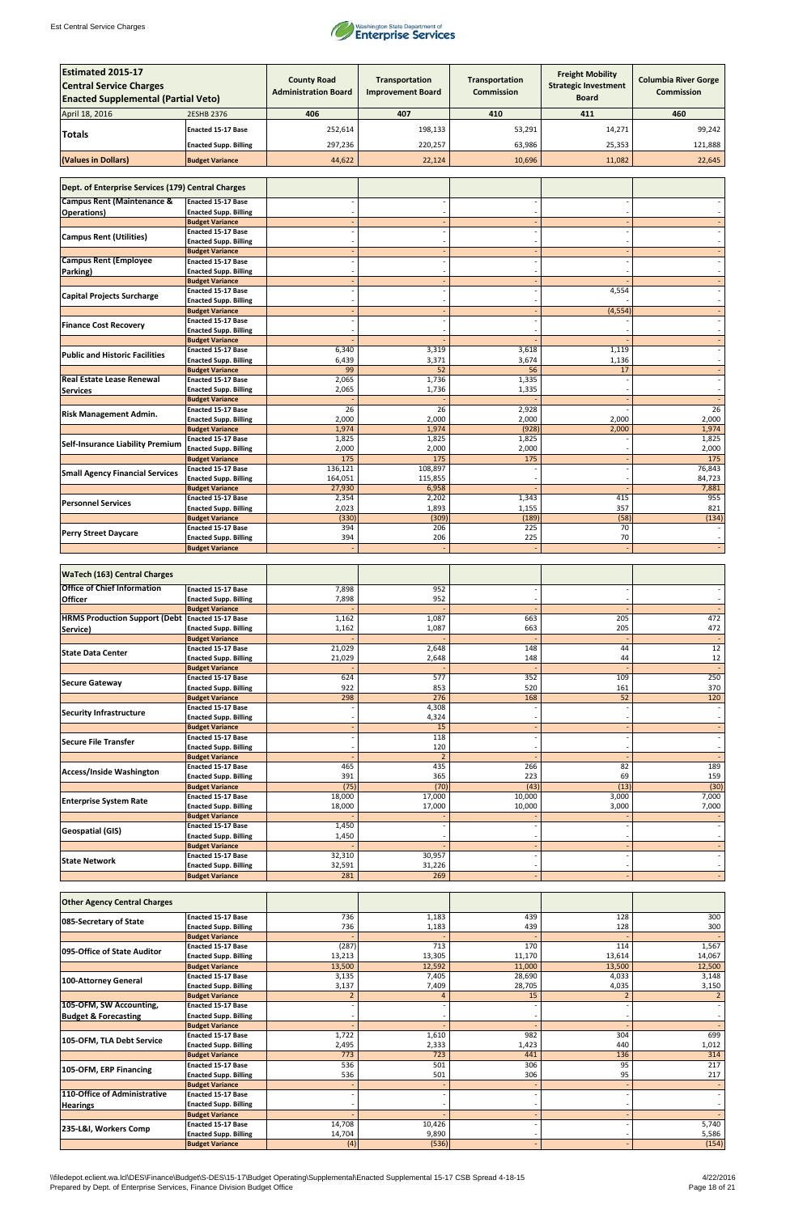| Estimated 2015-17 Central Service Charges Enacted Supplemental (Partial Veto) | | County Road Administration Board | Transportation Improvement Board | Transportation Commission | Freight Mobility Strategic Investment Board | Columbia River Gorge Commission |
|---|---|---|---|---|---|---|
| April 18, 2016 | 2ESHB 2376 | 406 | 407 | 410 | 411 | 460 |
| Totals | Enacted 15-17 Base | 252,614 | 198,133 | 53,291 | 14,271 | 99,242 |
| | Enacted Supp. Billing | 297,236 | 220,257 | 63,986 | 25,353 | 121,888 |
| (Values in Dollars) | Budget Variance | 44,622 | 22,124 | 10,696 | 11,082 | 22,645 |

| Dept. of Enterprise Services (179) Central Charges | | | | | | |
|---|---|---|---|---|---|---|
| Campus Rent (Maintenance & Operations) | Enacted 15-17 Base | - | - | - | - | - |
| | Enacted Supp. Billing | - | - | - | - | - |
| | Budget Variance | - | - | - | - | - |
| Campus Rent (Utilities) | Enacted 15-17 Base | - | - | - | - | - |
| | Enacted Supp. Billing | - | - | - | - | - |
| | Budget Variance | - | - | - | - | - |
| Campus Rent (Employee Parking) | Enacted 15-17 Base | - | - | - | - | - |
| | Enacted Supp. Billing | - | - | - | - | - |
| | Budget Variance | - | - | - | - | - |
| Capital Projects Surcharge | Enacted 15-17 Base | - | - | - | 4,554 | - |
| | Enacted Supp. Billing | - | - | - | - | - |
| | Budget Variance | - | - | - | (4,554) | - |
| Finance Cost Recovery | Enacted 15-17 Base | - | - | - | - | - |
| | Enacted Supp. Billing | - | - | - | - | - |
| | Budget Variance | - | - | - | - | - |
| Public and Historic Facilities | Enacted 15-17 Base | 6,340 | 3,319 | 3,618 | 1,119 | - |
| | Enacted Supp. Billing | 6,439 | 3,371 | 3,674 | 1,136 | - |
| | Budget Variance | 99 | 52 | 56 | 17 | - |
| Real Estate Lease Renewal Services | Enacted 15-17 Base | 2,065 | 1,736 | 1,335 | - | - |
| | Enacted Supp. Billing | 2,065 | 1,736 | 1,335 | - | - |
| | Budget Variance | - | - | - | - | - |
| Risk Management Admin. | Enacted 15-17 Base | 26 | 26 | 2,928 | - | 26 |
| | Enacted Supp. Billing | 2,000 | 2,000 | 2,000 | 2,000 | 2,000 |
| | Budget Variance | 1,974 | 1,974 | (928) | 2,000 | 1,974 |
| Self-Insurance Liability Premium | Enacted 15-17 Base | 1,825 | 1,825 | 1,825 | - | 1,825 |
| | Enacted Supp. Billing | 2,000 | 2,000 | 2,000 | - | 2,000 |
| | Budget Variance | 175 | 175 | 175 | - | 175 |
| Small Agency Financial Services | Enacted 15-17 Base | 136,121 | 108,897 | - | - | 76,843 |
| | Enacted Supp. Billing | 164,051 | 115,855 | - | - | 84,723 |
| | Budget Variance | 27,930 | 6,958 | - | - | 7,881 |
| Personnel Services | Enacted 15-17 Base | 2,354 | 2,202 | 1,343 | 415 | 955 |
| | Enacted Supp. Billing | 2,023 | 1,893 | 1,155 | 357 | 821 |
| | Budget Variance | (330) | (309) | (189) | (58) | (134) |
| Perry Street Daycare | Enacted 15-17 Base | 394 | 206 | 225 | 70 | - |
| | Enacted Supp. Billing | 394 | 206 | 225 | 70 | - |
| | Budget Variance | - | - | - | - | - |

| WaTech (163) Central Charges | | | | | | |
|---|---|---|---|---|---|---|
| Office of Chief Information Officer | Enacted 15-17 Base | 7,898 | 952 | - | - | - |
| | Enacted Supp. Billing | 7,898 | 952 | - | - | - |
| | Budget Variance | - | - | - | - | - |
| HRMS Production Support (Debt Service) | Enacted 15-17 Base | 1,162 | 1,087 | 663 | 205 | 472 |
| | Enacted Supp. Billing | 1,162 | 1,087 | 663 | 205 | 472 |
| | Budget Variance | - | - | - | - | - |
| State Data Center | Enacted 15-17 Base | 21,029 | 2,648 | 148 | 44 | 12 |
| | Enacted Supp. Billing | 21,029 | 2,648 | 148 | 44 | 12 |
| | Budget Variance | - | - | - | - | - |
| Secure Gateway | Enacted 15-17 Base | 624 | 577 | 352 | 109 | 250 |
| | Enacted Supp. Billing | 922 | 853 | 520 | 161 | 370 |
| | Budget Variance | 298 | 276 | 168 | 52 | 120 |
| Security Infrastructure | Enacted 15-17 Base | - | 4,308 | - | - | - |
| | Enacted Supp. Billing | - | 4,324 | - | - | - |
| | Budget Variance | - | 15 | - | - | - |
| Secure File Transfer | Enacted 15-17 Base | - | 118 | - | - | - |
| | Enacted Supp. Billing | - | 120 | - | - | - |
| | Budget Variance | - | 2 | - | - | - |
| Access/Inside Washington | Enacted 15-17 Base | 465 | 435 | 266 | 82 | 189 |
| | Enacted Supp. Billing | 391 | 365 | 223 | 69 | 159 |
| | Budget Variance | (75) | (70) | (43) | (13) | (30) |
| Enterprise System Rate | Enacted 15-17 Base | 18,000 | 17,000 | 10,000 | 3,000 | 7,000 |
| | Enacted Supp. Billing | 18,000 | 17,000 | 10,000 | 3,000 | 7,000 |
| | Budget Variance | - | - | - | - | - |
| Geospatial (GIS) | Enacted 15-17 Base | 1,450 | - | - | - | - |
| | Enacted Supp. Billing | 1,450 | - | - | - | - |
| | Budget Variance | - | - | - | - | - |
| State Network | Enacted 15-17 Base | 32,310 | 30,957 | - | - | - |
| | Enacted Supp. Billing | 32,591 | 31,226 | - | - | - |
| | Budget Variance | 281 | 269 | - | - | - |

| Other Agency Central Charges | | | | | | |
|---|---|---|---|---|---|---|
| 085-Secretary of State | Enacted 15-17 Base | 736 | 1,183 | 439 | 128 | 300 |
| | Enacted Supp. Billing | 736 | 1,183 | 439 | 128 | 300 |
| | Budget Variance | - | - | - | - | - |
| 095-Office of State Auditor | Enacted 15-17 Base | (287) | 713 | 170 | 114 | 1,567 |
| | Enacted Supp. Billing | 13,213 | 13,305 | 11,170 | 13,614 | 14,067 |
| | Budget Variance | 13,500 | 12,592 | 11,000 | 13,500 | 12,500 |
| 100-Attorney General | Enacted 15-17 Base | 3,135 | 7,405 | 28,690 | 4,033 | 3,148 |
| | Enacted Supp. Billing | 3,137 | 7,409 | 28,705 | 4,035 | 3,150 |
| | Budget Variance | 2 | 4 | 15 | 2 | 2 |
| 105-OFM, SW Accounting, Budget & Forecasting | Enacted 15-17 Base | - | - | - | - | - |
| | Enacted Supp. Billing | - | - | - | - | - |
| | Budget Variance | - | - | - | - | - |
| 105-OFM, TLA Debt Service | Enacted 15-17 Base | 1,722 | 1,610 | 982 | 304 | 699 |
| | Enacted Supp. Billing | 2,495 | 2,333 | 1,423 | 440 | 1,012 |
| | Budget Variance | 773 | 723 | 441 | 136 | 314 |
| 105-OFM, ERP Financing | Enacted 15-17 Base | 536 | 501 | 306 | 95 | 217 |
| | Enacted Supp. Billing | 536 | 501 | 306 | 95 | 217 |
| | Budget Variance | - | - | - | - | - |
| 110-Office of Administrative Hearings | Enacted 15-17 Base | - | - | - | - | - |
| | Enacted Supp. Billing | - | - | - | - | - |
| | Budget Variance | - | - | - | - | - |
| 235-L&I, Workers Comp | Enacted 15-17 Base | 14,708 | 10,426 | - | - | 5,740 |
| | Enacted Supp. Billing | 14,704 | 9,890 | - | - | 5,586 |
| | Budget Variance | (4) | (536) | - | - | (154) |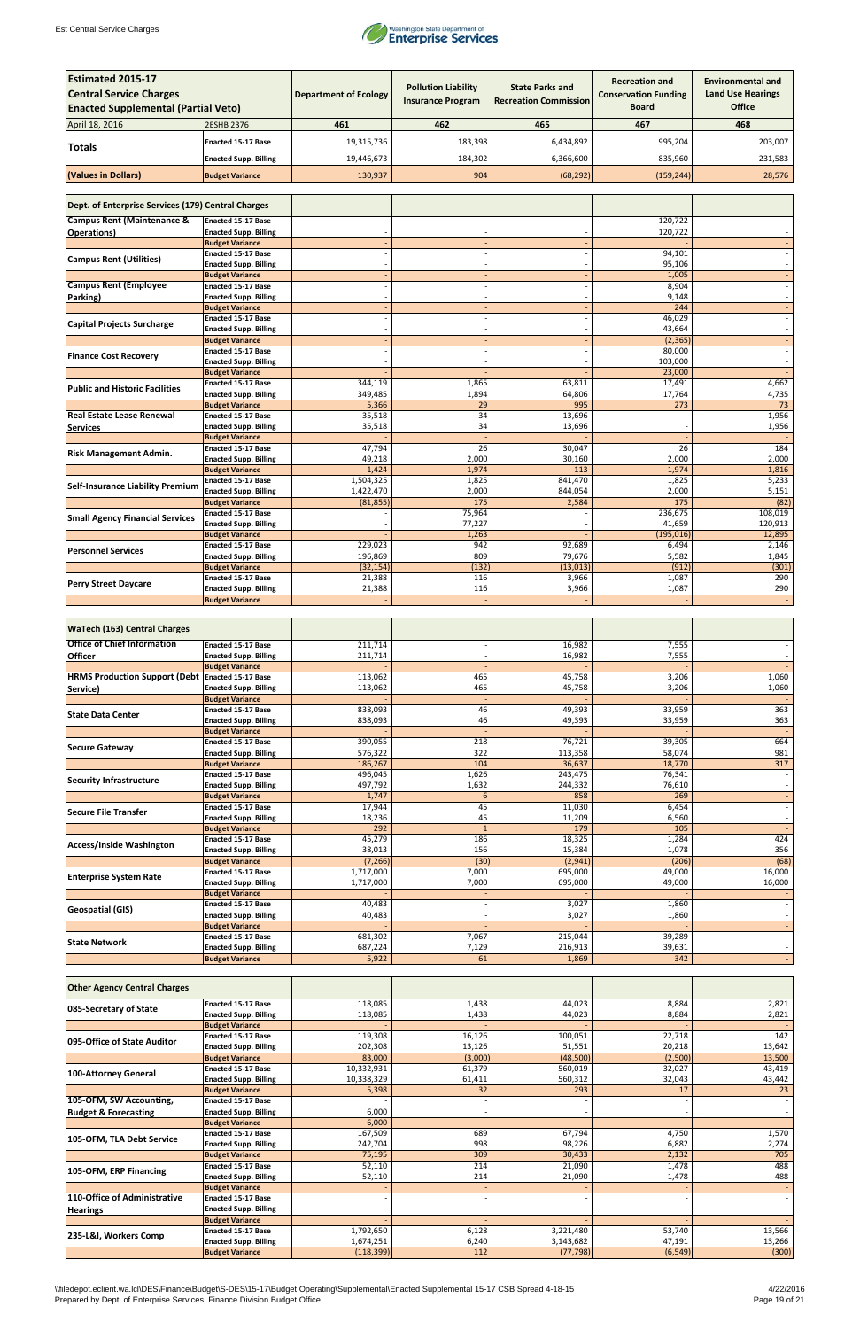| Estimated 2015-17 Central Service Charges Enacted Supplemental (Partial Veto) | | Department of Ecology | Pollution Liability Insurance Program | State Parks and Recreation Commission | Recreation and Conservation Funding Board | Environmental and Land Use Hearings Office |
|---|---|---|---|---|---|---|
| April 18, 2016 | 2ESHB 2376 | 461 | 462 | 465 | 467 | 468 |
| Totals | Enacted 15-17 Base | 19,315,736 | 183,398 | 6,434,892 | 995,204 | 203,007 |
| | Enacted Supp. Billing | 19,446,673 | 184,302 | 6,366,600 | 835,960 | 231,583 |
| (Values in Dollars) | Budget Variance | 130,937 | 904 | (68,292) | (159,244) | 28,576 |

| Dept. of Enterprise Services (179) Central Charges | | | | | | |
|---|---|---|---|---|---|---|
| Campus Rent (Maintenance & Operations) | Enacted 15-17 Base | - | - | - | 120,722 | - |
| | Enacted Supp. Billing | - | - | - | 120,722 | - |
| | Budget Variance | - | - | - | - | - |
| Campus Rent (Utilities) | Enacted 15-17 Base | - | - | - | 94,101 | - |
| | Enacted Supp. Billing | - | - | - | 95,106 | - |
| | Budget Variance | - | - | - | 1,005 | - |
| Campus Rent (Employee Parking) | Enacted 15-17 Base | - | - | - | 8,904 | - |
| | Enacted Supp. Billing | - | - | - | 9,148 | - |
| | Budget Variance | - | - | - | 244 | - |
| Capital Projects Surcharge | Enacted 15-17 Base | - | - | - | 46,029 | - |
| | Enacted Supp. Billing | - | - | - | 43,664 | - |
| | Budget Variance | - | - | - | (2,365) | - |
| Finance Cost Recovery | Enacted 15-17 Base | - | - | - | 80,000 | - |
| | Enacted Supp. Billing | - | - | - | 103,000 | - |
| | Budget Variance | - | - | - | 23,000 | - |
| Public and Historic Facilities | Enacted 15-17 Base | 344,119 | 1,865 | 63,811 | 17,491 | 4,662 |
| | Enacted Supp. Billing | 349,485 | 1,894 | 64,806 | 17,764 | 4,735 |
| | Budget Variance | 5,366 | 29 | 995 | 273 | 73 |
| Real Estate Lease Renewal Services | Enacted 15-17 Base | 35,518 | 34 | 13,696 | - | 1,956 |
| | Enacted Supp. Billing | 35,518 | 34 | 13,696 | - | 1,956 |
| | Budget Variance | - | - | - | - | - |
| Risk Management Admin. | Enacted 15-17 Base | 47,794 | 26 | 30,047 | 26 | 184 |
| | Enacted Supp. Billing | 49,218 | 2,000 | 30,160 | 2,000 | 2,000 |
| | Budget Variance | 1,424 | 1,974 | 113 | 1,974 | 1,816 |
| Self-Insurance Liability Premium | Enacted 15-17 Base | 1,504,325 | 1,825 | 841,470 | 1,825 | 5,233 |
| | Enacted Supp. Billing | 1,422,470 | 2,000 | 844,054 | 2,000 | 5,151 |
| | Budget Variance | (81,855) | 175 | 2,584 | 175 | (82) |
| Small Agency Financial Services | Enacted 15-17 Base | - | 75,964 | - | 236,675 | 108,019 |
| | Enacted Supp. Billing | - | 77,227 | - | 41,659 | 120,913 |
| | Budget Variance | - | 1,263 | - | (195,016) | 12,895 |
| Personnel Services | Enacted 15-17 Base | 229,023 | 942 | 92,689 | 6,494 | 2,146 |
| | Enacted Supp. Billing | 196,869 | 809 | 79,676 | 5,582 | 1,845 |
| | Budget Variance | (32,154) | (132) | (13,013) | (912) | (301) |
| Perry Street Daycare | Enacted 15-17 Base | 21,388 | 116 | 3,966 | 1,087 | 290 |
| | Enacted Supp. Billing | 21,388 | 116 | 3,966 | 1,087 | 290 |
| | Budget Variance | - | - | - | - | - |

| WaTech (163) Central Charges | | | | | | |
|---|---|---|---|---|---|---|
| Office of Chief Information Officer | Enacted 15-17 Base | 211,714 | - | 16,982 | 7,555 | - |
| | Enacted Supp. Billing | 211,714 | - | 16,982 | 7,555 | - |
| | Budget Variance | - | - | - | - | - |
| HRMS Production Support (Debt Service) | Enacted 15-17 Base | 113,062 | 465 | 45,758 | 3,206 | 1,060 |
| | Enacted Supp. Billing | 113,062 | 465 | 45,758 | 3,206 | 1,060 |
| | Budget Variance | - | - | - | - | - |
| State Data Center | Enacted 15-17 Base | 838,093 | 46 | 49,393 | 33,959 | 363 |
| | Enacted Supp. Billing | 838,093 | 46 | 49,393 | 33,959 | 363 |
| | Budget Variance | - | - | - | - | - |
| Secure Gateway | Enacted 15-17 Base | 390,055 | 218 | 76,721 | 39,305 | 664 |
| | Enacted Supp. Billing | 576,322 | 322 | 113,358 | 58,074 | 981 |
| | Budget Variance | 186,267 | 104 | 36,637 | 18,770 | 317 |
| Security Infrastructure | Enacted 15-17 Base | 496,045 | 1,626 | 243,475 | 76,341 | - |
| | Enacted Supp. Billing | 497,792 | 1,632 | 244,332 | 76,610 | - |
| | Budget Variance | 1,747 | 6 | 858 | 269 | - |
| Secure File Transfer | Enacted 15-17 Base | 17,944 | 45 | 11,030 | 6,454 | - |
| | Enacted Supp. Billing | 18,236 | 45 | 11,209 | 6,560 | - |
| | Budget Variance | 292 | 1 | 179 | 105 | - |
| Access/Inside Washington | Enacted 15-17 Base | 45,279 | 186 | 18,325 | 1,284 | 424 |
| | Enacted Supp. Billing | 38,013 | 156 | 15,384 | 1,078 | 356 |
| | Budget Variance | (7,266) | (30) | (2,941) | (206) | (68) |
| Enterprise System Rate | Enacted 15-17 Base | 1,717,000 | 7,000 | 695,000 | 49,000 | 16,000 |
| | Enacted Supp. Billing | 1,717,000 | 7,000 | 695,000 | 49,000 | 16,000 |
| | Budget Variance | - | - | - | - | - |
| Geospatial (GIS) | Enacted 15-17 Base | 40,483 | - | 3,027 | 1,860 | - |
| | Enacted Supp. Billing | 40,483 | - | 3,027 | 1,860 | - |
| | Budget Variance | - | - | - | - | - |
| State Network | Enacted 15-17 Base | 681,302 | 7,067 | 215,044 | 39,289 | - |
| | Enacted Supp. Billing | 687,224 | 7,129 | 216,913 | 39,631 | - |
| | Budget Variance | 5,922 | 61 | 1,869 | 342 | - |

| Other Agency Central Charges | | | | | | |
|---|---|---|---|---|---|---|
| 085-Secretary of State | Enacted 15-17 Base | 118,085 | 1,438 | 44,023 | 8,884 | 2,821 |
| | Enacted Supp. Billing | 118,085 | 1,438 | 44,023 | 8,884 | 2,821 |
| | Budget Variance | - | - | - | - | - |
| 095-Office of State Auditor | Enacted 15-17 Base | 119,308 | 16,126 | 100,051 | 22,718 | 142 |
| | Enacted Supp. Billing | 202,308 | 13,126 | 51,551 | 20,218 | 13,642 |
| | Budget Variance | 83,000 | (3,000) | (48,500) | (2,500) | 13,500 |
| 100-Attorney General | Enacted 15-17 Base | 10,332,931 | 61,379 | 560,019 | 32,027 | 43,419 |
| | Enacted Supp. Billing | 10,338,329 | 61,411 | 560,312 | 32,043 | 43,442 |
| | Budget Variance | 5,398 | 32 | 293 | 17 | 23 |
| 105-OFM, SW Accounting, Budget & Forecasting | Enacted 15-17 Base | - | - | - | - | - |
| | Enacted Supp. Billing | 6,000 | - | - | - | - |
| | Budget Variance | 6,000 | - | - | - | - |
| 105-OFM, TLA Debt Service | Enacted 15-17 Base | 167,509 | 689 | 67,794 | 4,750 | 1,570 |
| | Enacted Supp. Billing | 242,704 | 998 | 98,226 | 6,882 | 2,274 |
| | Budget Variance | 75,195 | 309 | 30,433 | 2,132 | 705 |
| 105-OFM, ERP Financing | Enacted 15-17 Base | 52,110 | 214 | 21,090 | 1,478 | 488 |
| | Enacted Supp. Billing | 52,110 | 214 | 21,090 | 1,478 | 488 |
| | Budget Variance | - | - | - | - | - |
| 110-Office of Administrative Hearings | Enacted 15-17 Base | - | - | - | - | - |
| | Enacted Supp. Billing | - | - | - | - | - |
| | Budget Variance | - | - | - | - | - |
| 235-L&I, Workers Comp | Enacted 15-17 Base | 1,792,650 | 6,128 | 3,221,480 | 53,740 | 13,566 |
| | Enacted Supp. Billing | 1,674,251 | 6,240 | 3,143,682 | 47,191 | 13,266 |
| | Budget Variance | (118,399) | 112 | (77,798) | (6,549) | (300) |

\\filedepot.eclient.wa.lcl\DES\Finance\Budget\S-DES\15-17\Budget Operating\Supplemental\Enacted Supplemental 15-17 CSB Spread 4-18-15
Prepared by Dept. of Enterprise Services, Finance Division Budget Office
4/22/2016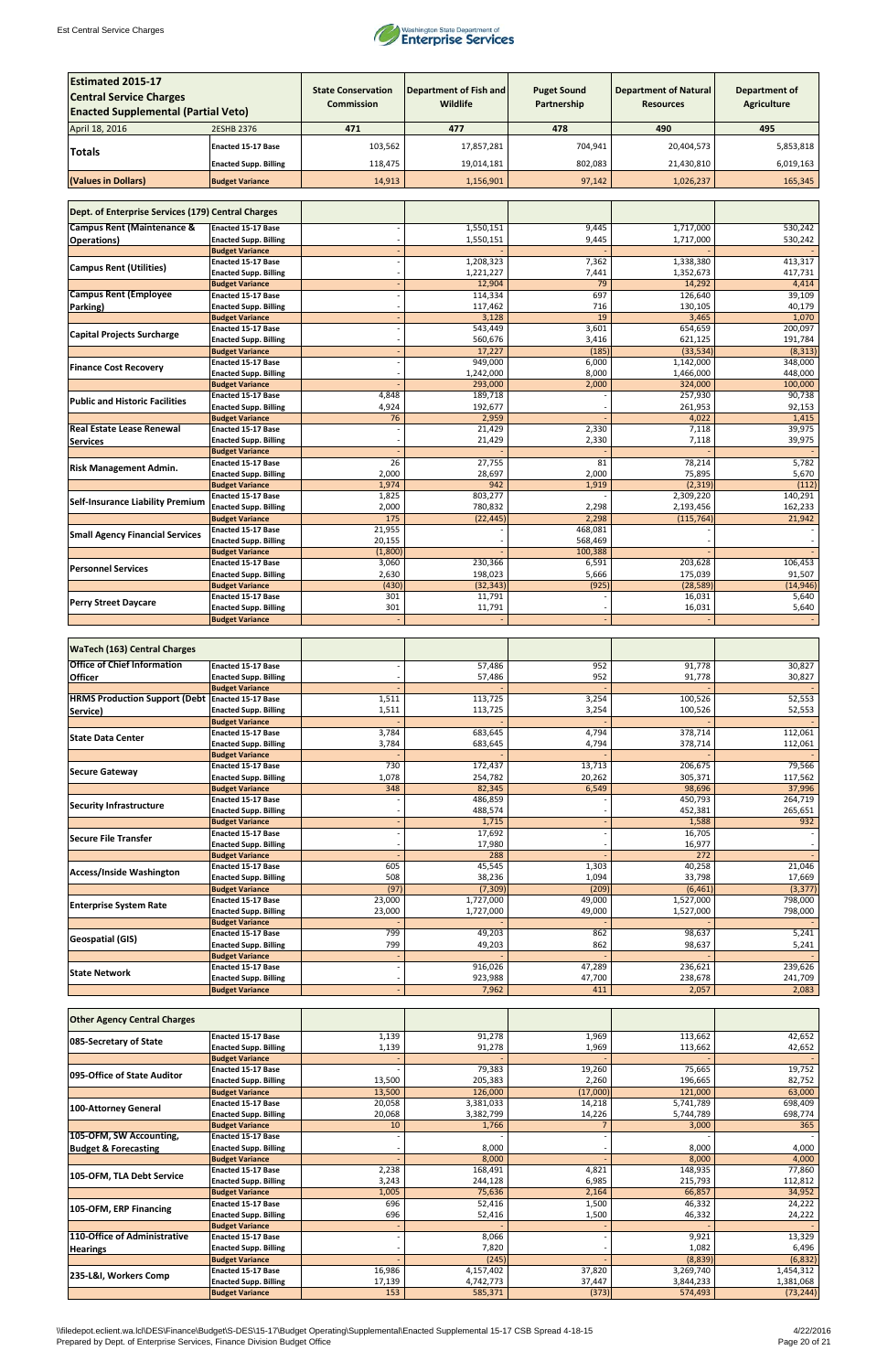| Estimated 2015-17 Central Service Charges Enacted Supplemental (Partial Veto) | | State Conservation Commission | Department of Fish and Wildlife | Puget Sound Partnership | Department of Natural Resources | Department of Agriculture |
|---|---|---|---|---|---|---|
| April 18, 2016 | 2ESHB 2376 | 471 | 477 | 478 | 490 | 495 |
| Totals | Enacted 15-17 Base | 103,562 | 17,857,281 | 704,941 | 20,404,573 | 5,853,818 |
| | Enacted Supp. Billing | 118,475 | 19,014,181 | 802,083 | 21,430,810 | 6,019,163 |
| (Values in Dollars) | Budget Variance | 14,913 | 1,156,901 | 97,142 | 1,026,237 | 165,345 |

| Dept. of Enterprise Services (179) Central Charges | | | | | | |
|---|---|---|---|---|---|---|
| Campus Rent (Maintenance & Operations) | Enacted 15-17 Base | - | 1,550,151 | 9,445 | 1,717,000 | 530,242 |
| | Enacted Supp. Billing | - | 1,550,151 | 9,445 | 1,717,000 | 530,242 |
| | Budget Variance | - | - | - | - | - |
| Campus Rent (Utilities) | Enacted 15-17 Base | - | 1,208,323 | 7,362 | 1,338,380 | 413,317 |
| | Enacted Supp. Billing | - | 1,221,227 | 7,441 | 1,352,673 | 417,731 |
| | Budget Variance | - | 12,904 | 79 | 14,292 | 4,414 |
| Campus Rent (Employee Parking) | Enacted 15-17 Base | - | 114,334 | 697 | 126,640 | 39,109 |
| | Enacted Supp. Billing | - | 117,462 | 716 | 130,105 | 40,179 |
| | Budget Variance | - | 3,128 | 19 | 3,465 | 1,070 |
| Capital Projects Surcharge | Enacted 15-17 Base | - | 543,449 | 3,601 | 654,659 | 200,097 |
| | Enacted Supp. Billing | - | 560,676 | 3,416 | 621,125 | 191,784 |
| | Budget Variance | - | 17,227 | (185) | (33,534) | (8,313) |
| Finance Cost Recovery | Enacted 15-17 Base | - | 949,000 | 6,000 | 1,142,000 | 348,000 |
| | Enacted Supp. Billing | - | 1,242,000 | 8,000 | 1,466,000 | 448,000 |
| | Budget Variance | - | 293,000 | 2,000 | 324,000 | 100,000 |
| Public and Historic Facilities | Enacted 15-17 Base | 4,848 | 189,718 | - | 257,930 | 90,738 |
| | Enacted Supp. Billing | 4,924 | 192,677 | - | 261,953 | 92,153 |
| | Budget Variance | 76 | 2,959 | - | 4,022 | 1,415 |
| Real Estate Lease Renewal Services | Enacted 15-17 Base | - | 21,429 | 2,330 | 7,118 | 39,975 |
| | Enacted Supp. Billing | - | 21,429 | 2,330 | 7,118 | 39,975 |
| | Budget Variance | - | - | - | - | - |
| Risk Management Admin. | Enacted 15-17 Base | 26 | 27,755 | 81 | 78,214 | 5,782 |
| | Enacted Supp. Billing | 2,000 | 28,697 | 2,000 | 75,895 | 5,670 |
| | Budget Variance | 1,974 | 942 | 1,919 | (2,319) | (112) |
| Self-Insurance Liability Premium | Enacted 15-17 Base | 1,825 | 803,277 | - | 2,309,220 | 140,291 |
| | Enacted Supp. Billing | 2,000 | 780,832 | 2,298 | 2,193,456 | 162,233 |
| | Budget Variance | 175 | (22,445) | 2,298 | (115,764) | 21,942 |
| Small Agency Financial Services | Enacted 15-17 Base | 21,955 | - | 468,081 | - | - |
| | Enacted Supp. Billing | 20,155 | - | 568,469 | - | - |
| | Budget Variance | (1,800) | - | 100,388 | - | - |
| Personnel Services | Enacted 15-17 Base | 3,060 | 230,366 | 6,591 | 203,628 | 106,453 |
| | Enacted Supp. Billing | 2,630 | 198,023 | 5,666 | 175,039 | 91,507 |
| | Budget Variance | (430) | (32,343) | (925) | (28,589) | (14,946) |
| Perry Street Daycare | Enacted 15-17 Base | 301 | 11,791 | - | 16,031 | 5,640 |
| | Enacted Supp. Billing | 301 | 11,791 | - | 16,031 | 5,640 |
| | Budget Variance | - | - | - | - | - |

| WaTech (163) Central Charges | | | | | | |
|---|---|---|---|---|---|---|
| Office of Chief Information Officer | Enacted 15-17 Base | - | 57,486 | 952 | 91,778 | 30,827 |
| | Enacted Supp. Billing | - | 57,486 | 952 | 91,778 | 30,827 |
| | Budget Variance | - | - | - | - | - |
| HRMS Production Support (Debt Service) | Enacted 15-17 Base | 1,511 | 113,725 | 3,254 | 100,526 | 52,553 |
| | Enacted Supp. Billing | 1,511 | 113,725 | 3,254 | 100,526 | 52,553 |
| | Budget Variance | - | - | - | - | - |
| State Data Center | Enacted 15-17 Base | 3,784 | 683,645 | 4,794 | 378,714 | 112,061 |
| | Enacted Supp. Billing | 3,784 | 683,645 | 4,794 | 378,714 | 112,061 |
| | Budget Variance | - | - | - | - | - |
| Secure Gateway | Enacted 15-17 Base | 730 | 172,437 | 13,713 | 206,675 | 79,566 |
| | Enacted Supp. Billing | 1,078 | 254,782 | 20,262 | 305,371 | 117,562 |
| | Budget Variance | 348 | 82,345 | 6,549 | 98,696 | 37,996 |
| Security Infrastructure | Enacted 15-17 Base | - | 486,859 | - | 450,793 | 264,719 |
| | Enacted Supp. Billing | - | 488,574 | - | 452,381 | 265,651 |
| | Budget Variance | - | 1,715 | - | 1,588 | 932 |
| Secure File Transfer | Enacted 15-17 Base | - | 17,692 | - | 16,705 | - |
| | Enacted Supp. Billing | - | 17,980 | - | 16,977 | - |
| | Budget Variance | - | 288 | - | 272 | - |
| Access/Inside Washington | Enacted 15-17 Base | 605 | 45,545 | 1,303 | 40,258 | 21,046 |
| | Enacted Supp. Billing | 508 | 38,236 | 1,094 | 33,798 | 17,669 |
| | Budget Variance | (97) | (7,309) | (209) | (6,461) | (3,377) |
| Enterprise System Rate | Enacted 15-17 Base | 23,000 | 1,727,000 | 49,000 | 1,527,000 | 798,000 |
| | Enacted Supp. Billing | 23,000 | 1,727,000 | 49,000 | 1,527,000 | 798,000 |
| | Budget Variance | - | - | - | - | - |
| Geospatial (GIS) | Enacted 15-17 Base | 799 | 49,203 | 862 | 98,637 | 5,241 |
| | Enacted Supp. Billing | 799 | 49,203 | 862 | 98,637 | 5,241 |
| | Budget Variance | - | - | - | - | - |
| State Network | Enacted 15-17 Base | - | 916,026 | 47,289 | 236,621 | 239,626 |
| | Enacted Supp. Billing | - | 923,988 | 47,700 | 238,678 | 241,709 |
| | Budget Variance | - | 7,962 | 411 | 2,057 | 2,083 |

| Other Agency Central Charges | | | | | | |
|---|---|---|---|---|---|---|
| 085-Secretary of State | Enacted 15-17 Base | 1,139 | 91,278 | 1,969 | 113,662 | 42,652 |
| | Enacted Supp. Billing | 1,139 | 91,278 | 1,969 | 113,662 | 42,652 |
| | Budget Variance | - | - | - | - | - |
| 095-Office of State Auditor | Enacted 15-17 Base | - | 79,383 | 19,260 | 75,665 | 19,752 |
| | Enacted Supp. Billing | 13,500 | 205,383 | 2,260 | 196,665 | 82,752 |
| | Budget Variance | 13,500 | 126,000 | (17,000) | 121,000 | 63,000 |
| 100-Attorney General | Enacted 15-17 Base | 20,058 | 3,381,033 | 14,218 | 5,741,789 | 698,409 |
| | Enacted Supp. Billing | 20,068 | 3,382,799 | 14,226 | 5,744,789 | 698,774 |
| | Budget Variance | 10 | 1,766 | 7 | 3,000 | 365 |
| 105-OFM, SW Accounting, Budget & Forecasting | Enacted 15-17 Base | - | - | - | - | - |
| | Enacted Supp. Billing | - | 8,000 | - | 8,000 | 4,000 |
| | Budget Variance | - | 8,000 | - | 8,000 | 4,000 |
| 105-OFM, TLA Debt Service | Enacted 15-17 Base | 2,238 | 168,491 | 4,821 | 148,935 | 77,860 |
| | Enacted Supp. Billing | 3,243 | 244,128 | 6,985 | 215,793 | 112,812 |
| | Budget Variance | 1,005 | 75,636 | 2,164 | 66,857 | 34,952 |
| 105-OFM, ERP Financing | Enacted 15-17 Base | 696 | 52,416 | 1,500 | 46,332 | 24,222 |
| | Enacted Supp. Billing | 696 | 52,416 | 1,500 | 46,332 | 24,222 |
| | Budget Variance | - | - | - | - | - |
| 110-Office of Administrative Hearings | Enacted 15-17 Base | - | 8,066 | - | 9,921 | 13,329 |
| | Enacted Supp. Billing | - | 7,820 | - | 1,082 | 6,496 |
| | Budget Variance | - | (245) | - | (8,839) | (6,832) |
| 235-L&I, Workers Comp | Enacted 15-17 Base | 16,986 | 4,157,402 | 37,820 | 3,269,740 | 1,454,312 |
| | Enacted Supp. Billing | 17,139 | 4,742,773 | 37,447 | 3,844,233 | 1,381,068 |
| | Budget Variance | 153 | 585,371 | (373) | 574,493 | (73,244) |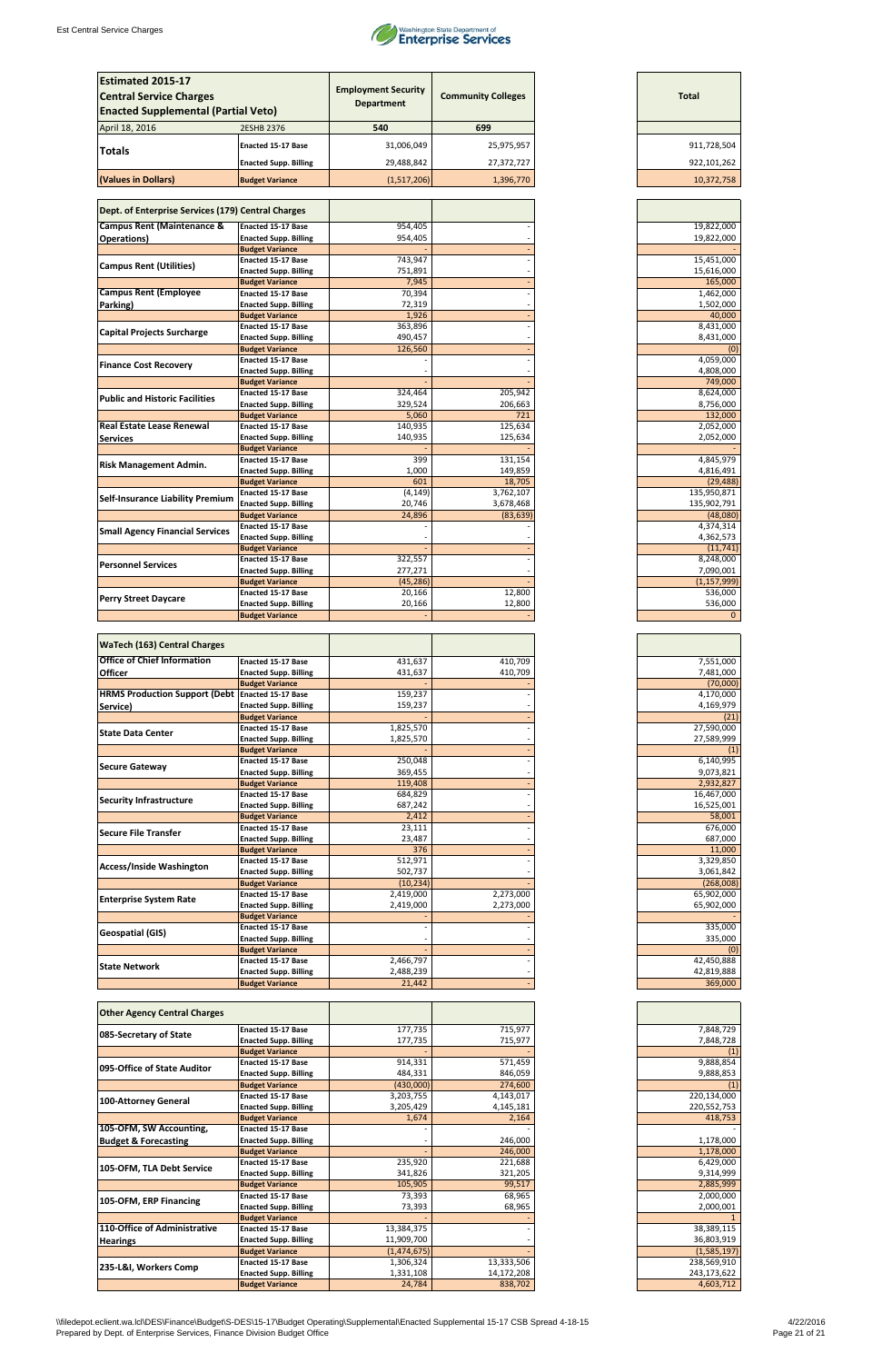| Estimated 2015-17 Central Service Charges Enacted Supplemental (Partial Veto) | | Employment Security Department | Community Colleges | Total |
|---|---|---|---|---|
| April 18, 2016 | 2ESHB 2376 | 540 | 699 | |
| Totals | Enacted 15-17 Base | 31,006,049 | 25,975,957 | 911,728,504 |
| | Enacted Supp. Billing | 29,488,842 | 27,372,727 | 922,101,262 |
| (Values in Dollars) | Budget Variance | (1,517,206) | 1,396,770 | 10,372,758 |

| Dept. of Enterprise Services (179) Central Charges | | | | |
|---|---|---|---|---|
| Campus Rent (Maintenance & Operations) | Enacted 15-17 Base | 954,405 | - | 19,822,000 |
| | Enacted Supp. Billing | 954,405 | - | 19,822,000 |
| | Budget Variance | - | - | - |
| Campus Rent (Utilities) | Enacted 15-17 Base | 743,947 | - | 15,451,000 |
| | Enacted Supp. Billing | 751,891 | - | 15,616,000 |
| | Budget Variance | 7,945 | - | 165,000 |
| Campus Rent (Employee Parking) | Enacted 15-17 Base | 70,394 | - | 1,462,000 |
| | Enacted Supp. Billing | 72,319 | - | 1,502,000 |
| | Budget Variance | 1,926 | - | 40,000 |
| Capital Projects Surcharge | Enacted 15-17 Base | 363,896 | - | 8,431,000 |
| | Enacted Supp. Billing | 490,457 | - | 8,431,000 |
| | Budget Variance | 126,560 | - | (0) |
| Finance Cost Recovery | Enacted 15-17 Base | - | - | 4,059,000 |
| | Enacted Supp. Billing | - | - | 4,808,000 |
| | Budget Variance | - | - | 749,000 |
| Public and Historic Facilities | Enacted 15-17 Base | 324,464 | 205,942 | 8,624,000 |
| | Enacted Supp. Billing | 329,524 | 206,663 | 8,756,000 |
| | Budget Variance | 5,060 | 721 | 132,000 |
| Real Estate Lease Renewal Services | Enacted 15-17 Base | 140,935 | 125,634 | 2,052,000 |
| | Enacted Supp. Billing | 140,935 | 125,634 | 2,052,000 |
| | Budget Variance | - | - | - |
| Risk Management Admin. | Enacted 15-17 Base | 399 | 131,154 | 4,845,979 |
| | Enacted Supp. Billing | 1,000 | 149,859 | 4,816,491 |
| | Budget Variance | 601 | 18,705 | (29,488) |
| Self-Insurance Liability Premium | Enacted 15-17 Base | (4,149) | 3,762,107 | 135,950,871 |
| | Enacted Supp. Billing | 20,746 | 3,678,468 | 135,902,791 |
| | Budget Variance | 24,896 | (83,639) | (48,080) |
| Small Agency Financial Services | Enacted 15-17 Base | - | - | 4,374,314 |
| | Enacted Supp. Billing | - | - | 4,362,573 |
| | Budget Variance | - | - | (11,741) |
| Personnel Services | Enacted 15-17 Base | 322,557 | - | 8,248,000 |
| | Enacted Supp. Billing | 277,271 | - | 7,090,001 |
| | Budget Variance | (45,286) | - | (1,157,999) |
| Perry Street Daycare | Enacted 15-17 Base | 20,166 | 12,800 | 536,000 |
| | Enacted Supp. Billing | 20,166 | 12,800 | 536,000 |
| | Budget Variance | - | - | 0 |

| WaTech (163) Central Charges | | | | |
|---|---|---|---|---|
| Office of Chief Information Officer | Enacted 15-17 Base | 431,637 | 410,709 | 7,551,000 |
| | Enacted Supp. Billing | 431,637 | 410,709 | 7,481,000 |
| | Budget Variance | - | - | (70,000) |
| HRMS Production Support (Debt Service) | Enacted 15-17 Base | 159,237 | - | 4,170,000 |
| | Enacted Supp. Billing | 159,237 | - | 4,169,979 |
| | Budget Variance | - | - | (21) |
| State Data Center | Enacted 15-17 Base | 1,825,570 | - | 27,590,000 |
| | Enacted Supp. Billing | 1,825,570 | - | 27,589,999 |
| | Budget Variance | - | - | (1) |
| Secure Gateway | Enacted 15-17 Base | 250,048 | - | 6,140,995 |
| | Enacted Supp. Billing | 369,455 | - | 9,073,821 |
| | Budget Variance | 119,408 | - | 2,932,827 |
| Security Infrastructure | Enacted 15-17 Base | 684,829 | - | 16,467,000 |
| | Enacted Supp. Billing | 687,242 | - | 16,525,001 |
| | Budget Variance | 2,412 | - | 58,001 |
| Secure File Transfer | Enacted 15-17 Base | 23,111 | - | 676,000 |
| | Enacted Supp. Billing | 23,487 | - | 687,000 |
| | Budget Variance | 376 | - | 11,000 |
| Access/Inside Washington | Enacted 15-17 Base | 512,971 | - | 3,329,850 |
| | Enacted Supp. Billing | 502,737 | - | 3,061,842 |
| | Budget Variance | (10,234) | - | (268,008) |
| Enterprise System Rate | Enacted 15-17 Base | 2,419,000 | 2,273,000 | 65,902,000 |
| | Enacted Supp. Billing | 2,419,000 | 2,273,000 | 65,902,000 |
| | Budget Variance | - | - | - |
| Geospatial (GIS) | Enacted 15-17 Base | - | - | 335,000 |
| | Enacted Supp. Billing | - | - | 335,000 |
| | Budget Variance | - | - | (0) |
| State Network | Enacted 15-17 Base | 2,466,797 | - | 42,450,888 |
| | Enacted Supp. Billing | 2,488,239 | - | 42,819,888 |
| | Budget Variance | 21,442 | - | 369,000 |

| Other Agency Central Charges | | | | |
|---|---|---|---|---|
| 085-Secretary of State | Enacted 15-17 Base | 177,735 | 715,977 | 7,848,729 |
| | Enacted Supp. Billing | 177,735 | 715,977 | 7,848,728 |
| | Budget Variance | - | - | (1) |
| 095-Office of State Auditor | Enacted 15-17 Base | 914,331 | 571,459 | 9,888,854 |
| | Enacted Supp. Billing | 484,331 | 846,059 | 9,888,853 |
| | Budget Variance | (430,000) | 274,600 | (1) |
| 100-Attorney General | Enacted 15-17 Base | 3,203,755 | 4,143,017 | 220,134,000 |
| | Enacted Supp. Billing | 3,205,429 | 4,145,181 | 220,552,753 |
| | Budget Variance | 1,674 | 2,164 | 418,753 |
| 105-OFM, SW Accounting, Budget & Forecasting | Enacted 15-17 Base | - | - | - |
| | Enacted Supp. Billing | - | 246,000 | 1,178,000 |
| | Budget Variance | - | 246,000 | 1,178,000 |
| 105-OFM, TLA Debt Service | Enacted 15-17 Base | 235,920 | 221,688 | 6,429,000 |
| | Enacted Supp. Billing | 341,826 | 321,205 | 9,314,999 |
| | Budget Variance | 105,905 | 99,517 | 2,885,999 |
| 105-OFM, ERP Financing | Enacted 15-17 Base | 73,393 | 68,965 | 2,000,000 |
| | Enacted Supp. Billing | 73,393 | 68,965 | 2,000,001 |
| | Budget Variance | - | - | 1 |
| 110-Office of Administrative Hearings | Enacted 15-17 Base | 13,384,375 | - | 38,389,115 |
| | Enacted Supp. Billing | 11,909,700 | - | 36,803,919 |
| | Budget Variance | (1,474,675) | - | (1,585,197) |
| 235-L&I, Workers Comp | Enacted 15-17 Base | 1,306,324 | 13,333,506 | 238,569,910 |
| | Enacted Supp. Billing | 1,331,108 | 14,172,208 | 243,173,622 |
| | Budget Variance | 24,784 | 838,702 | 4,603,712 |